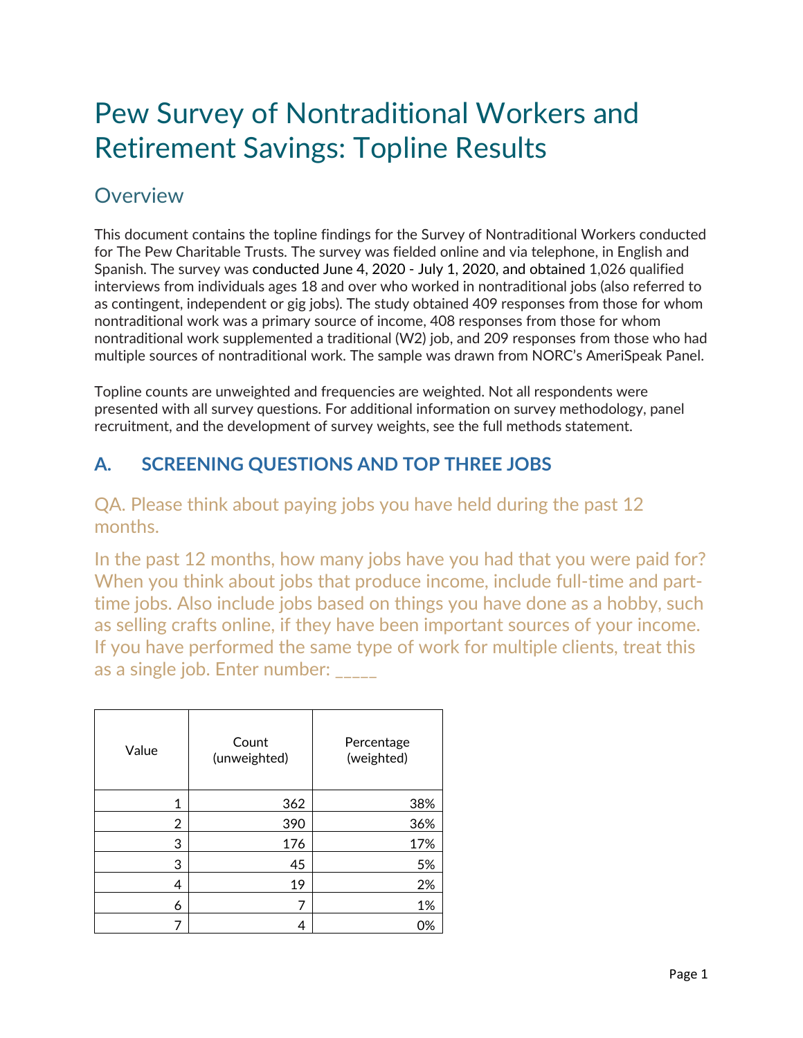# Pew Survey of Nontraditional Workers and Retirement Savings: Topline Results

## Overview

This document contains the topline findings for the Survey of Nontraditional Workers conducted for The Pew Charitable Trusts. The survey was fielded online and via telephone, in English and Spanish. The survey was conducted June 4, 2020 - July 1, 2020, and obtained 1,026 qualified interviews from individuals ages 18 and over who worked in nontraditional jobs (also referred to as contingent, independent or gig jobs). The study obtained 409 responses from those for whom nontraditional work was a primary source of income, 408 responses from those for whom nontraditional work supplemented a traditional (W2) job, and 209 responses from those who had multiple sources of nontraditional work. The sample was drawn from NORC's AmeriSpeak Panel.

Topline counts are unweighted and frequencies are weighted. Not all respondents were presented with all survey questions. For additional information on survey methodology, panel recruitment, and the development of survey weights, see the full methods statement.

## A. SCREENING QUESTIONS AND TOP THREE JOBS

### QA. Please think about paying jobs you have held during the past 12 months.

### In the past 12 months, how many jobs have you had that you were paid for? When you think about jobs that produce income, include full-time and part-time jobs. Also include jobs based on things you have done as a hobby, such as selling crafts online, if they have been important sources of your income. If you have performed the same type of work for multiple clients, treat this as a single job. Enter number: _____

| Value | Count (unweighted) | Percentage (weighted) |
|---|---|---|
| 1 | 362 | 38% |
| 2 | 390 | 36% |
| 3 | 176 | 17% |
| 3 | 45 | 5% |
| 4 | 19 | 2% |
| 6 | 7 | 1% |
| 7 | 4 | 0% |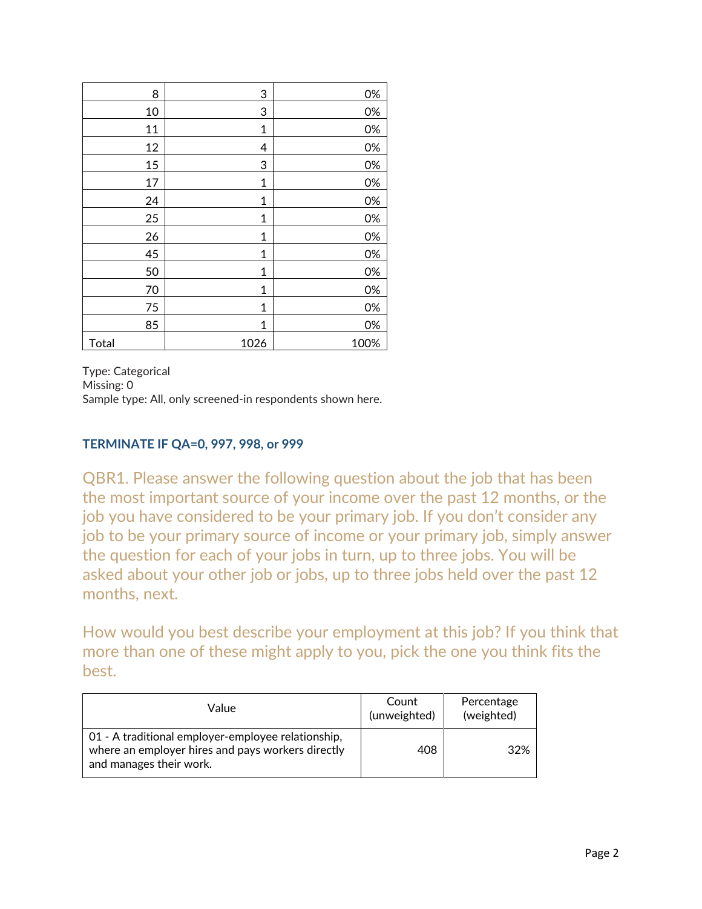| | | |
|---|---|---|
| 8 | 3 | 0% |
| 10 | 3 | 0% |
| 11 | 1 | 0% |
| 12 | 4 | 0% |
| 15 | 3 | 0% |
| 17 | 1 | 0% |
| 24 | 1 | 0% |
| 25 | 1 | 0% |
| 26 | 1 | 0% |
| 45 | 1 | 0% |
| 50 | 1 | 0% |
| 70 | 1 | 0% |
| 75 | 1 | 0% |
| 85 | 1 | 0% |
| Total | 1026 | 100% |

Type: Categorical
Missing: 0
Sample type: All, only screened-in respondents shown here.

**TERMINATE IF QA=0, 997, 998, or 999**

## QBR1. Please answer the following question about the job that has been the most important source of your income over the past 12 months, or the job you have considered to be your primary job. If you don't consider any job to be your primary source of income or your primary job, simply answer the question for each of your jobs in turn, up to three jobs. You will be asked about your other job or jobs, up to three jobs held over the past 12 months, next.

How would you best describe your employment at this job? If you think that more than one of these might apply to you, pick the one you think fits the best.

| Value | Count (unweighted) | Percentage (weighted) |
|---|---|---|
| 01 - A traditional employer-employee relationship, where an employer hires and pays workers directly and manages their work. | 408 | 32% |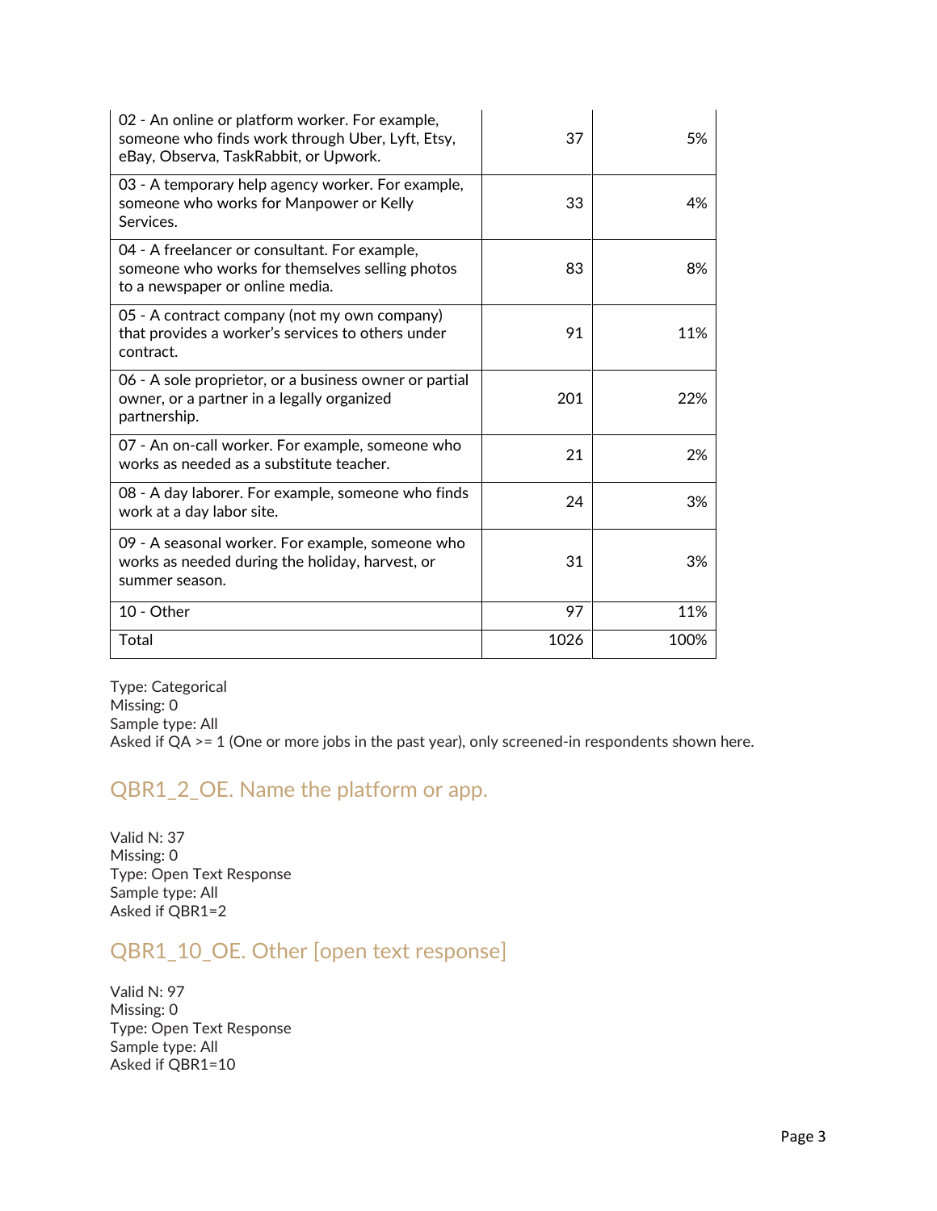| | | |
|---|---|---|
| 02 - An online or platform worker. For example, someone who finds work through Uber, Lyft, Etsy, eBay, Observa, TaskRabbit, or Upwork. | 37 | 5% |
| 03 - A temporary help agency worker. For example, someone who works for Manpower or Kelly Services. | 33 | 4% |
| 04 - A freelancer or consultant. For example, someone who works for themselves selling photos to a newspaper or online media. | 83 | 8% |
| 05 - A contract company (not my own company) that provides a worker's services to others under contract. | 91 | 11% |
| 06 - A sole proprietor, or a business owner or partial owner, or a partner in a legally organized partnership. | 201 | 22% |
| 07 - An on-call worker. For example, someone who works as needed as a substitute teacher. | 21 | 2% |
| 08 - A day laborer. For example, someone who finds work at a day labor site. | 24 | 3% |
| 09 - A seasonal worker. For example, someone who works as needed during the holiday, harvest, or summer season. | 31 | 3% |
| 10 - Other | 97 | 11% |
| Total | 1026 | 100% |

Type: Categorical
Missing: 0
Sample type: All
Asked if QA >= 1 (One or more jobs in the past year), only screened-in respondents shown here.

## QBR1_2_OE. Name the platform or app.

Valid N: 37
Missing: 0
Type: Open Text Response
Sample type: All
Asked if QBR1=2

## QBR1_10_OE. Other [open text response]

Valid N: 97
Missing: 0
Type: Open Text Response
Sample type: All
Asked if QBR1=10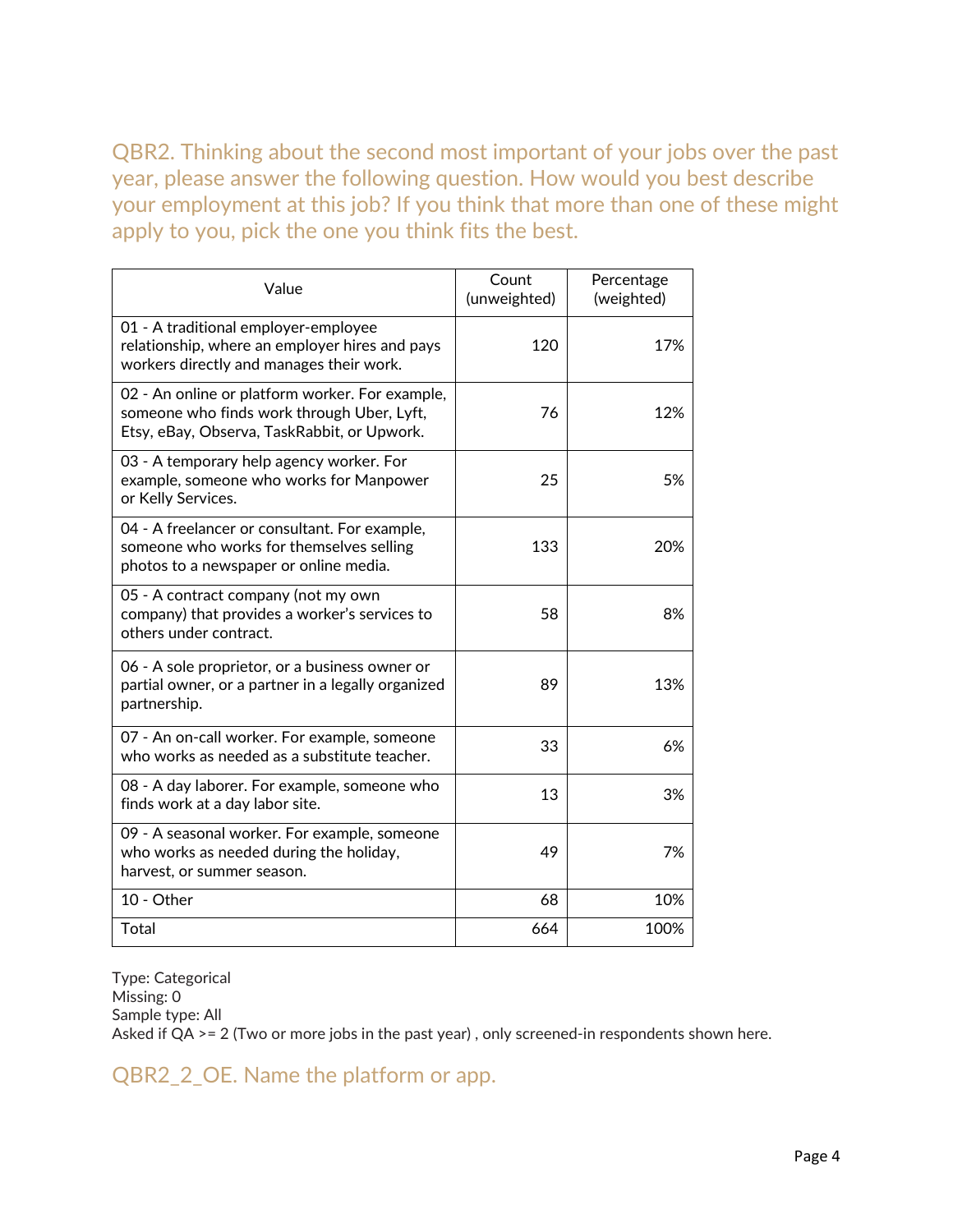## QBR2. Thinking about the second most important of your jobs over the past year, please answer the following question. How would you best describe your employment at this job? If you think that more than one of these might apply to you, pick the one you think fits the best.

| Value | Count (unweighted) | Percentage (weighted) |
|---|---|---|
| 01 - A traditional employer-employee relationship, where an employer hires and pays workers directly and manages their work. | 120 | 17% |
| 02 - An online or platform worker. For example, someone who finds work through Uber, Lyft, Etsy, eBay, Observa, TaskRabbit, or Upwork. | 76 | 12% |
| 03 - A temporary help agency worker. For example, someone who works for Manpower or Kelly Services. | 25 | 5% |
| 04 - A freelancer or consultant. For example, someone who works for themselves selling photos to a newspaper or online media. | 133 | 20% |
| 05 - A contract company (not my own company) that provides a worker's services to others under contract. | 58 | 8% |
| 06 - A sole proprietor, or a business owner or partial owner, or a partner in a legally organized partnership. | 89 | 13% |
| 07 - An on-call worker. For example, someone who works as needed as a substitute teacher. | 33 | 6% |
| 08 - A day laborer. For example, someone who finds work at a day labor site. | 13 | 3% |
| 09 - A seasonal worker. For example, someone who works as needed during the holiday, harvest, or summer season. | 49 | 7% |
| 10 - Other | 68 | 10% |
| Total | 664 | 100% |

Type: Categorical
Missing: 0
Sample type: All
Asked if QA >= 2 (Two or more jobs in the past year) , only screened-in respondents shown here.

## QBR2_2_OE. Name the platform or app.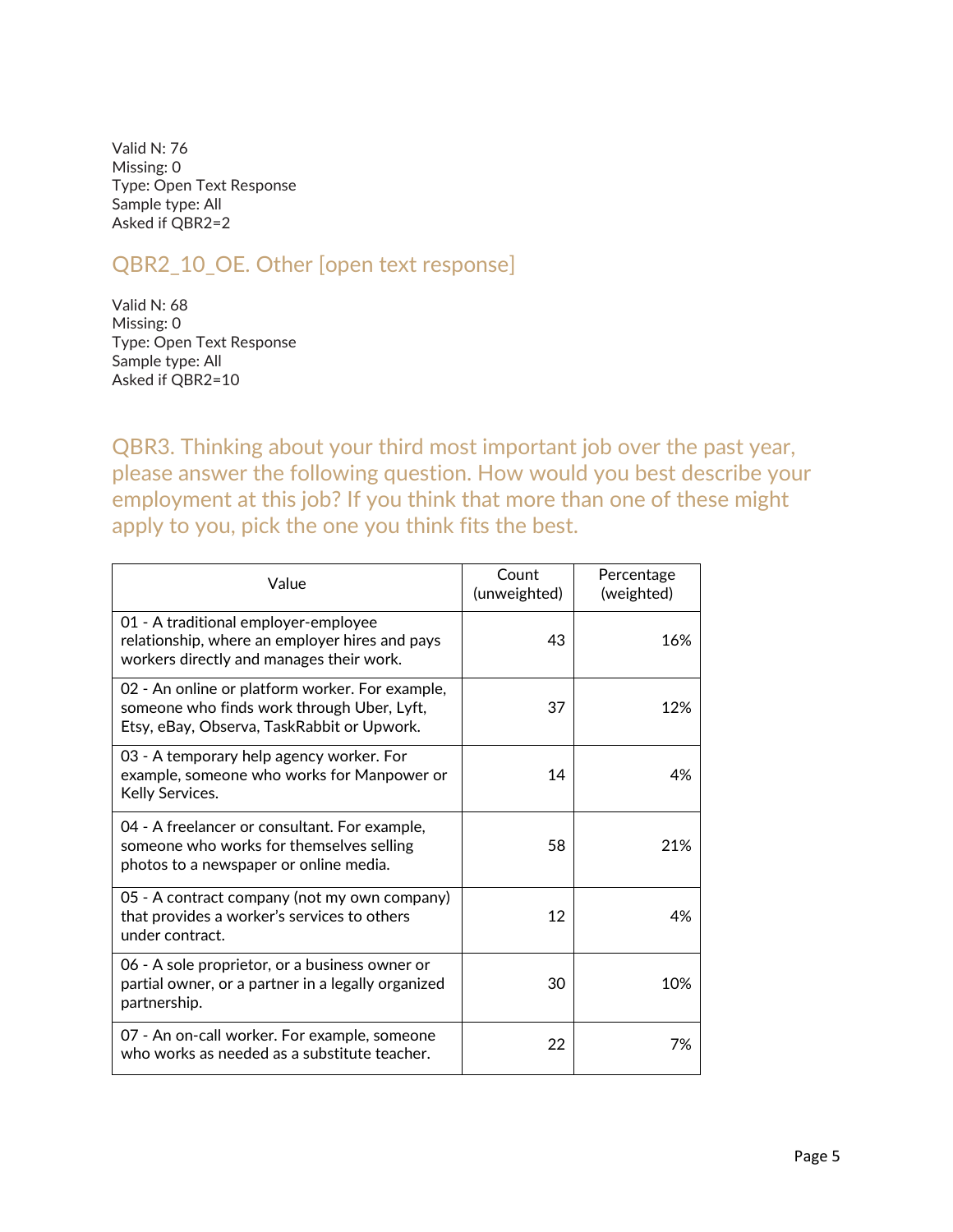Valid N: 76
Missing: 0
Type: Open Text Response
Sample type: All
Asked if QBR2=2

## QBR2_10_OE. Other [open text response]

Valid N: 68
Missing: 0
Type: Open Text Response
Sample type: All
Asked if QBR2=10

## QBR3. Thinking about your third most important job over the past year, please answer the following question. How would you best describe your employment at this job? If you think that more than one of these might apply to you, pick the one you think fits the best.

| Value | Count (unweighted) | Percentage (weighted) |
|---|---|---|
| 01 - A traditional employer-employee relationship, where an employer hires and pays workers directly and manages their work. | 43 | 16% |
| 02 - An online or platform worker. For example, someone who finds work through Uber, Lyft, Etsy, eBay, Observa, TaskRabbit or Upwork. | 37 | 12% |
| 03 - A temporary help agency worker. For example, someone who works for Manpower or Kelly Services. | 14 | 4% |
| 04 - A freelancer or consultant. For example, someone who works for themselves selling photos to a newspaper or online media. | 58 | 21% |
| 05 - A contract company (not my own company) that provides a worker's services to others under contract. | 12 | 4% |
| 06 - A sole proprietor, or a business owner or partial owner, or a partner in a legally organized partnership. | 30 | 10% |
| 07 - An on-call worker. For example, someone who works as needed as a substitute teacher. | 22 | 7% |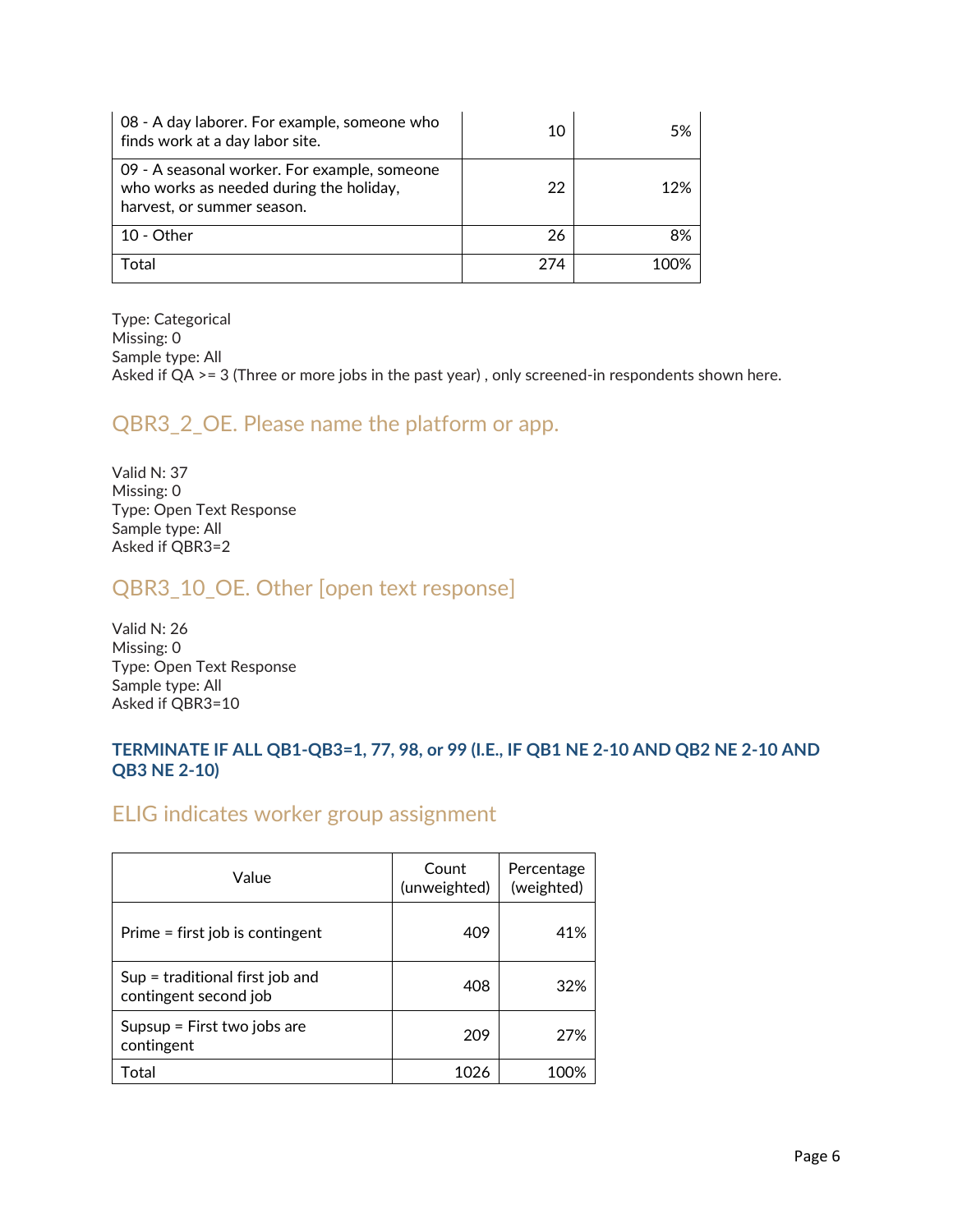| | | |
|---|---|---|
| 08 - A day laborer. For example, someone who finds work at a day labor site. | 10 | 5% |
| 09 - A seasonal worker. For example, someone who works as needed during the holiday, harvest, or summer season. | 22 | 12% |
| 10 - Other | 26 | 8% |
| Total | 274 | 100% |

Type: Categorical
Missing: 0
Sample type: All
Asked if QA >= 3 (Three or more jobs in the past year) , only screened-in respondents shown here.

## QBR3_2_OE. Please name the platform or app.

Valid N: 37
Missing: 0
Type: Open Text Response
Sample type: All
Asked if QBR3=2

## QBR3_10_OE. Other [open text response]

Valid N: 26
Missing: 0
Type: Open Text Response
Sample type: All
Asked if QBR3=10

**TERMINATE IF ALL QB1-QB3=1, 77, 98, or 99 (I.E., IF QB1 NE 2-10 AND QB2 NE 2-10 AND QB3 NE 2-10)**

## ELIG indicates worker group assignment

| Value | Count (unweighted) | Percentage (weighted) |
|---|---|---|
| Prime = first job is contingent | 409 | 41% |
| Sup = traditional first job and contingent second job | 408 | 32% |
| Supsup = First two jobs are contingent | 209 | 27% |
| Total | 1026 | 100% |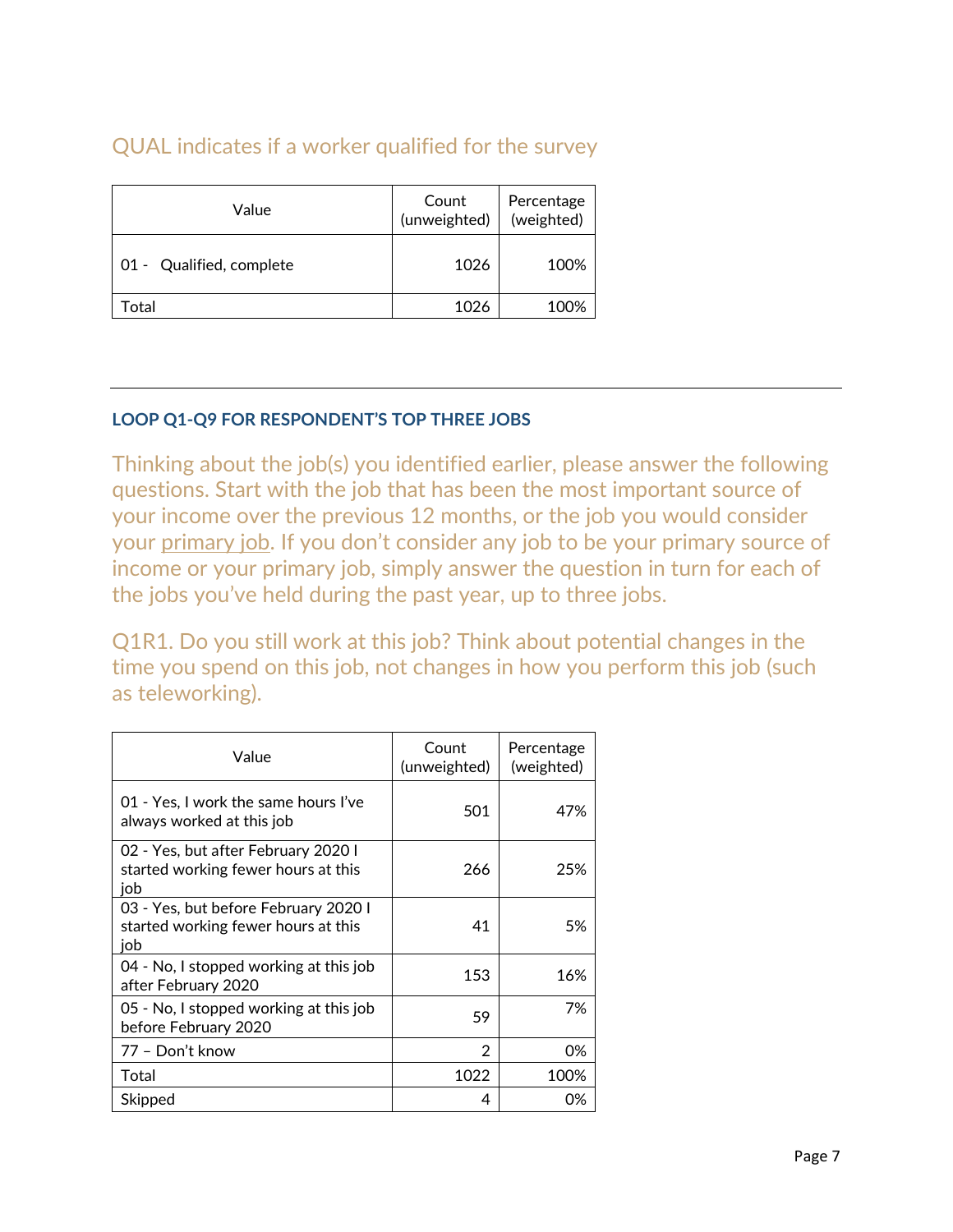## QUAL indicates if a worker qualified for the survey

| Value | Count (unweighted) | Percentage (weighted) |
|---|---|---|
| 01 - Qualified, complete | 1026 | 100% |
| Total | 1026 | 100% |

---

### LOOP Q1-Q9 FOR RESPONDENT'S TOP THREE JOBS

Thinking about the job(s) you identified earlier, please answer the following questions. Start with the job that has been the most important source of your income over the previous 12 months, or the job you would consider your primary job. If you don't consider any job to be your primary source of income or your primary job, simply answer the question in turn for each of the jobs you've held during the past year, up to three jobs.

## Q1R1. Do you still work at this job? Think about potential changes in the time you spend on this job, not changes in how you perform this job (such as teleworking).

| Value | Count (unweighted) | Percentage (weighted) |
|---|---|---|
| 01 - Yes, I work the same hours I've always worked at this job | 501 | 47% |
| 02 - Yes, but after February 2020 I started working fewer hours at this job | 266 | 25% |
| 03 - Yes, but before February 2020 I started working fewer hours at this job | 41 | 5% |
| 04 - No, I stopped working at this job after February 2020 | 153 | 16% |
| 05 - No, I stopped working at this job before February 2020 | 59 | 7% |
| 77 – Don't know | 2 | 0% |
| Total | 1022 | 100% |
| Skipped | 4 | 0% |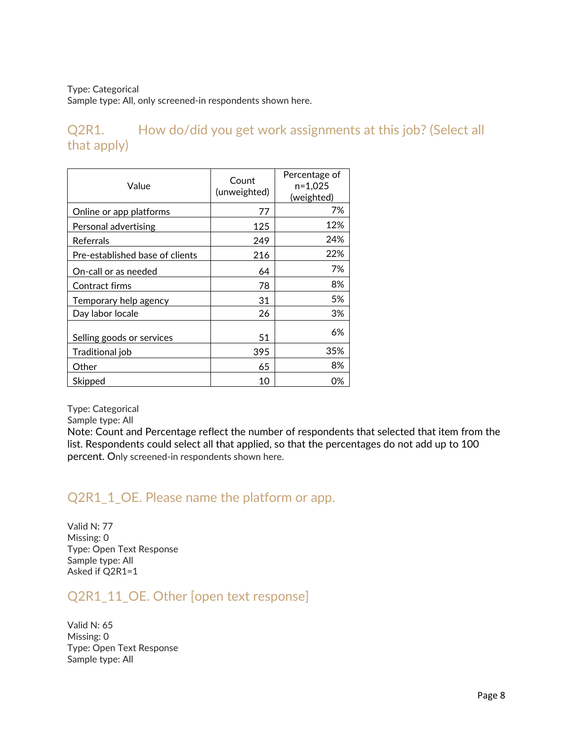Type: Categorical
Sample type: All, only screened-in respondents shown here.

## Q2R1. How do/did you get work assignments at this job? (Select all that apply)

| Value | Count (unweighted) | Percentage of n=1,025 (weighted) |
|---|---|---|
| Online or app platforms | 77 | 7% |
| Personal advertising | 125 | 12% |
| Referrals | 249 | 24% |
| Pre-established base of clients | 216 | 22% |
| On-call or as needed | 64 | 7% |
| Contract firms | 78 | 8% |
| Temporary help agency | 31 | 5% |
| Day labor locale | 26 | 3% |
| Selling goods or services | 51 | 6% |
| Traditional job | 395 | 35% |
| Other | 65 | 8% |
| Skipped | 10 | 0% |

Type: Categorical
Sample type: All
Note: Count and Percentage reflect the number of respondents that selected that item from the list. Respondents could select all that applied, so that the percentages do not add up to 100 percent. Only screened-in respondents shown here.

## Q2R1_1_OE. Please name the platform or app.

Valid N: 77
Missing: 0
Type: Open Text Response
Sample type: All
Asked if Q2R1=1

## Q2R1_11_OE. Other [open text response]

Valid N: 65
Missing: 0
Type: Open Text Response
Sample type: All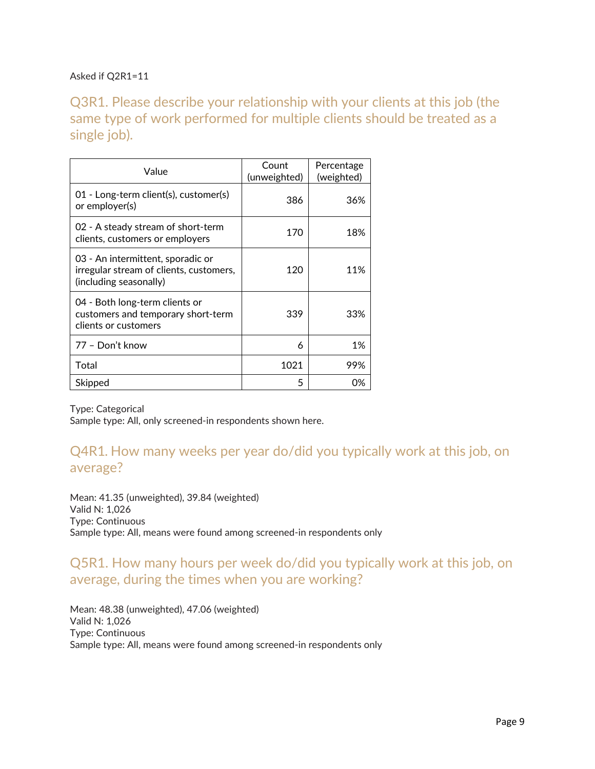Asked if Q2R1=11

## Q3R1. Please describe your relationship with your clients at this job (the same type of work performed for multiple clients should be treated as a single job).

| Value | Count (unweighted) | Percentage (weighted) |
|---|---|---|
| 01 - Long-term client(s), customer(s) or employer(s) | 386 | 36% |
| 02 - A steady stream of short-term clients, customers or employers | 170 | 18% |
| 03 - An intermittent, sporadic or irregular stream of clients, customers, (including seasonally) | 120 | 11% |
| 04 - Both long-term clients or customers and temporary short-term clients or customers | 339 | 33% |
| 77 – Don't know | 6 | 1% |
| Total | 1021 | 99% |
| Skipped | 5 | 0% |

Type: Categorical
Sample type: All, only screened-in respondents shown here.

## Q4R1. How many weeks per year do/did you typically work at this job, on average?

Mean: 41.35 (unweighted), 39.84 (weighted)
Valid N: 1,026
Type: Continuous
Sample type: All, means were found among screened-in respondents only

## Q5R1. How many hours per week do/did you typically work at this job, on average, during the times when you are working?

Mean: 48.38 (unweighted), 47.06 (weighted)
Valid N: 1,026
Type: Continuous
Sample type: All, means were found among screened-in respondents only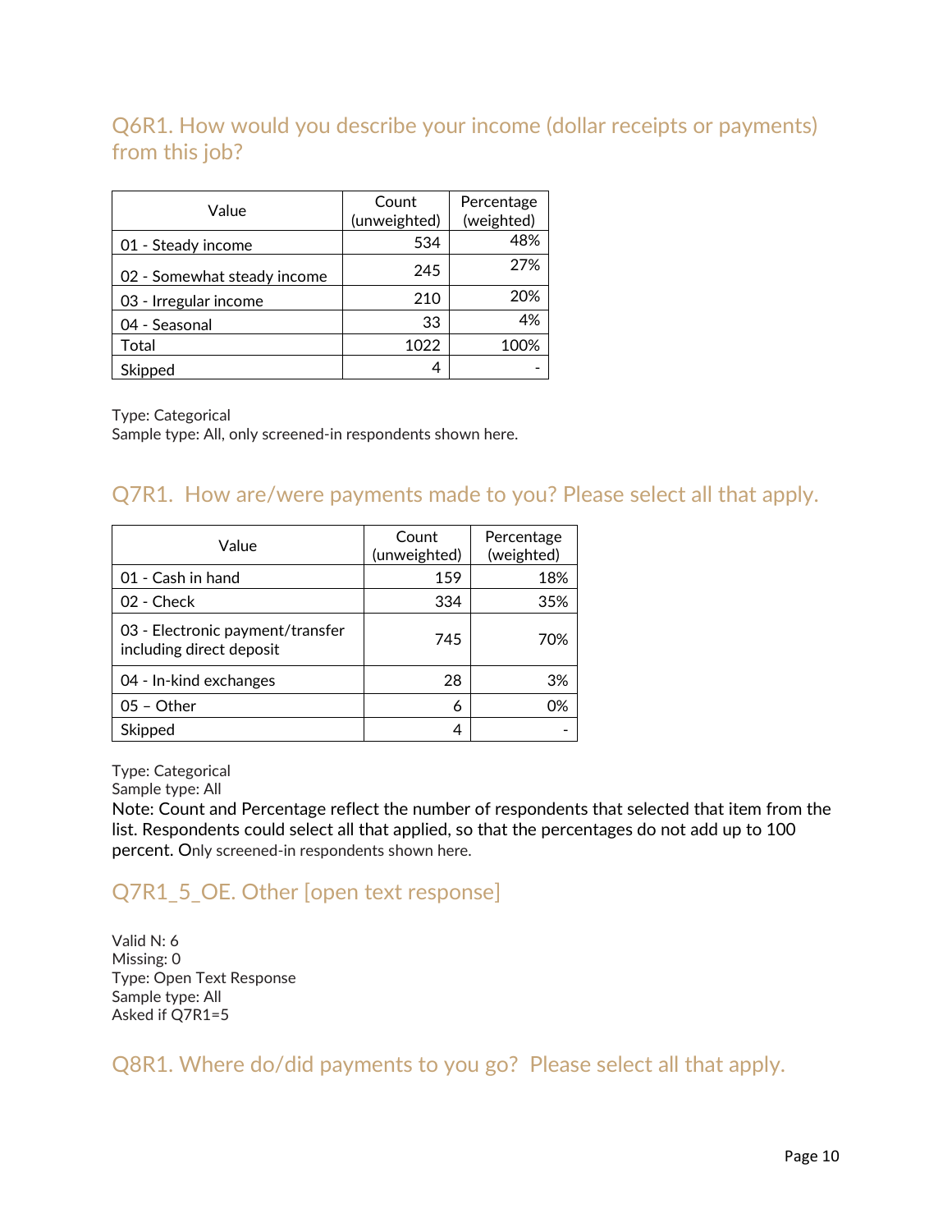## Q6R1. How would you describe your income (dollar receipts or payments) from this job?

| Value | Count (unweighted) | Percentage (weighted) |
|---|---|---|
| 01 - Steady income | 534 | 48% |
| 02 - Somewhat steady income | 245 | 27% |
| 03 - Irregular income | 210 | 20% |
| 04 - Seasonal | 33 | 4% |
| Total | 1022 | 100% |
| Skipped | 4 | - |

Type: Categorical
Sample type: All, only screened-in respondents shown here.

## Q7R1. How are/were payments made to you? Please select all that apply.

| Value | Count (unweighted) | Percentage (weighted) |
|---|---|---|
| 01 - Cash in hand | 159 | 18% |
| 02 - Check | 334 | 35% |
| 03 - Electronic payment/transfer including direct deposit | 745 | 70% |
| 04 - In-kind exchanges | 28 | 3% |
| 05 – Other | 6 | 0% |
| Skipped | 4 | - |

Type: Categorical
Sample type: All
Note: Count and Percentage reflect the number of respondents that selected that item from the list. Respondents could select all that applied, so that the percentages do not add up to 100 percent. Only screened-in respondents shown here.

## Q7R1_5_OE. Other [open text response]

Valid N: 6
Missing: 0
Type: Open Text Response
Sample type: All
Asked if Q7R1=5

## Q8R1. Where do/did payments to you go? Please select all that apply.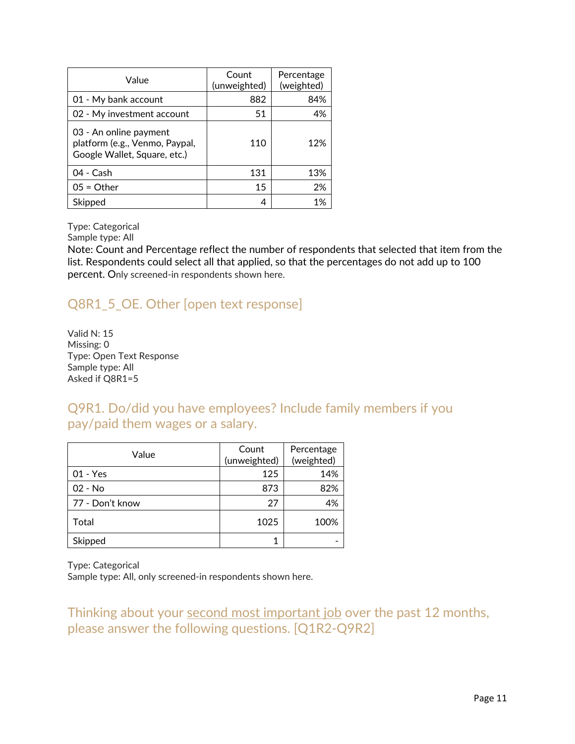| Value | Count (unweighted) | Percentage (weighted) |
|---|---|---|
| 01 - My bank account | 882 | 84% |
| 02 - My investment account | 51 | 4% |
| 03 - An online payment platform (e.g., Venmo, Paypal, Google Wallet, Square, etc.) | 110 | 12% |
| 04 - Cash | 131 | 13% |
| 05 = Other | 15 | 2% |
| Skipped | 4 | 1% |

Type: Categorical
Sample type: All
Note: Count and Percentage reflect the number of respondents that selected that item from the list. Respondents could select all that applied, so that the percentages do not add up to 100 percent. Only screened-in respondents shown here.

## Q8R1_5_OE. Other [open text response]

Valid N: 15
Missing: 0
Type: Open Text Response
Sample type: All
Asked if Q8R1=5

## Q9R1. Do/did you have employees? Include family members if you pay/paid them wages or a salary.

| Value | Count (unweighted) | Percentage (weighted) |
|---|---|---|
| 01 - Yes | 125 | 14% |
| 02 - No | 873 | 82% |
| 77 - Don't know | 27 | 4% |
| Total | 1025 | 100% |
| Skipped | 1 | - |

Type: Categorical
Sample type: All, only screened-in respondents shown here.

## Thinking about your second most important job over the past 12 months, please answer the following questions. [Q1R2-Q9R2]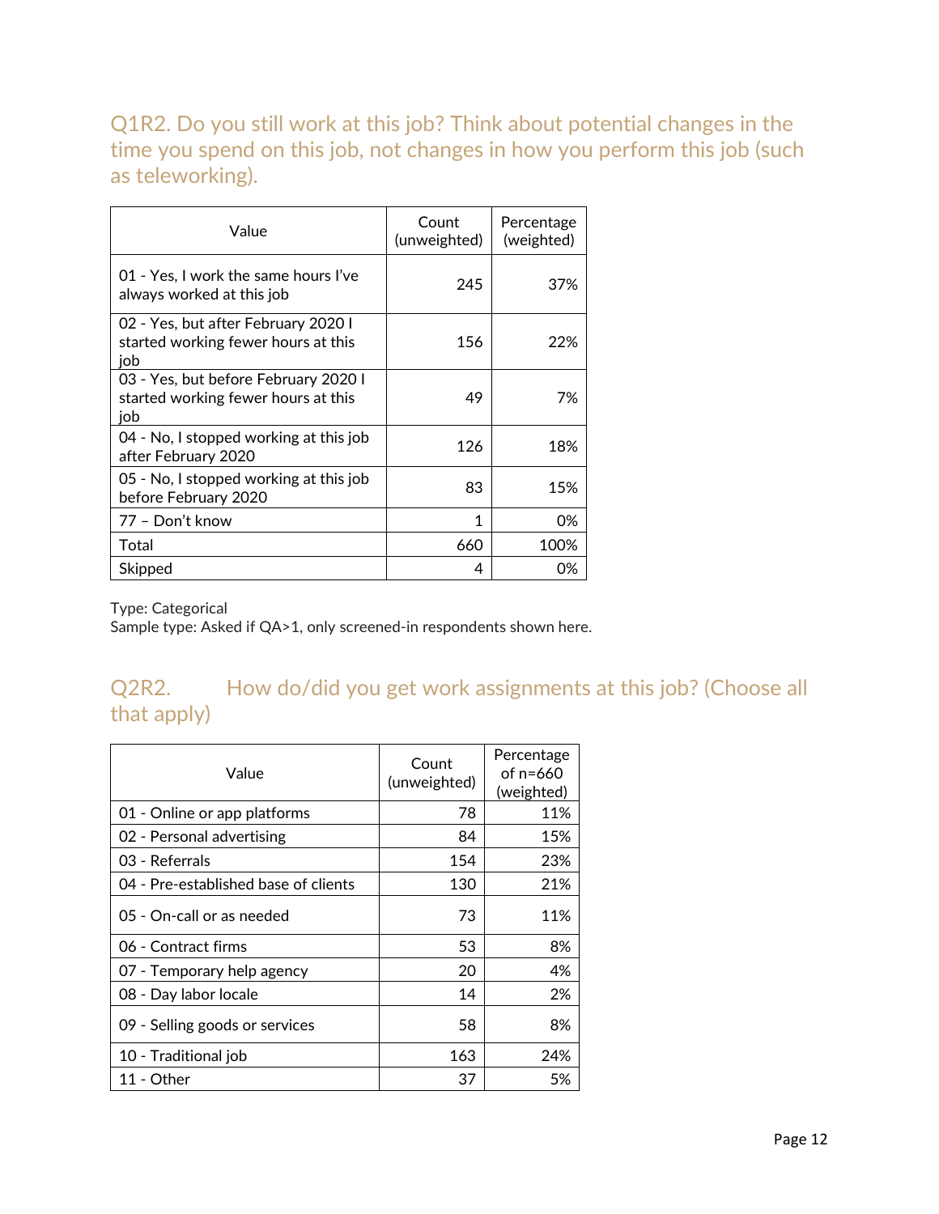## Q1R2. Do you still work at this job? Think about potential changes in the time you spend on this job, not changes in how you perform this job (such as teleworking).

| Value | Count (unweighted) | Percentage (weighted) |
|---|---|---|
| 01 - Yes, I work the same hours I've always worked at this job | 245 | 37% |
| 02 - Yes, but after February 2020 I started working fewer hours at this job | 156 | 22% |
| 03 - Yes, but before February 2020 I started working fewer hours at this job | 49 | 7% |
| 04 - No, I stopped working at this job after February 2020 | 126 | 18% |
| 05 - No, I stopped working at this job before February 2020 | 83 | 15% |
| 77 – Don't know | 1 | 0% |
| Total | 660 | 100% |
| Skipped | 4 | 0% |

Type: Categorical
Sample type: Asked if QA>1, only screened-in respondents shown here.

## Q2R2. How do/did you get work assignments at this job? (Choose all that apply)

| Value | Count (unweighted) | Percentage of n=660 (weighted) |
|---|---|---|
| 01 - Online or app platforms | 78 | 11% |
| 02 - Personal advertising | 84 | 15% |
| 03 - Referrals | 154 | 23% |
| 04 - Pre-established base of clients | 130 | 21% |
| 05 - On-call or as needed | 73 | 11% |
| 06 - Contract firms | 53 | 8% |
| 07 - Temporary help agency | 20 | 4% |
| 08 - Day labor locale | 14 | 2% |
| 09 - Selling goods or services | 58 | 8% |
| 10 - Traditional job | 163 | 24% |
| 11 - Other | 37 | 5% |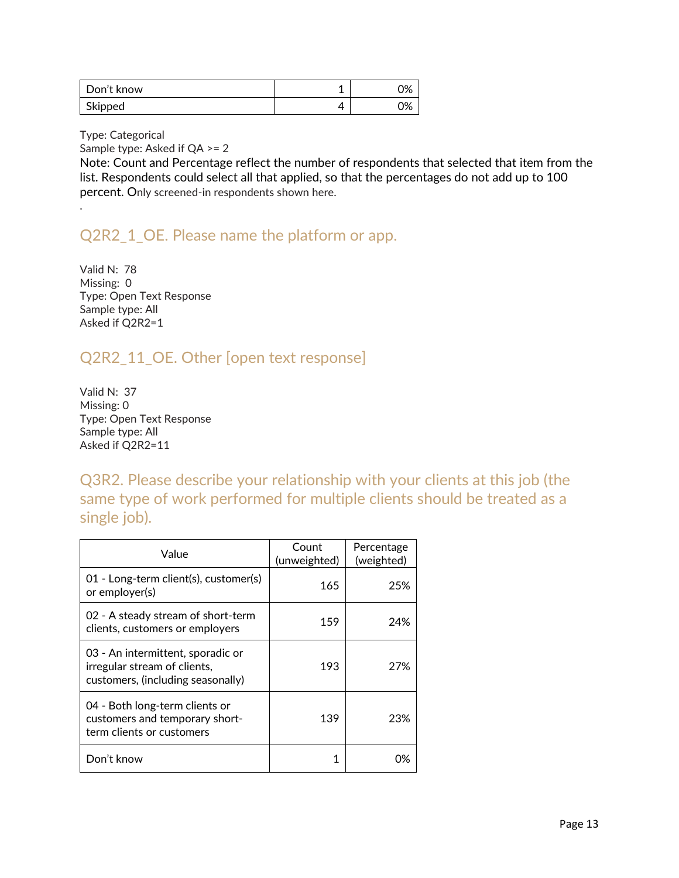| Don’t know | 1 | 0% |
|---|---|---|
| Skipped | 4 | 0% |

Type: Categorical
Sample type: Asked if QA >= 2
Note: Count and Percentage reflect the number of respondents that selected that item from the list. Respondents could select all that applied, so that the percentages do not add up to 100 percent. Only screened-in respondents shown here.
.

## Q2R2_1_OE. Please name the platform or app.

Valid N: 78
Missing: 0
Type: Open Text Response
Sample type: All
Asked if Q2R2=1

## Q2R2_11_OE. Other [open text response]

Valid N: 37
Missing: 0
Type: Open Text Response
Sample type: All
Asked if Q2R2=11

## Q3R2. Please describe your relationship with your clients at this job (the same type of work performed for multiple clients should be treated as a single job).

| Value | Count (unweighted) | Percentage (weighted) |
|---|---|---|
| 01 - Long-term client(s), customer(s) or employer(s) | 165 | 25% |
| 02 - A steady stream of short-term clients, customers or employers | 159 | 24% |
| 03 - An intermittent, sporadic or irregular stream of clients, customers, (including seasonally) | 193 | 27% |
| 04 - Both long-term clients or customers and temporary short-term clients or customers | 139 | 23% |
| Don’t know | 1 | 0% |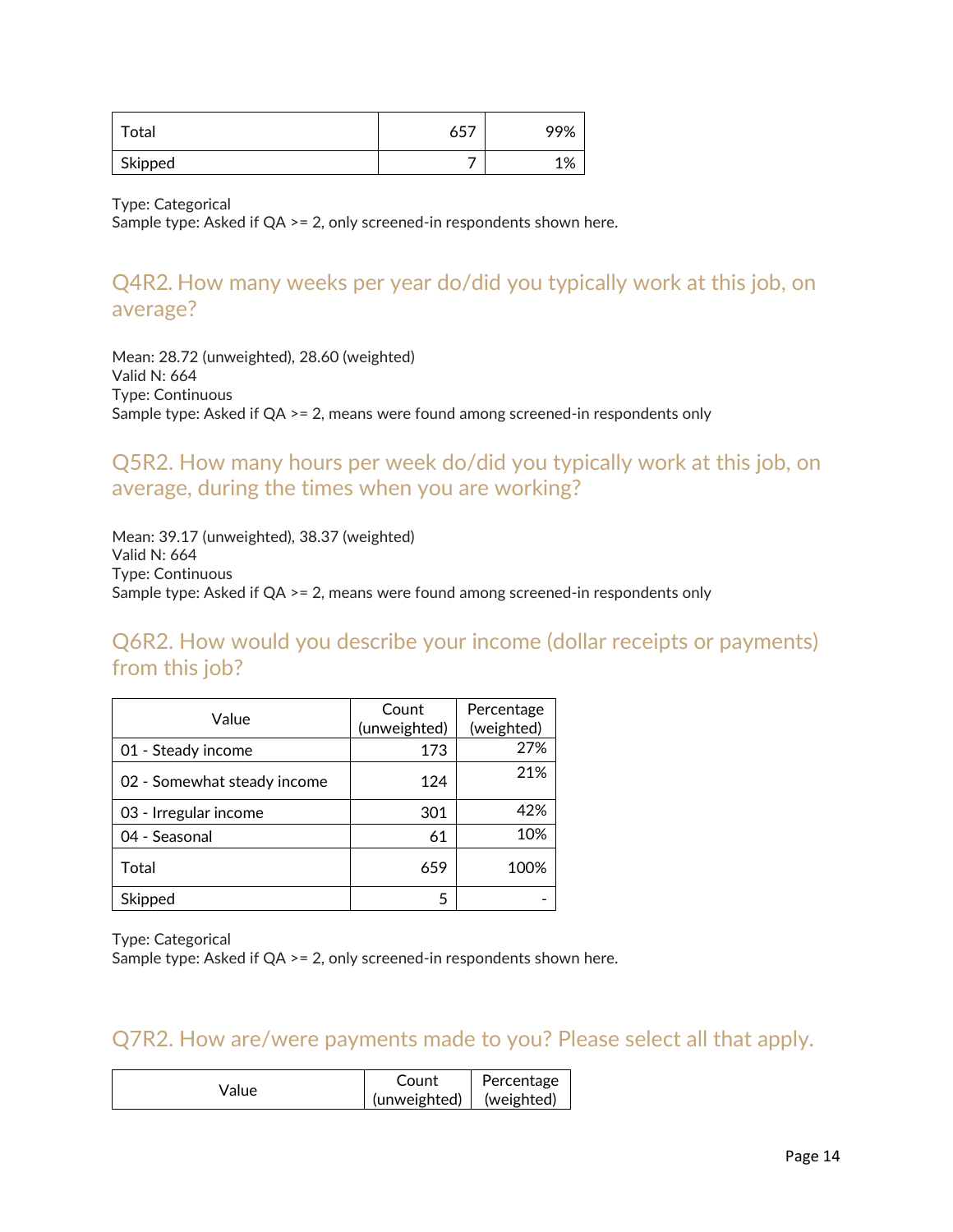| Total | 657 | 99% |
|---|---|---|
| Skipped | 7 | 1% |

Type: Categorical
Sample type: Asked if QA >= 2, only screened-in respondents shown here.

## Q4R2. How many weeks per year do/did you typically work at this job, on average?

Mean: 28.72 (unweighted), 28.60 (weighted)
Valid N: 664
Type: Continuous
Sample type: Asked if QA >= 2, means were found among screened-in respondents only

## Q5R2. How many hours per week do/did you typically work at this job, on average, during the times when you are working?

Mean: 39.17 (unweighted), 38.37 (weighted)
Valid N: 664
Type: Continuous
Sample type: Asked if QA >= 2, means were found among screened-in respondents only

## Q6R2. How would you describe your income (dollar receipts or payments) from this job?

| Value | Count (unweighted) | Percentage (weighted) |
|---|---|---|
| 01 - Steady income | 173 | 27% |
| 02 - Somewhat steady income | 124 | 21% |
| 03 - Irregular income | 301 | 42% |
| 04 - Seasonal | 61 | 10% |
| Total | 659 | 100% |
| Skipped | 5 | - |

Type: Categorical
Sample type: Asked if QA >= 2, only screened-in respondents shown here.

## Q7R2. How are/were payments made to you? Please select all that apply.

| Value | Count (unweighted) | Percentage (weighted) |
|---|---|---|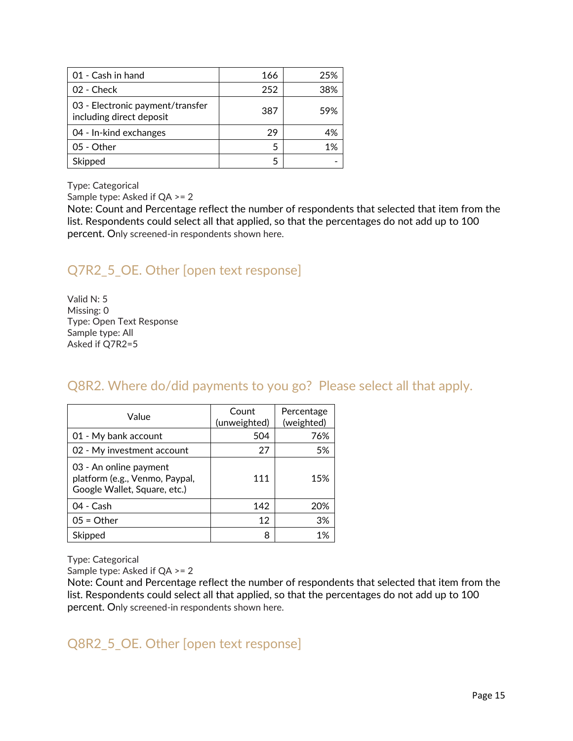| | | |
|---|---|---|
| 01 - Cash in hand | 166 | 25% |
| 02 - Check | 252 | 38% |
| 03 - Electronic payment/transfer including direct deposit | 387 | 59% |
| 04 - In-kind exchanges | 29 | 4% |
| 05 - Other | 5 | 1% |
| Skipped | 5 | - |

Type: Categorical
Sample type: Asked if QA >= 2
Note: Count and Percentage reflect the number of respondents that selected that item from the list. Respondents could select all that applied, so that the percentages do not add up to 100 percent. Only screened-in respondents shown here.

## Q7R2_5_OE. Other [open text response]

Valid N: 5
Missing: 0
Type: Open Text Response
Sample type: All
Asked if Q7R2=5

## Q8R2. Where do/did payments to you go? Please select all that apply.

| Value | Count (unweighted) | Percentage (weighted) |
|---|---|---|
| 01 - My bank account | 504 | 76% |
| 02 - My investment account | 27 | 5% |
| 03 - An online payment platform (e.g., Venmo, Paypal, Google Wallet, Square, etc.) | 111 | 15% |
| 04 - Cash | 142 | 20% |
| 05 = Other | 12 | 3% |
| Skipped | 8 | 1% |

Type: Categorical
Sample type: Asked if QA >= 2
Note: Count and Percentage reflect the number of respondents that selected that item from the list. Respondents could select all that applied, so that the percentages do not add up to 100 percent. Only screened-in respondents shown here.

## Q8R2_5_OE. Other [open text response]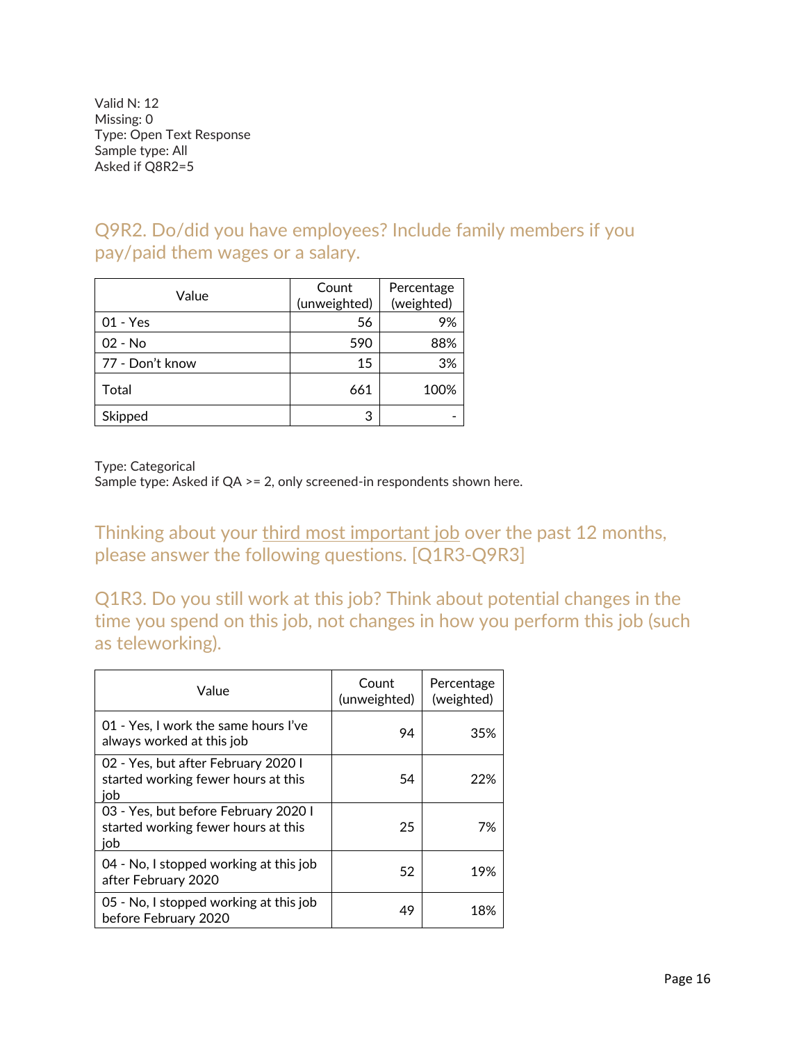Valid N: 12
Missing: 0
Type: Open Text Response
Sample type: All
Asked if Q8R2=5

## Q9R2. Do/did you have employees? Include family members if you pay/paid them wages or a salary.

| Value | Count (unweighted) | Percentage (weighted) |
|---|---|---|
| 01 - Yes | 56 | 9% |
| 02 - No | 590 | 88% |
| 77 - Don't know | 15 | 3% |
| Total | 661 | 100% |
| Skipped | 3 | - |

Type: Categorical
Sample type: Asked if QA >= 2, only screened-in respondents shown here.

## Thinking about your third most important job over the past 12 months, please answer the following questions. [Q1R3-Q9R3]

## Q1R3. Do you still work at this job? Think about potential changes in the time you spend on this job, not changes in how you perform this job (such as teleworking).

| Value | Count (unweighted) | Percentage (weighted) |
|---|---|---|
| 01 - Yes, I work the same hours I've always worked at this job | 94 | 35% |
| 02 - Yes, but after February 2020 I started working fewer hours at this job | 54 | 22% |
| 03 - Yes, but before February 2020 I started working fewer hours at this job | 25 | 7% |
| 04 - No, I stopped working at this job after February 2020 | 52 | 19% |
| 05 - No, I stopped working at this job before February 2020 | 49 | 18% |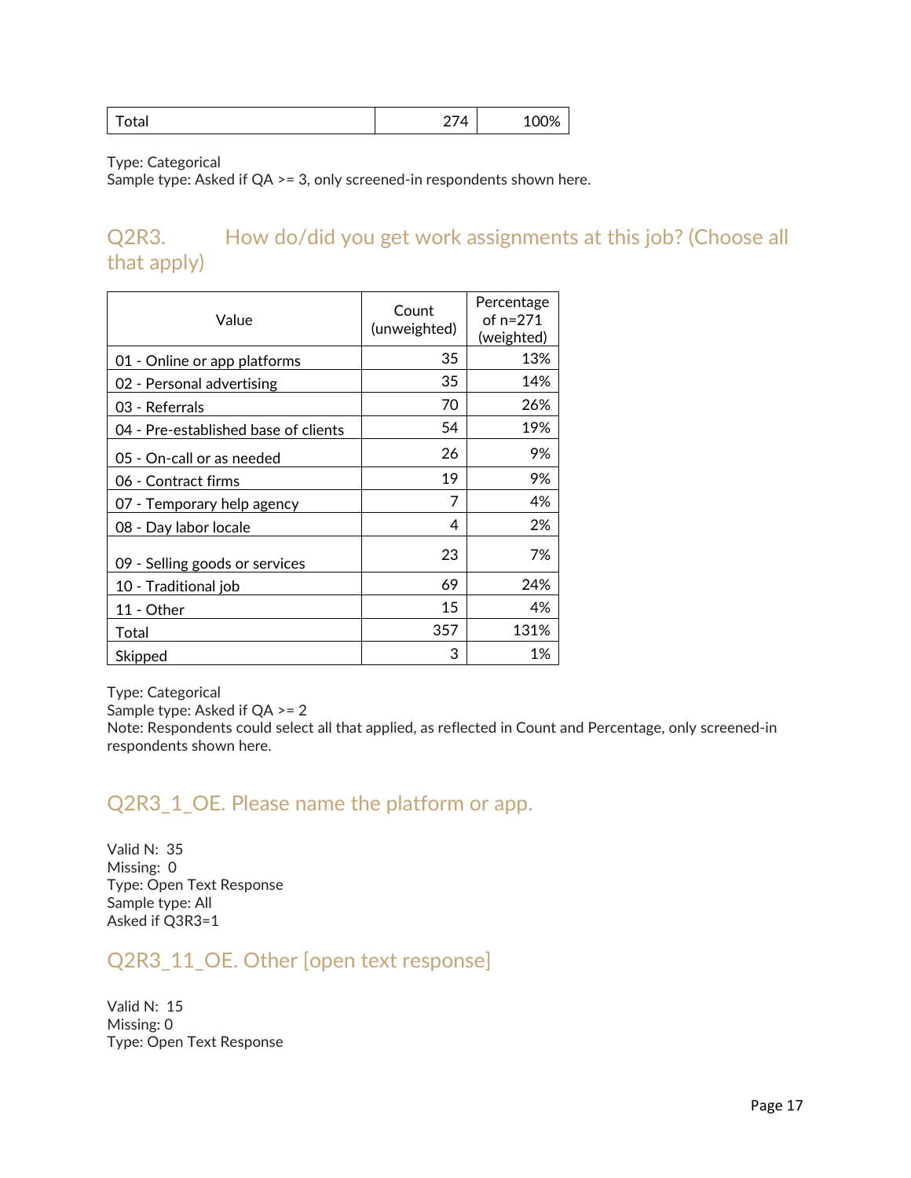| Total | 274 | 100% |
|---|---|---|

Type: Categorical
Sample type: Asked if QA >= 3, only screened-in respondents shown here.

## Q2R3. How do/did you get work assignments at this job? (Choose all that apply)

| Value | Count (unweighted) | Percentage of n=271 (weighted) |
|---|---|---|
| 01 - Online or app platforms | 35 | 13% |
| 02 - Personal advertising | 35 | 14% |
| 03 - Referrals | 70 | 26% |
| 04 - Pre-established base of clients | 54 | 19% |
| 05 - On-call or as needed | 26 | 9% |
| 06 - Contract firms | 19 | 9% |
| 07 - Temporary help agency | 7 | 4% |
| 08 - Day labor locale | 4 | 2% |
| 09 - Selling goods or services | 23 | 7% |
| 10 - Traditional job | 69 | 24% |
| 11 - Other | 15 | 4% |
| Total | 357 | 131% |
| Skipped | 3 | 1% |

Type: Categorical
Sample type: Asked if QA >= 2
Note: Respondents could select all that applied, as reflected in Count and Percentage, only screened-in respondents shown here.

## Q2R3_1_OE. Please name the platform or app.

Valid N: 35
Missing: 0
Type: Open Text Response
Sample type: All
Asked if Q3R3=1

## Q2R3_11_OE. Other [open text response]

Valid N: 15
Missing: 0
Type: Open Text Response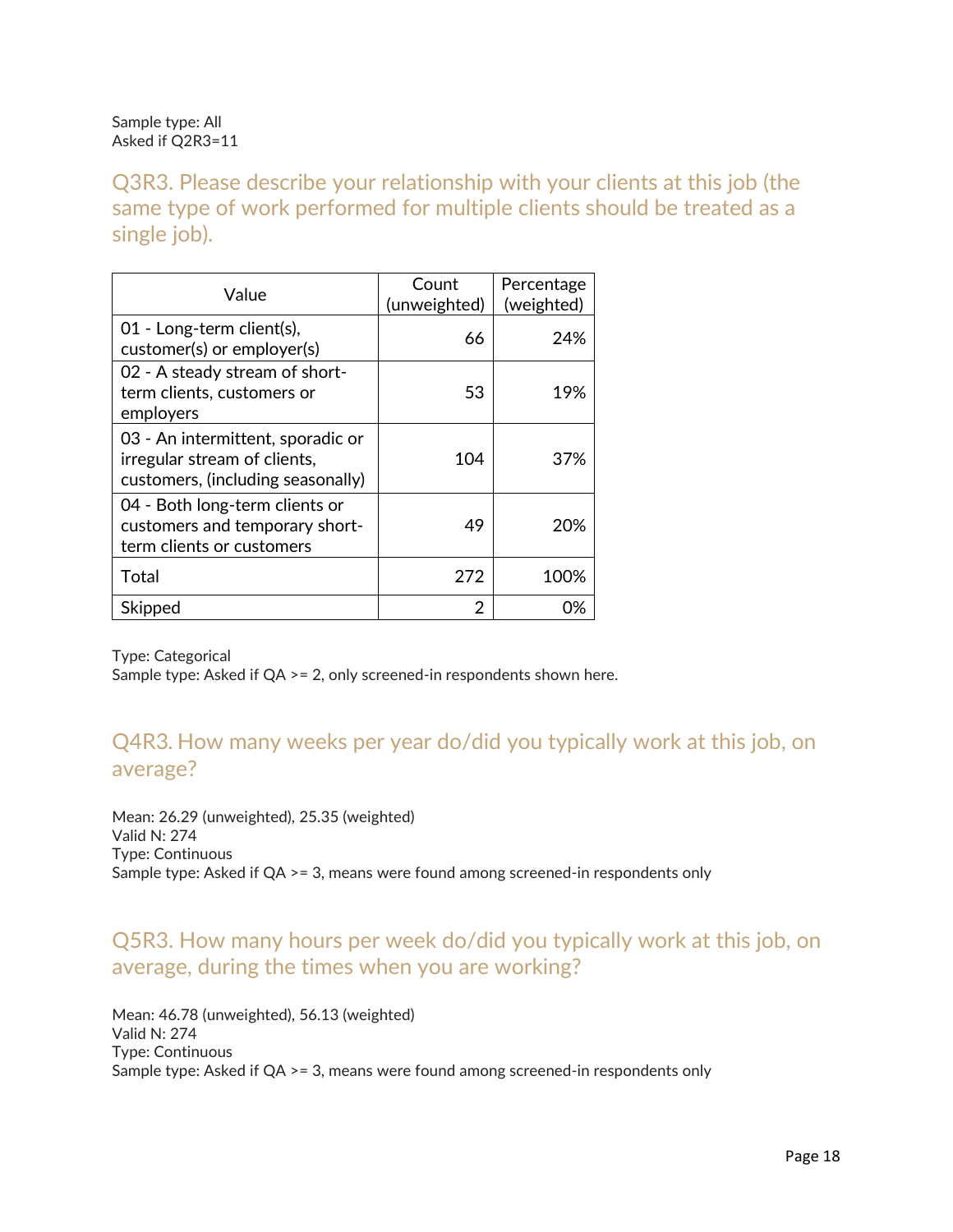Sample type: All
Asked if Q2R3=11

## Q3R3. Please describe your relationship with your clients at this job (the same type of work performed for multiple clients should be treated as a single job).

| Value | Count (unweighted) | Percentage (weighted) |
|---|---|---|
| 01 - Long-term client(s), customer(s) or employer(s) | 66 | 24% |
| 02 - A steady stream of short-term clients, customers or employers | 53 | 19% |
| 03 - An intermittent, sporadic or irregular stream of clients, customers, (including seasonally) | 104 | 37% |
| 04 - Both long-term clients or customers and temporary short-term clients or customers | 49 | 20% |
| Total | 272 | 100% |
| Skipped | 2 | 0% |

Type: Categorical
Sample type: Asked if QA >= 2, only screened-in respondents shown here.

## Q4R3. How many weeks per year do/did you typically work at this job, on average?

Mean: 26.29 (unweighted), 25.35 (weighted)
Valid N: 274
Type: Continuous
Sample type: Asked if QA >= 3, means were found among screened-in respondents only

## Q5R3. How many hours per week do/did you typically work at this job, on average, during the times when you are working?

Mean: 46.78 (unweighted), 56.13 (weighted)
Valid N: 274
Type: Continuous
Sample type: Asked if QA >= 3, means were found among screened-in respondents only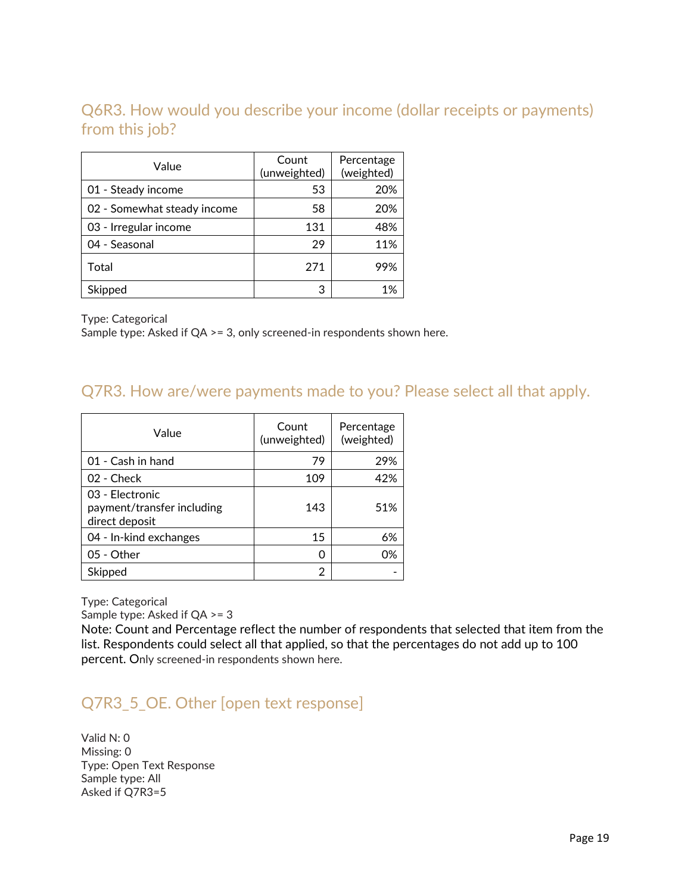## Q6R3. How would you describe your income (dollar receipts or payments) from this job?

| Value | Count (unweighted) | Percentage (weighted) |
|---|---|---|
| 01 - Steady income | 53 | 20% |
| 02 - Somewhat steady income | 58 | 20% |
| 03 - Irregular income | 131 | 48% |
| 04 - Seasonal | 29 | 11% |
| Total | 271 | 99% |
| Skipped | 3 | 1% |

Type: Categorical
Sample type: Asked if QA >= 3, only screened-in respondents shown here.

## Q7R3. How are/were payments made to you? Please select all that apply.

| Value | Count (unweighted) | Percentage (weighted) |
|---|---|---|
| 01 - Cash in hand | 79 | 29% |
| 02 - Check | 109 | 42% |
| 03 - Electronic payment/transfer including direct deposit | 143 | 51% |
| 04 - In-kind exchanges | 15 | 6% |
| 05 - Other | 0 | 0% |
| Skipped | 2 | - |

Type: Categorical
Sample type: Asked if QA >= 3
Note: Count and Percentage reflect the number of respondents that selected that item from the list. Respondents could select all that applied, so that the percentages do not add up to 100 percent. Only screened-in respondents shown here.

## Q7R3_5_OE. Other [open text response]

Valid N: 0
Missing: 0
Type: Open Text Response
Sample type: All
Asked if Q7R3=5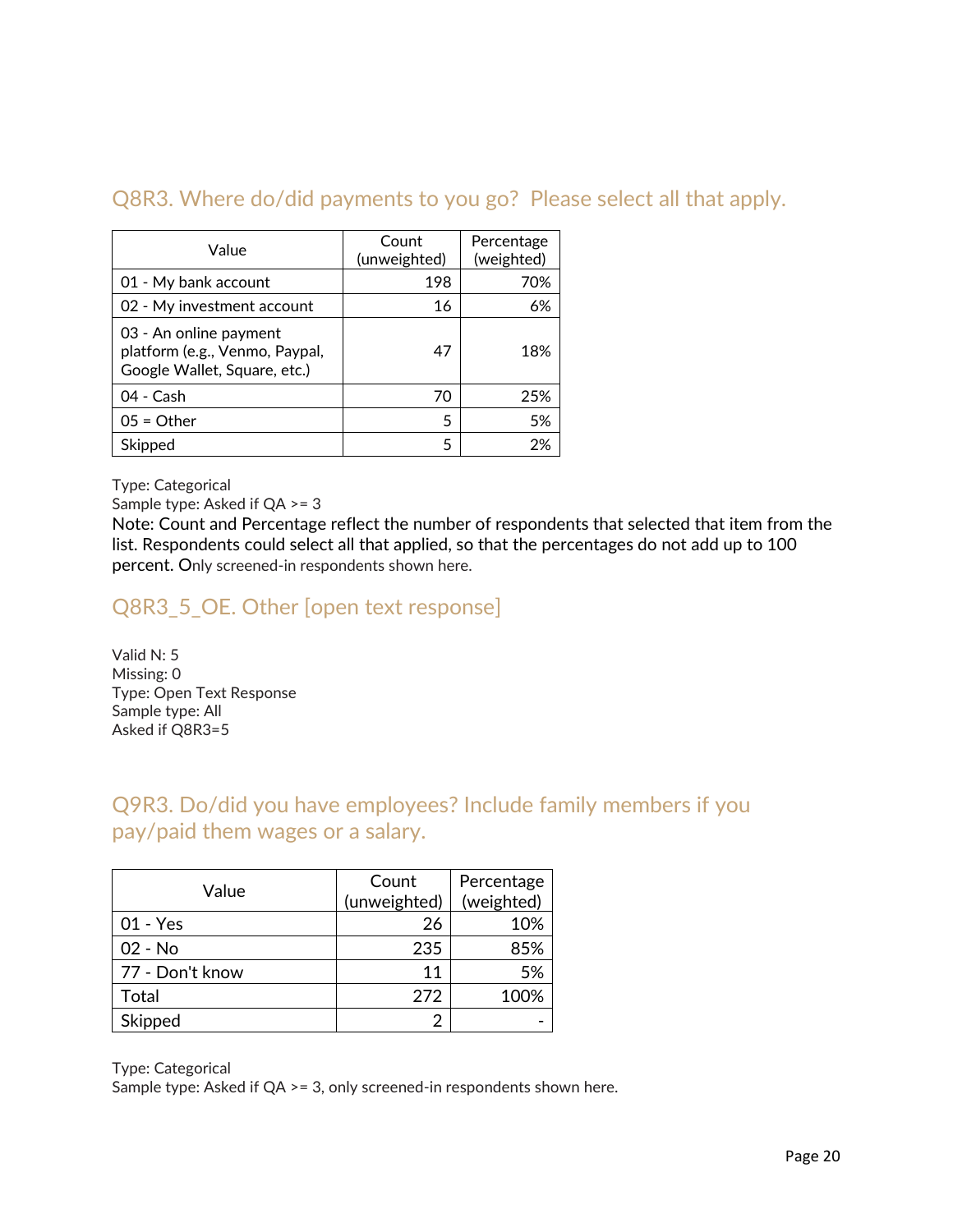## Q8R3. Where do/did payments to you go? Please select all that apply.

| Value | Count (unweighted) | Percentage (weighted) |
|---|---|---|
| 01 - My bank account | 198 | 70% |
| 02 - My investment account | 16 | 6% |
| 03 - An online payment platform (e.g., Venmo, Paypal, Google Wallet, Square, etc.) | 47 | 18% |
| 04 - Cash | 70 | 25% |
| 05 = Other | 5 | 5% |
| Skipped | 5 | 2% |

Type: Categorical
Sample type: Asked if QA >= 3
Note: Count and Percentage reflect the number of respondents that selected that item from the list. Respondents could select all that applied, so that the percentages do not add up to 100 percent. Only screened-in respondents shown here.

## Q8R3_5_OE. Other [open text response]

Valid N: 5
Missing: 0
Type: Open Text Response
Sample type: All
Asked if Q8R3=5

## Q9R3. Do/did you have employees? Include family members if you pay/paid them wages or a salary.

| Value | Count (unweighted) | Percentage (weighted) |
|---|---|---|
| 01 - Yes | 26 | 10% |
| 02 - No | 235 | 85% |
| 77 - Don't know | 11 | 5% |
| Total | 272 | 100% |
| Skipped | 2 | - |

Type: Categorical
Sample type: Asked if QA >= 3, only screened-in respondents shown here.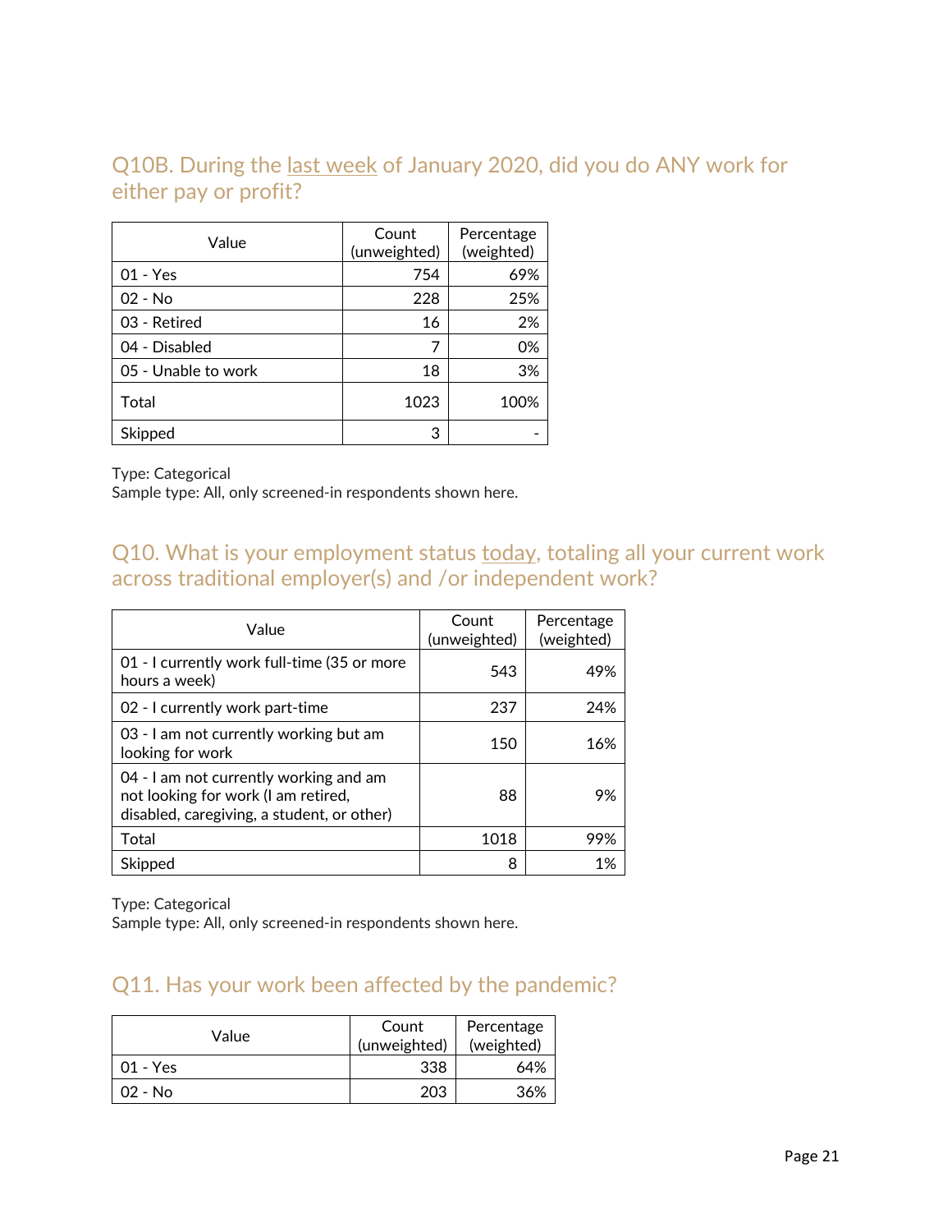## Q10B. During the last week of January 2020, did you do ANY work for either pay or profit?

| Value | Count (unweighted) | Percentage (weighted) |
|---|---|---|
| 01 - Yes | 754 | 69% |
| 02 - No | 228 | 25% |
| 03 - Retired | 16 | 2% |
| 04 - Disabled | 7 | 0% |
| 05 - Unable to work | 18 | 3% |
| Total | 1023 | 100% |
| Skipped | 3 | - |

Type: Categorical
Sample type: All, only screened-in respondents shown here.

## Q10. What is your employment status today, totaling all your current work across traditional employer(s) and /or independent work?

| Value | Count (unweighted) | Percentage (weighted) |
|---|---|---|
| 01 - I currently work full-time (35 or more hours a week) | 543 | 49% |
| 02 - I currently work part-time | 237 | 24% |
| 03 - I am not currently working but am looking for work | 150 | 16% |
| 04 - I am not currently working and am not looking for work (I am retired, disabled, caregiving, a student, or other) | 88 | 9% |
| Total | 1018 | 99% |
| Skipped | 8 | 1% |

Type: Categorical
Sample type: All, only screened-in respondents shown here.

## Q11. Has your work been affected by the pandemic?

| Value | Count (unweighted) | Percentage (weighted) |
|---|---|---|
| 01 - Yes | 338 | 64% |
| 02 - No | 203 | 36% |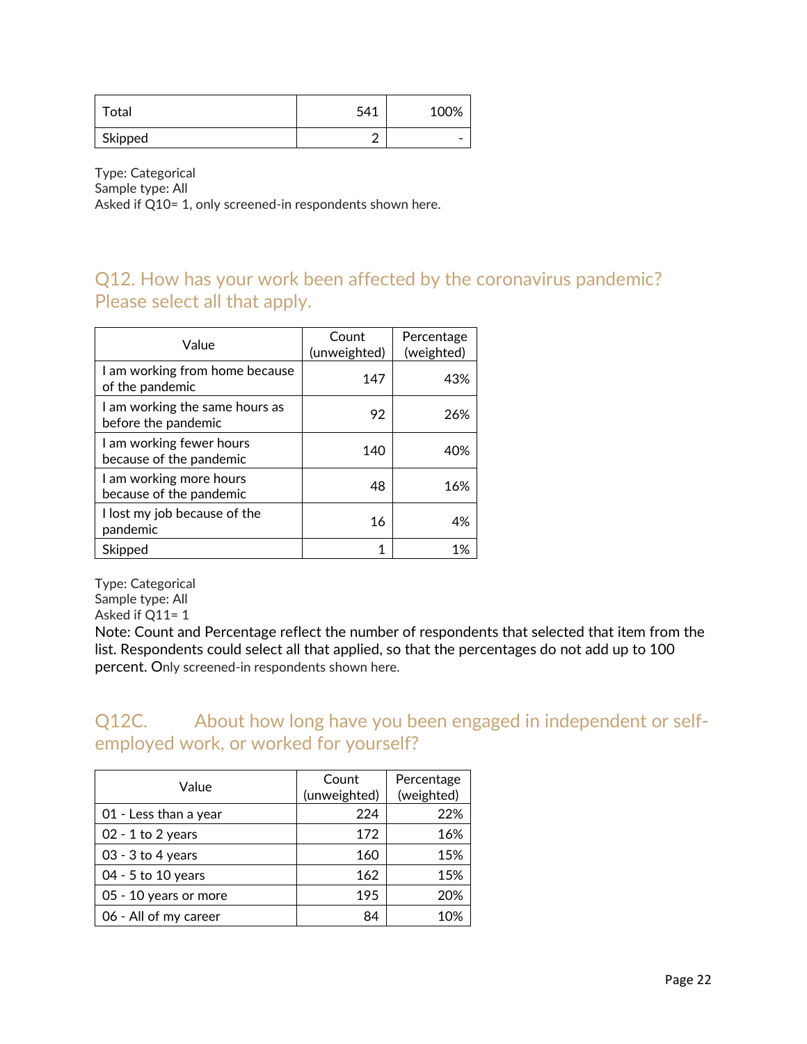| Total | 541 | 100% |
| --- | --- | --- |
| Skipped | 2 | - |

Type: Categorical
Sample type: All
Asked if Q10= 1, only screened-in respondents shown here.

## Q12. How has your work been affected by the coronavirus pandemic? Please select all that apply.

| Value | Count (unweighted) | Percentage (weighted) |
| --- | --- | --- |
| I am working from home because of the pandemic | 147 | 43% |
| I am working the same hours as before the pandemic | 92 | 26% |
| I am working fewer hours because of the pandemic | 140 | 40% |
| I am working more hours because of the pandemic | 48 | 16% |
| I lost my job because of the pandemic | 16 | 4% |
| Skipped | 1 | 1% |

Type: Categorical
Sample type: All
Asked if Q11= 1
Note: Count and Percentage reflect the number of respondents that selected that item from the list. Respondents could select all that applied, so that the percentages do not add up to 100 percent. Only screened-in respondents shown here.

## Q12C. About how long have you been engaged in independent or self-employed work, or worked for yourself?

| Value | Count (unweighted) | Percentage (weighted) |
| --- | --- | --- |
| 01 - Less than a year | 224 | 22% |
| 02 - 1 to 2 years | 172 | 16% |
| 03 - 3 to 4 years | 160 | 15% |
| 04 - 5 to 10 years | 162 | 15% |
| 05 - 10 years or more | 195 | 20% |
| 06 - All of my career | 84 | 10% |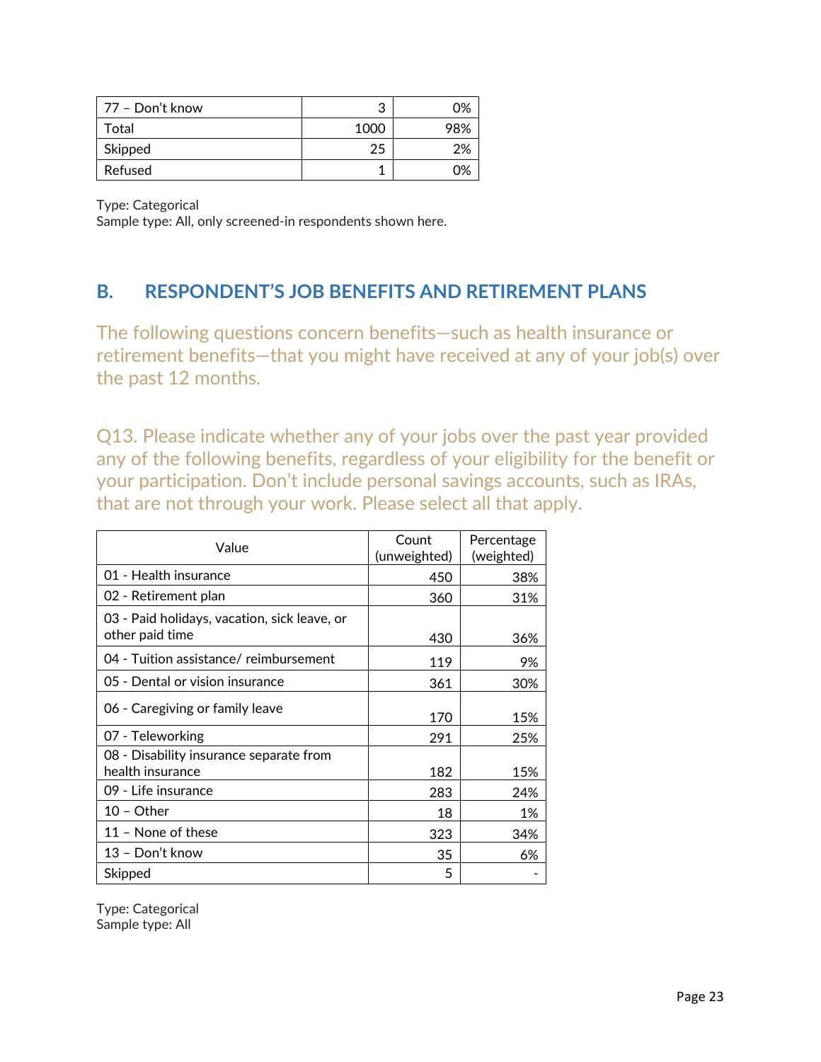| 77 – Don't know | 3 | 0% |
|---|---|---|
| Total | 1000 | 98% |
| Skipped | 25 | 2% |
| Refused | 1 | 0% |

Type: Categorical
Sample type: All, only screened-in respondents shown here.

## B. RESPONDENT'S JOB BENEFITS AND RETIREMENT PLANS

The following questions concern benefits—such as health insurance or retirement benefits—that you might have received at any of your job(s) over the past 12 months.

### Q13. Please indicate whether any of your jobs over the past year provided any of the following benefits, regardless of your eligibility for the benefit or your participation. Don't include personal savings accounts, such as IRAs, that are not through your work. Please select all that apply.

| Value | Count (unweighted) | Percentage (weighted) |
|---|---|---|
| 01 - Health insurance | 450 | 38% |
| 02 - Retirement plan | 360 | 31% |
| 03 - Paid holidays, vacation, sick leave, or other paid time | 430 | 36% |
| 04 - Tuition assistance/ reimbursement | 119 | 9% |
| 05 - Dental or vision insurance | 361 | 30% |
| 06 - Caregiving or family leave | 170 | 15% |
| 07 - Teleworking | 291 | 25% |
| 08 - Disability insurance separate from health insurance | 182 | 15% |
| 09 - Life insurance | 283 | 24% |
| 10 – Other | 18 | 1% |
| 11 – None of these | 323 | 34% |
| 13 – Don't know | 35 | 6% |
| Skipped | 5 | - |

Type: Categorical
Sample type: All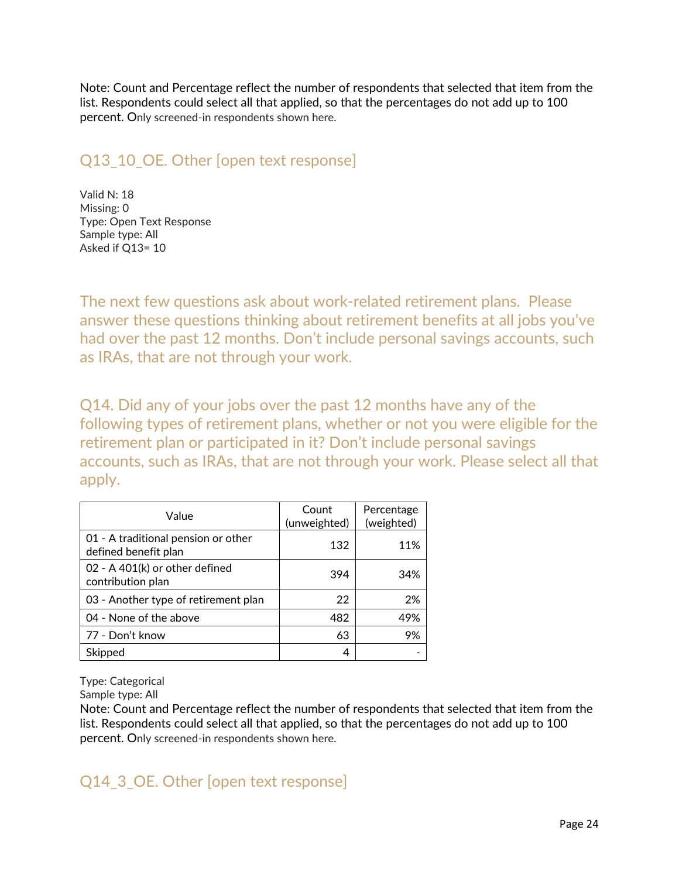Note: Count and Percentage reflect the number of respondents that selected that item from the list. Respondents could select all that applied, so that the percentages do not add up to 100 percent. Only screened-in respondents shown here.

## Q13_10_OE. Other [open text response]

Valid N: 18
Missing: 0
Type: Open Text Response
Sample type: All
Asked if Q13= 10

## The next few questions ask about work-related retirement plans. Please answer these questions thinking about retirement benefits at all jobs you've had over the past 12 months. Don't include personal savings accounts, such as IRAs, that are not through your work.

## Q14. Did any of your jobs over the past 12 months have any of the following types of retirement plans, whether or not you were eligible for the retirement plan or participated in it? Don't include personal savings accounts, such as IRAs, that are not through your work. Please select all that apply.

| Value | Count (unweighted) | Percentage (weighted) |
|---|---|---|
| 01 - A traditional pension or other defined benefit plan | 132 | 11% |
| 02 - A 401(k) or other defined contribution plan | 394 | 34% |
| 03 - Another type of retirement plan | 22 | 2% |
| 04 - None of the above | 482 | 49% |
| 77 - Don't know | 63 | 9% |
| Skipped | 4 | - |

Type: Categorical
Sample type: All
Note: Count and Percentage reflect the number of respondents that selected that item from the list. Respondents could select all that applied, so that the percentages do not add up to 100 percent. Only screened-in respondents shown here.

## Q14_3_OE. Other [open text response]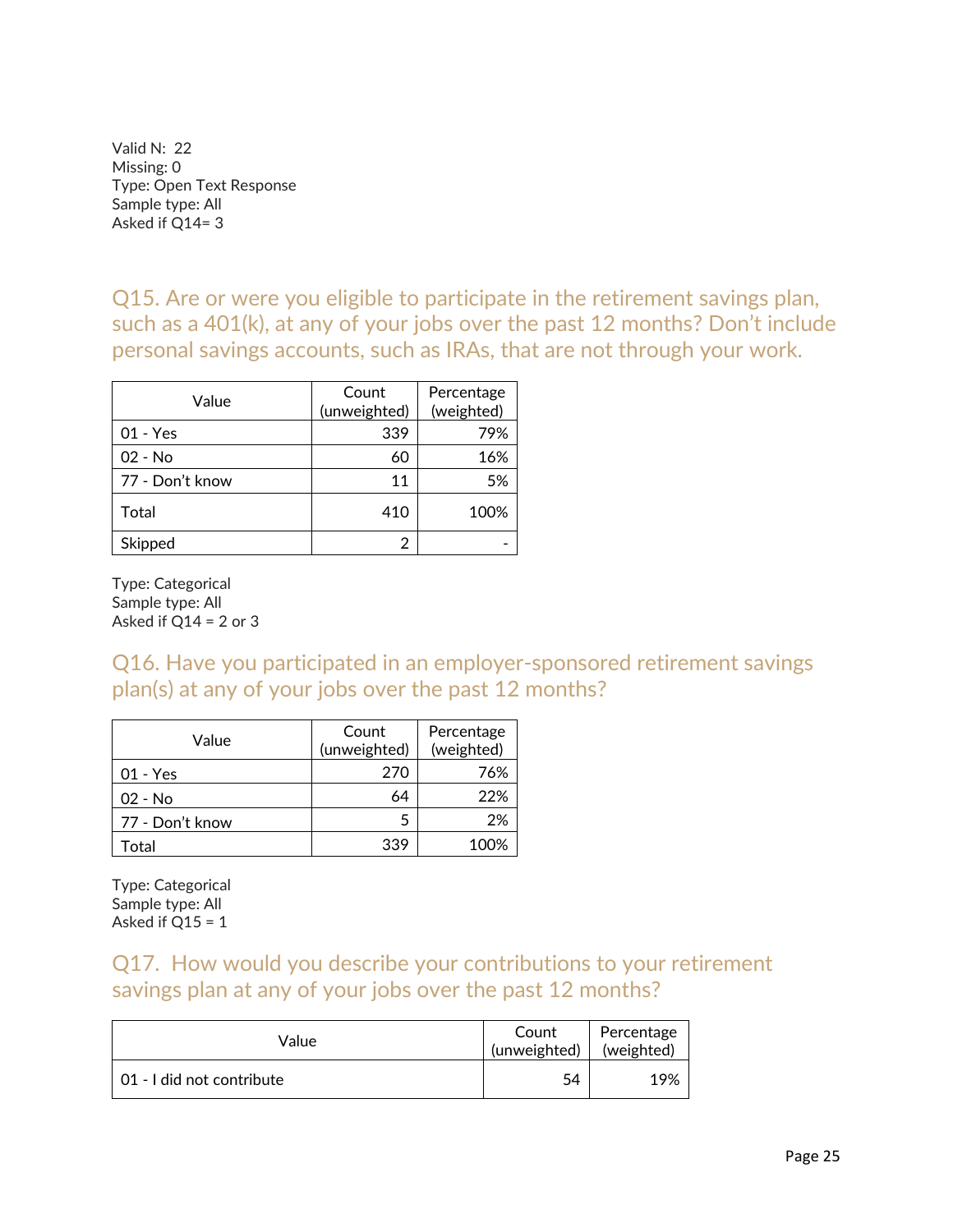Valid N: 22
Missing: 0
Type: Open Text Response
Sample type: All
Asked if Q14= 3

## Q15. Are or were you eligible to participate in the retirement savings plan, such as a 401(k), at any of your jobs over the past 12 months? Don't include personal savings accounts, such as IRAs, that are not through your work.

| Value | Count (unweighted) | Percentage (weighted) |
|---|---|---|
| 01 - Yes | 339 | 79% |
| 02 - No | 60 | 16% |
| 77 - Don't know | 11 | 5% |
| Total | 410 | 100% |
| Skipped | 2 | - |

Type: Categorical
Sample type: All
Asked if Q14 = 2 or 3

## Q16. Have you participated in an employer-sponsored retirement savings plan(s) at any of your jobs over the past 12 months?

| Value | Count (unweighted) | Percentage (weighted) |
|---|---|---|
| 01 - Yes | 270 | 76% |
| 02 - No | 64 | 22% |
| 77 - Don't know | 5 | 2% |
| Total | 339 | 100% |

Type: Categorical
Sample type: All
Asked if Q15 = 1

## Q17. How would you describe your contributions to your retirement savings plan at any of your jobs over the past 12 months?

| Value | Count (unweighted) | Percentage (weighted) |
|---|---|---|
| 01 - I did not contribute | 54 | 19% |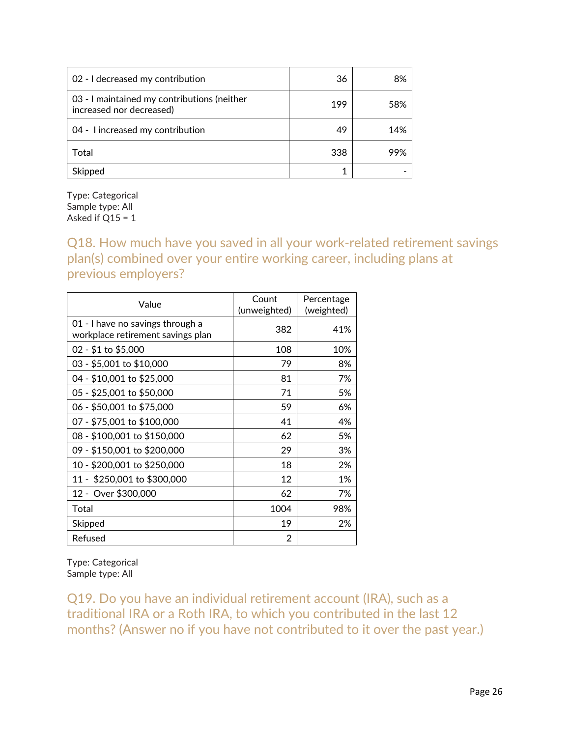| | | |
|---|---|---|
| 02 - I decreased my contribution | 36 | 8% |
| 03 - I maintained my contributions (neither increased nor decreased) | 199 | 58% |
| 04 - I increased my contribution | 49 | 14% |
| Total | 338 | 99% |
| Skipped | 1 | - |

Type: Categorical
Sample type: All
Asked if Q15 = 1

## Q18. How much have you saved in all your work-related retirement savings plan(s) combined over your entire working career, including plans at previous employers?

| Value | Count (unweighted) | Percentage (weighted) |
|---|---|---|
| 01 - I have no savings through a workplace retirement savings plan | 382 | 41% |
| 02 - $1 to $5,000 | 108 | 10% |
| 03 - $5,001 to $10,000 | 79 | 8% |
| 04 - $10,001 to $25,000 | 81 | 7% |
| 05 - $25,001 to $50,000 | 71 | 5% |
| 06 - $50,001 to $75,000 | 59 | 6% |
| 07 - $75,001 to $100,000 | 41 | 4% |
| 08 - $100,001 to $150,000 | 62 | 5% |
| 09 - $150,001 to $200,000 | 29 | 3% |
| 10 - $200,001 to $250,000 | 18 | 2% |
| 11 - $250,001 to $300,000 | 12 | 1% |
| 12 - Over $300,000 | 62 | 7% |
| Total | 1004 | 98% |
| Skipped | 19 | 2% |
| Refused | 2 | |

Type: Categorical
Sample type: All

## Q19. Do you have an individual retirement account (IRA), such as a traditional IRA or a Roth IRA, to which you contributed in the last 12 months? (Answer no if you have not contributed to it over the past year.)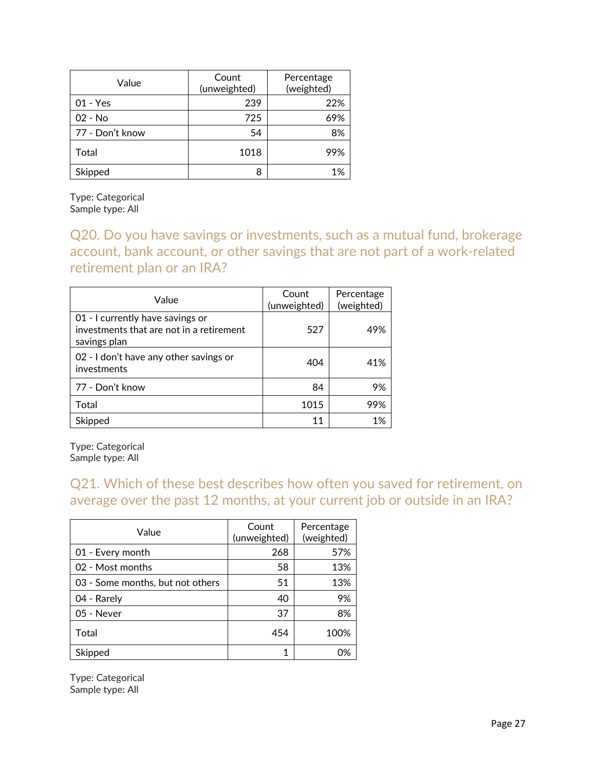| Value | Count (unweighted) | Percentage (weighted) |
|---|---|---|
| 01 - Yes | 239 | 22% |
| 02 - No | 725 | 69% |
| 77 - Don't know | 54 | 8% |
| Total | 1018 | 99% |
| Skipped | 8 | 1% |

Type: Categorical
Sample type: All

## Q20. Do you have savings or investments, such as a mutual fund, brokerage account, bank account, or other savings that are not part of a work-related retirement plan or an IRA?

| Value | Count (unweighted) | Percentage (weighted) |
|---|---|---|
| 01 - I currently have savings or investments that are not in a retirement savings plan | 527 | 49% |
| 02 - I don't have any other savings or investments | 404 | 41% |
| 77 - Don't know | 84 | 9% |
| Total | 1015 | 99% |
| Skipped | 11 | 1% |

Type: Categorical
Sample type: All

## Q21. Which of these best describes how often you saved for retirement, on average over the past 12 months, at your current job or outside in an IRA?

| Value | Count (unweighted) | Percentage (weighted) |
|---|---|---|
| 01 - Every month | 268 | 57% |
| 02 - Most months | 58 | 13% |
| 03 - Some months, but not others | 51 | 13% |
| 04 - Rarely | 40 | 9% |
| 05 - Never | 37 | 8% |
| Total | 454 | 100% |
| Skipped | 1 | 0% |

Type: Categorical
Sample type: All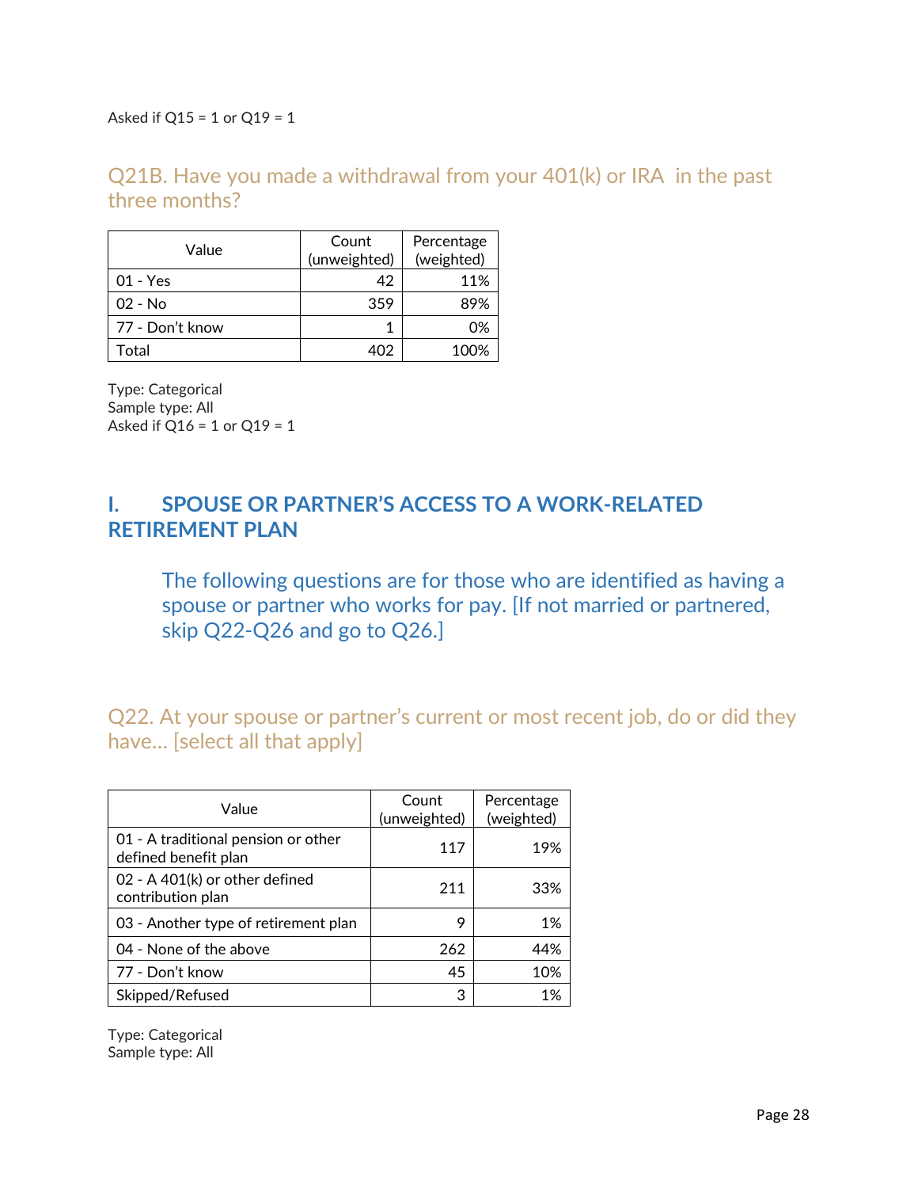Asked if Q15 = 1 or Q19 = 1

### Q21B. Have you made a withdrawal from your 401(k) or IRA in the past three months?

| Value | Count (unweighted) | Percentage (weighted) |
|---|---|---|
| 01 - Yes | 42 | 11% |
| 02 - No | 359 | 89% |
| 77 - Don't know | 1 | 0% |
| Total | 402 | 100% |

Type: Categorical
Sample type: All
Asked if Q16 = 1 or Q19 = 1

## I. SPOUSE OR PARTNER'S ACCESS TO A WORK-RELATED RETIREMENT PLAN

The following questions are for those who are identified as having a spouse or partner who works for pay. [If not married or partnered, skip Q22-Q26 and go to Q26.]

### Q22. At your spouse or partner's current or most recent job, do or did they have... [select all that apply]

| Value | Count (unweighted) | Percentage (weighted) |
|---|---|---|
| 01 - A traditional pension or other defined benefit plan | 117 | 19% |
| 02 - A 401(k) or other defined contribution plan | 211 | 33% |
| 03 - Another type of retirement plan | 9 | 1% |
| 04 - None of the above | 262 | 44% |
| 77 - Don't know | 45 | 10% |
| Skipped/Refused | 3 | 1% |

Type: Categorical
Sample type: All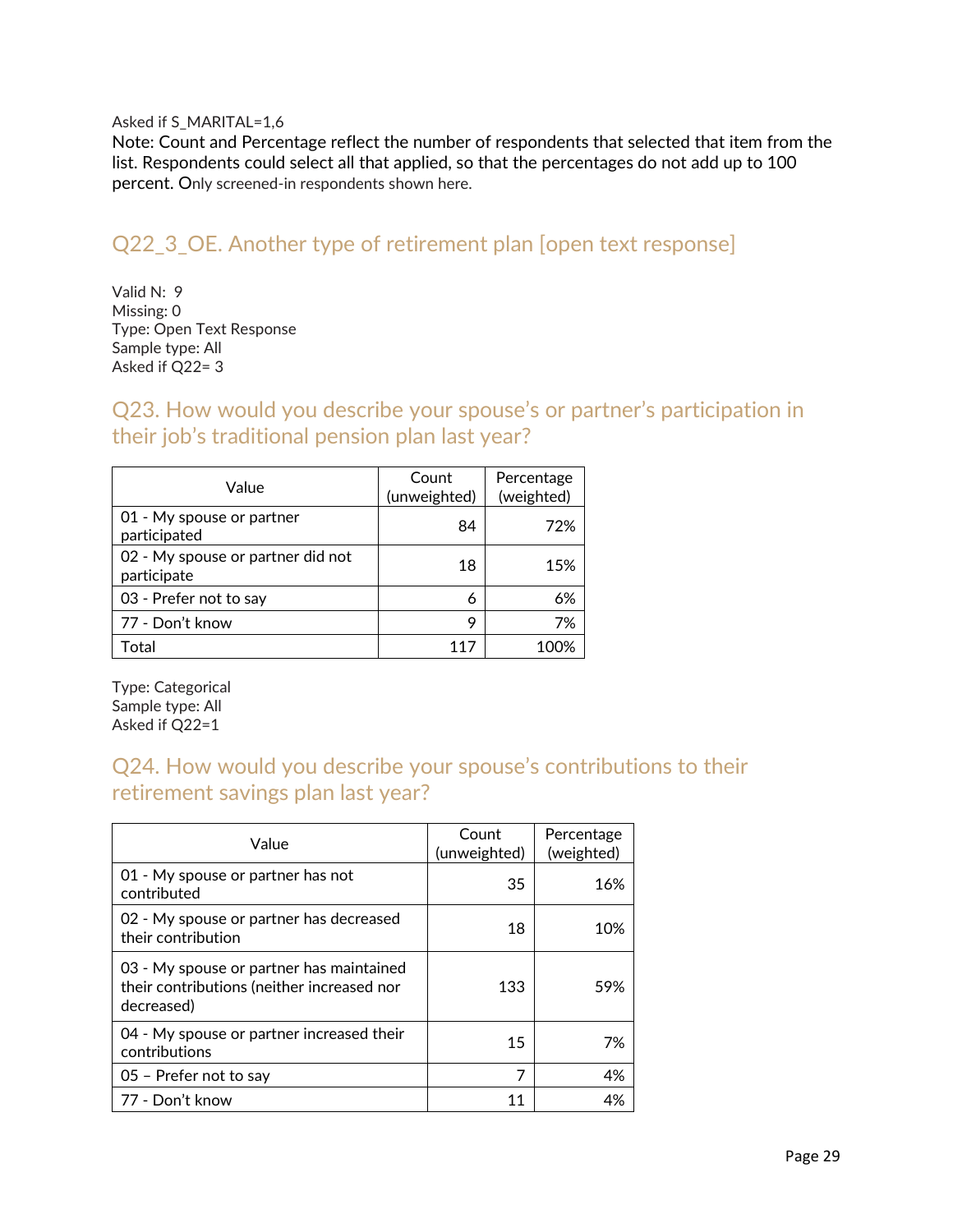Asked if S_MARITAL=1,6

Note: Count and Percentage reflect the number of respondents that selected that item from the list. Respondents could select all that applied, so that the percentages do not add up to 100 percent. Only screened-in respondents shown here.

## Q22_3_OE. Another type of retirement plan [open text response]

Valid N: 9
Missing: 0
Type: Open Text Response
Sample type: All
Asked if Q22= 3

## Q23. How would you describe your spouse's or partner's participation in their job's traditional pension plan last year?

| Value | Count (unweighted) | Percentage (weighted) |
|---|---|---|
| 01 - My spouse or partner participated | 84 | 72% |
| 02 - My spouse or partner did not participate | 18 | 15% |
| 03 - Prefer not to say | 6 | 6% |
| 77 - Don't know | 9 | 7% |
| Total | 117 | 100% |

Type: Categorical
Sample type: All
Asked if Q22=1

## Q24. How would you describe your spouse's contributions to their retirement savings plan last year?

| Value | Count (unweighted) | Percentage (weighted) |
|---|---|---|
| 01 - My spouse or partner has not contributed | 35 | 16% |
| 02 - My spouse or partner has decreased their contribution | 18 | 10% |
| 03 - My spouse or partner has maintained their contributions (neither increased nor decreased) | 133 | 59% |
| 04 - My spouse or partner increased their contributions | 15 | 7% |
| 05 – Prefer not to say | 7 | 4% |
| 77 - Don't know | 11 | 4% |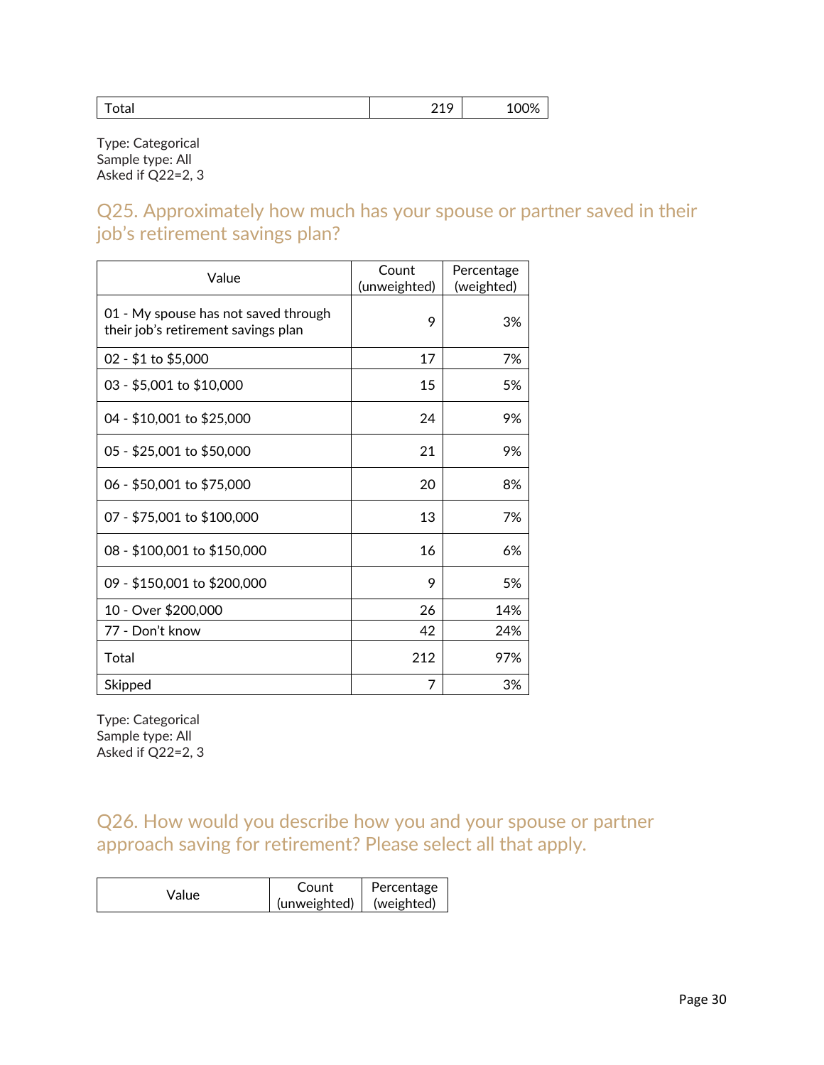| Total | 219 | 100% |
|---|---|---|

Type: Categorical
Sample type: All
Asked if Q22=2, 3

## Q25. Approximately how much has your spouse or partner saved in their job's retirement savings plan?

| Value | Count (unweighted) | Percentage (weighted) |
|---|---|---|
| 01 - My spouse has not saved through their job's retirement savings plan | 9 | 3% |
| 02 - $1 to $5,000 | 17 | 7% |
| 03 - $5,001 to $10,000 | 15 | 5% |
| 04 - $10,001 to $25,000 | 24 | 9% |
| 05 - $25,001 to $50,000 | 21 | 9% |
| 06 - $50,001 to $75,000 | 20 | 8% |
| 07 - $75,001 to $100,000 | 13 | 7% |
| 08 - $100,001 to $150,000 | 16 | 6% |
| 09 - $150,001 to $200,000 | 9 | 5% |
| 10 - Over $200,000 | 26 | 14% |
| 77 - Don't know | 42 | 24% |
| Total | 212 | 97% |
| Skipped | 7 | 3% |

Type: Categorical
Sample type: All
Asked if Q22=2, 3

## Q26. How would you describe how you and your spouse or partner approach saving for retirement? Please select all that apply.

| Value | Count (unweighted) | Percentage (weighted) |
|---|---|---|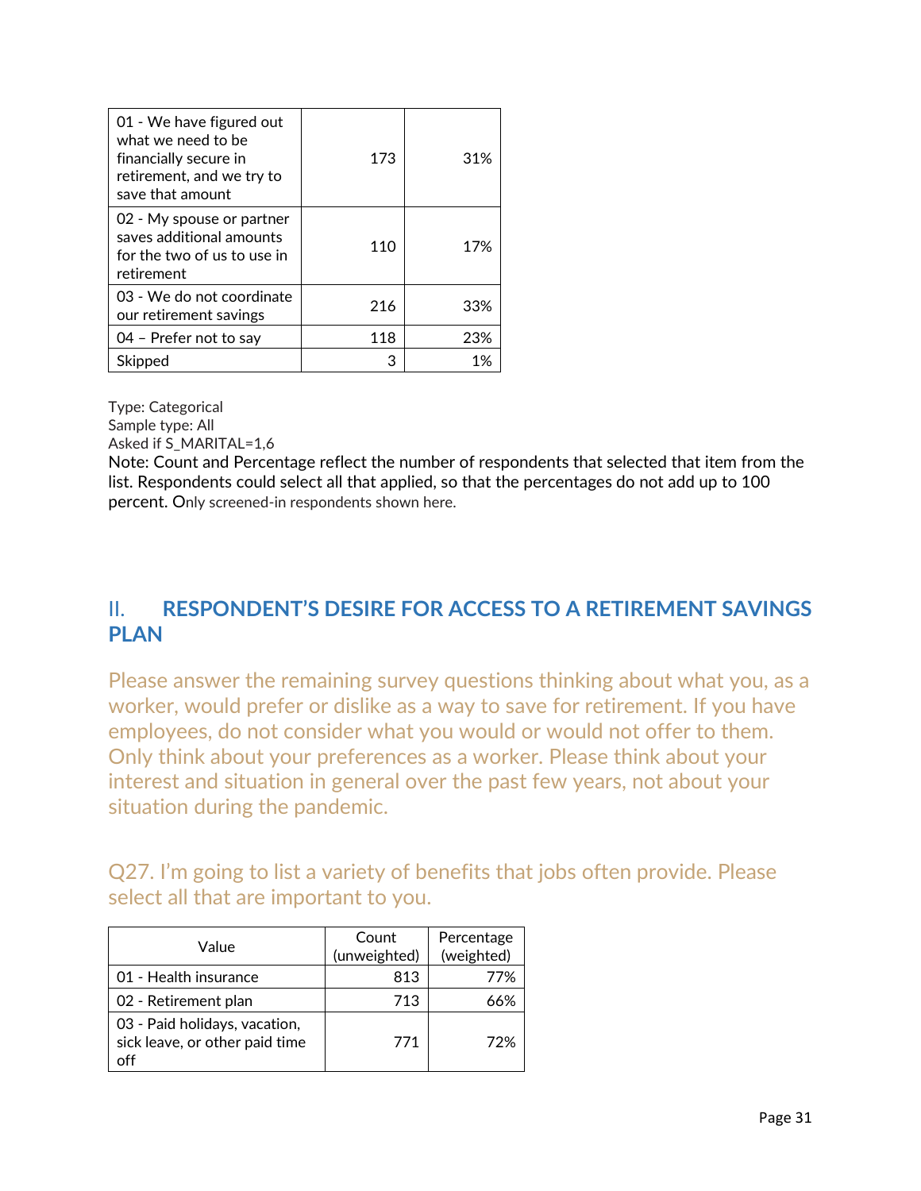| | | |
|---|---|---|
| 01 - We have figured out what we need to be financially secure in retirement, and we try to save that amount | 173 | 31% |
| 02 - My spouse or partner saves additional amounts for the two of us to use in retirement | 110 | 17% |
| 03 - We do not coordinate our retirement savings | 216 | 33% |
| 04 – Prefer not to say | 118 | 23% |
| Skipped | 3 | 1% |

Type: Categorical
Sample type: All
Asked if S_MARITAL=1,6
Note: Count and Percentage reflect the number of respondents that selected that item from the list. Respondents could select all that applied, so that the percentages do not add up to 100 percent. Only screened-in respondents shown here.

## II. RESPONDENT'S DESIRE FOR ACCESS TO A RETIREMENT SAVINGS PLAN

Please answer the remaining survey questions thinking about what you, as a worker, would prefer or dislike as a way to save for retirement. If you have employees, do not consider what you would or would not offer to them. Only think about your preferences as a worker. Please think about your interest and situation in general over the past few years, not about your situation during the pandemic.

### Q27. I'm going to list a variety of benefits that jobs often provide. Please select all that are important to you.

| Value | Count (unweighted) | Percentage (weighted) |
|---|---|---|
| 01 - Health insurance | 813 | 77% |
| 02 - Retirement plan | 713 | 66% |
| 03 - Paid holidays, vacation, sick leave, or other paid time off | 771 | 72% |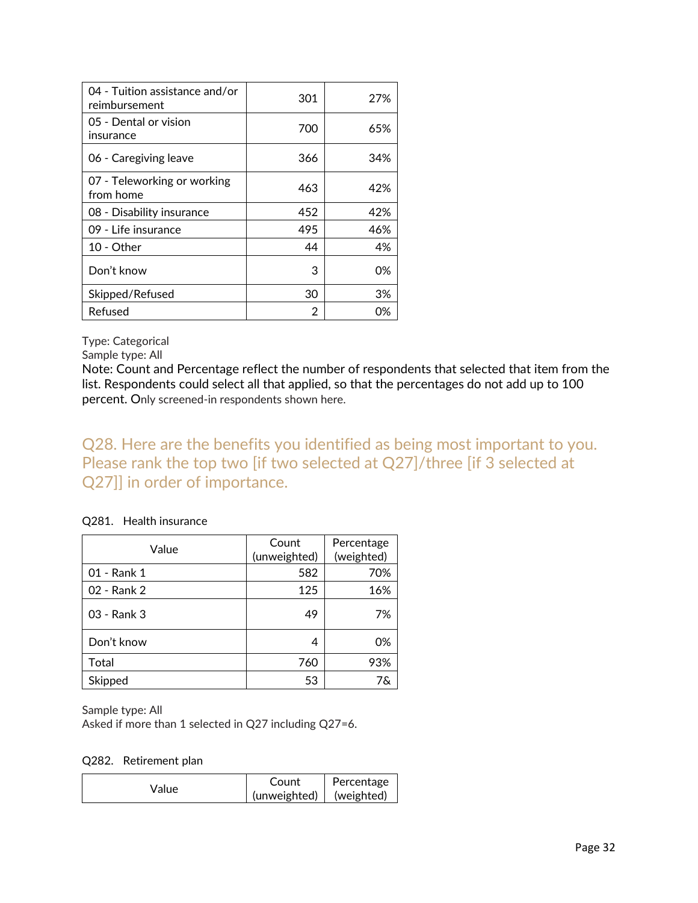| | | |
|---|---|---|
| 04 - Tuition assistance and/or reimbursement | 301 | 27% |
| 05 - Dental or vision insurance | 700 | 65% |
| 06 - Caregiving leave | 366 | 34% |
| 07 - Teleworking or working from home | 463 | 42% |
| 08 - Disability insurance | 452 | 42% |
| 09 - Life insurance | 495 | 46% |
| 10 - Other | 44 | 4% |
| Don't know | 3 | 0% |
| Skipped/Refused | 30 | 3% |
| Refused | 2 | 0% |

Type: Categorical
Sample type: All
Note: Count and Percentage reflect the number of respondents that selected that item from the list. Respondents could select all that applied, so that the percentages do not add up to 100 percent. Only screened-in respondents shown here.

## Q28. Here are the benefits you identified as being most important to you. Please rank the top two [if two selected at Q27]/three [if 3 selected at Q27]] in order of importance.

Q281. Health insurance

| Value | Count (unweighted) | Percentage (weighted) |
|---|---|---|
| 01 - Rank 1 | 582 | 70% |
| 02 - Rank 2 | 125 | 16% |
| 03 - Rank 3 | 49 | 7% |
| Don't know | 4 | 0% |
| Total | 760 | 93% |
| Skipped | 53 | 7& |

Sample type: All
Asked if more than 1 selected in Q27 including Q27=6.

Q282. Retirement plan

| Value | Count (unweighted) | Percentage (weighted) |
|---|---|---|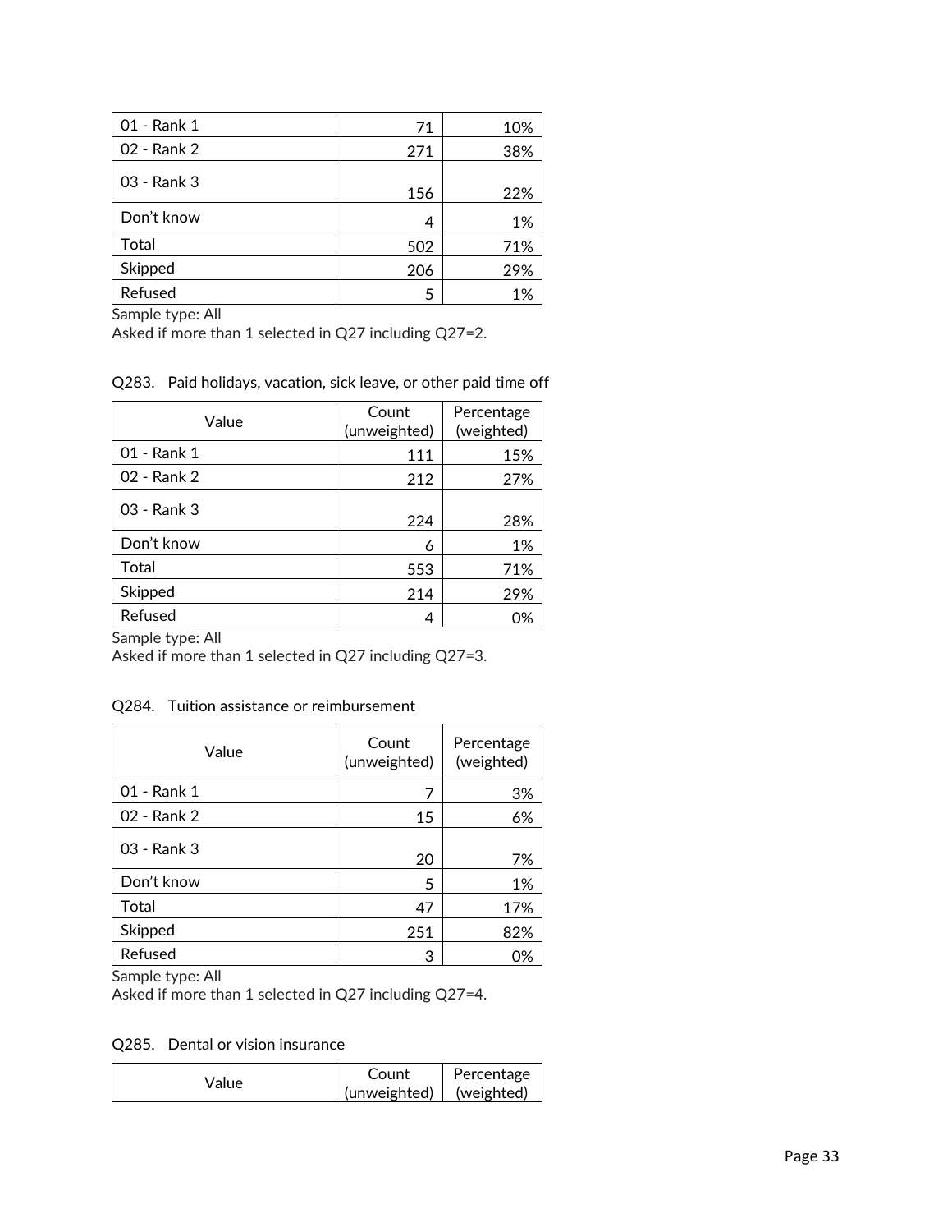| | | |
|---|---|---|
| 01 - Rank 1 | 71 | 10% |
| 02 - Rank 2 | 271 | 38% |
| 03 - Rank 3 | 156 | 22% |
| Don't know | 4 | 1% |
| Total | 502 | 71% |
| Skipped | 206 | 29% |
| Refused | 5 | 1% |

Sample type: All
Asked if more than 1 selected in Q27 including Q27=2.

Q283. Paid holidays, vacation, sick leave, or other paid time off

| Value | Count (unweighted) | Percentage (weighted) |
|---|---|---|
| 01 - Rank 1 | 111 | 15% |
| 02 - Rank 2 | 212 | 27% |
| 03 - Rank 3 | 224 | 28% |
| Don't know | 6 | 1% |
| Total | 553 | 71% |
| Skipped | 214 | 29% |
| Refused | 4 | 0% |

Sample type: All
Asked if more than 1 selected in Q27 including Q27=3.

Q284. Tuition assistance or reimbursement

| Value | Count (unweighted) | Percentage (weighted) |
|---|---|---|
| 01 - Rank 1 | 7 | 3% |
| 02 - Rank 2 | 15 | 6% |
| 03 - Rank 3 | 20 | 7% |
| Don't know | 5 | 1% |
| Total | 47 | 17% |
| Skipped | 251 | 82% |
| Refused | 3 | 0% |

Sample type: All
Asked if more than 1 selected in Q27 including Q27=4.

Q285. Dental or vision insurance

| Value | Count (unweighted) | Percentage (weighted) |
|---|---|---|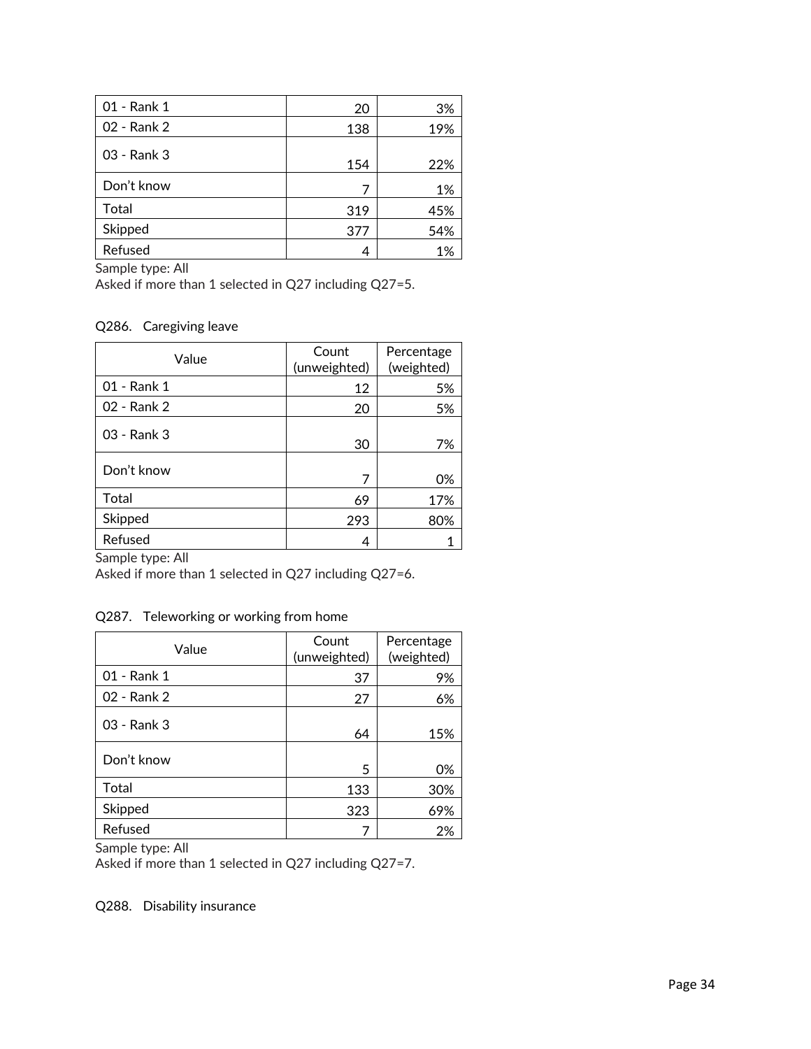| 01 - Rank 1 | 20 | 3% |
|---|---|---|
| 02 - Rank 2 | 138 | 19% |
| 03 - Rank 3 | 154 | 22% |
| Don't know | 7 | 1% |
| Total | 319 | 45% |
| Skipped | 377 | 54% |
| Refused | 4 | 1% |

Sample type: All
Asked if more than 1 selected in Q27 including Q27=5.

Q286. Caregiving leave

| Value | Count (unweighted) | Percentage (weighted) |
|---|---|---|
| 01 - Rank 1 | 12 | 5% |
| 02 - Rank 2 | 20 | 5% |
| 03 - Rank 3 | 30 | 7% |
| Don't know | 7 | 0% |
| Total | 69 | 17% |
| Skipped | 293 | 80% |
| Refused | 4 | 1 |

Sample type: All
Asked if more than 1 selected in Q27 including Q27=6.

Q287. Teleworking or working from home

| Value | Count (unweighted) | Percentage (weighted) |
|---|---|---|
| 01 - Rank 1 | 37 | 9% |
| 02 - Rank 2 | 27 | 6% |
| 03 - Rank 3 | 64 | 15% |
| Don't know | 5 | 0% |
| Total | 133 | 30% |
| Skipped | 323 | 69% |
| Refused | 7 | 2% |

Sample type: All
Asked if more than 1 selected in Q27 including Q27=7.

Q288. Disability insurance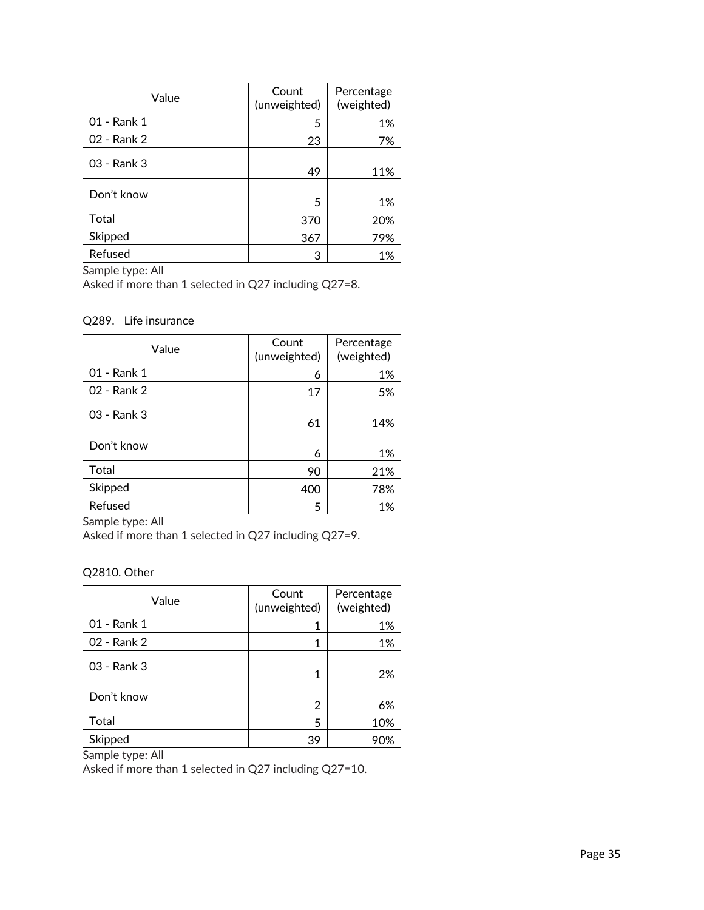| Value | Count (unweighted) | Percentage (weighted) |
|---|---|---|
| 01 - Rank 1 | 5 | 1% |
| 02 - Rank 2 | 23 | 7% |
| 03 - Rank 3 | 49 | 11% |
| Don’t know | 5 | 1% |
| Total | 370 | 20% |
| Skipped | 367 | 79% |
| Refused | 3 | 1% |

Sample type: All
Asked if more than 1 selected in Q27 including Q27=8.

Q289. Life insurance

| Value | Count (unweighted) | Percentage (weighted) |
|---|---|---|
| 01 - Rank 1 | 6 | 1% |
| 02 - Rank 2 | 17 | 5% |
| 03 - Rank 3 | 61 | 14% |
| Don’t know | 6 | 1% |
| Total | 90 | 21% |
| Skipped | 400 | 78% |
| Refused | 5 | 1% |

Sample type: All
Asked if more than 1 selected in Q27 including Q27=9.

Q2810. Other

| Value | Count (unweighted) | Percentage (weighted) |
|---|---|---|
| 01 - Rank 1 | 1 | 1% |
| 02 - Rank 2 | 1 | 1% |
| 03 - Rank 3 | 1 | 2% |
| Don’t know | 2 | 6% |
| Total | 5 | 10% |
| Skipped | 39 | 90% |

Sample type: All
Asked if more than 1 selected in Q27 including Q27=10.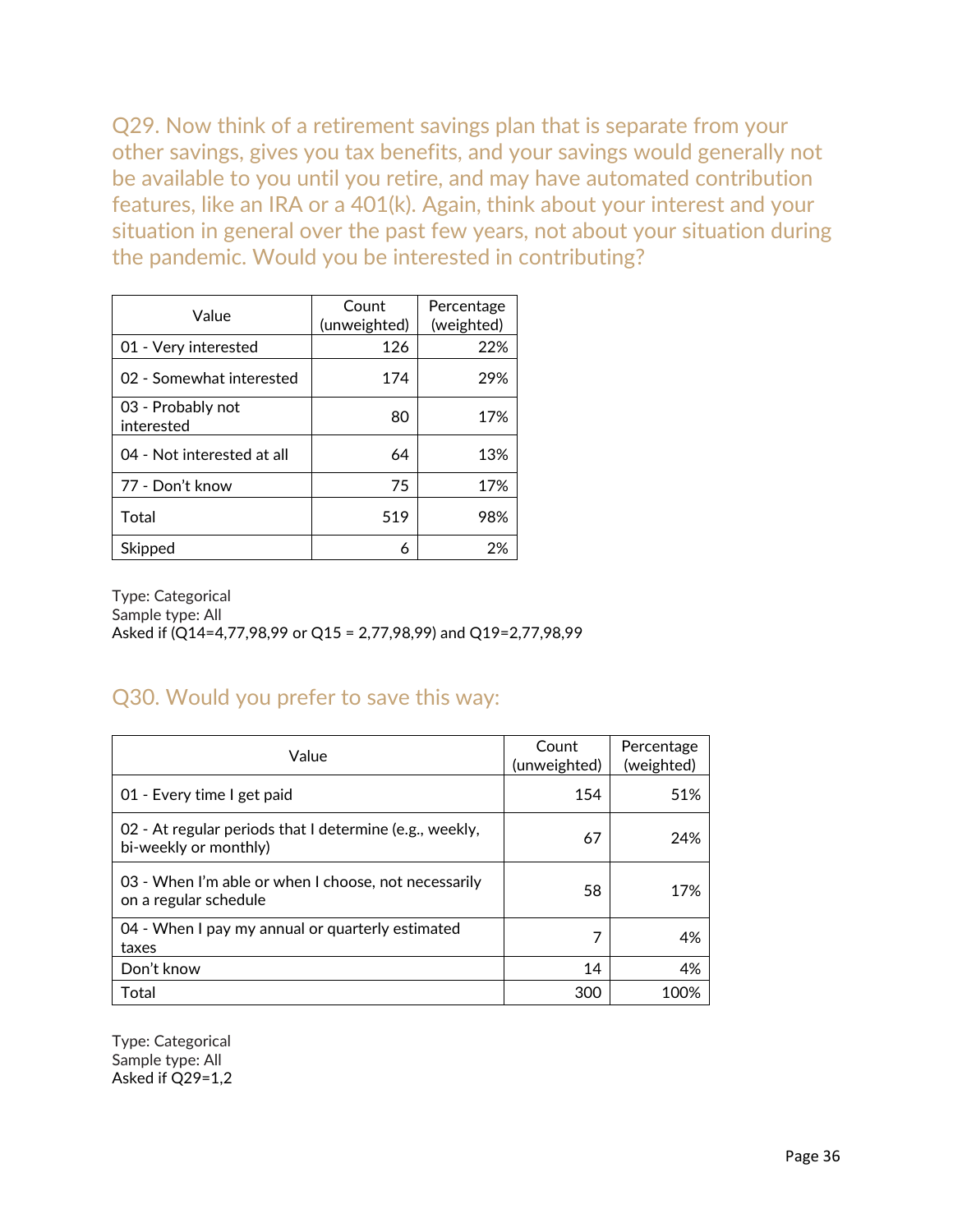## Q29. Now think of a retirement savings plan that is separate from your other savings, gives you tax benefits, and your savings would generally not be available to you until you retire, and may have automated contribution features, like an IRA or a 401(k). Again, think about your interest and your situation in general over the past few years, not about your situation during the pandemic. Would you be interested in contributing?

| Value | Count (unweighted) | Percentage (weighted) |
|---|---|---|
| 01 - Very interested | 126 | 22% |
| 02 - Somewhat interested | 174 | 29% |
| 03 - Probably not interested | 80 | 17% |
| 04 - Not interested at all | 64 | 13% |
| 77 - Don't know | 75 | 17% |
| Total | 519 | 98% |
| Skipped | 6 | 2% |

Type: Categorical
Sample type: All
Asked if (Q14=4,77,98,99 or Q15 = 2,77,98,99) and Q19=2,77,98,99

## Q30. Would you prefer to save this way:

| Value | Count (unweighted) | Percentage (weighted) |
|---|---|---|
| 01 - Every time I get paid | 154 | 51% |
| 02 - At regular periods that I determine (e.g., weekly, bi-weekly or monthly) | 67 | 24% |
| 03 - When I'm able or when I choose, not necessarily on a regular schedule | 58 | 17% |
| 04 - When I pay my annual or quarterly estimated taxes | 7 | 4% |
| Don't know | 14 | 4% |
| Total | 300 | 100% |

Type: Categorical
Sample type: All
Asked if Q29=1,2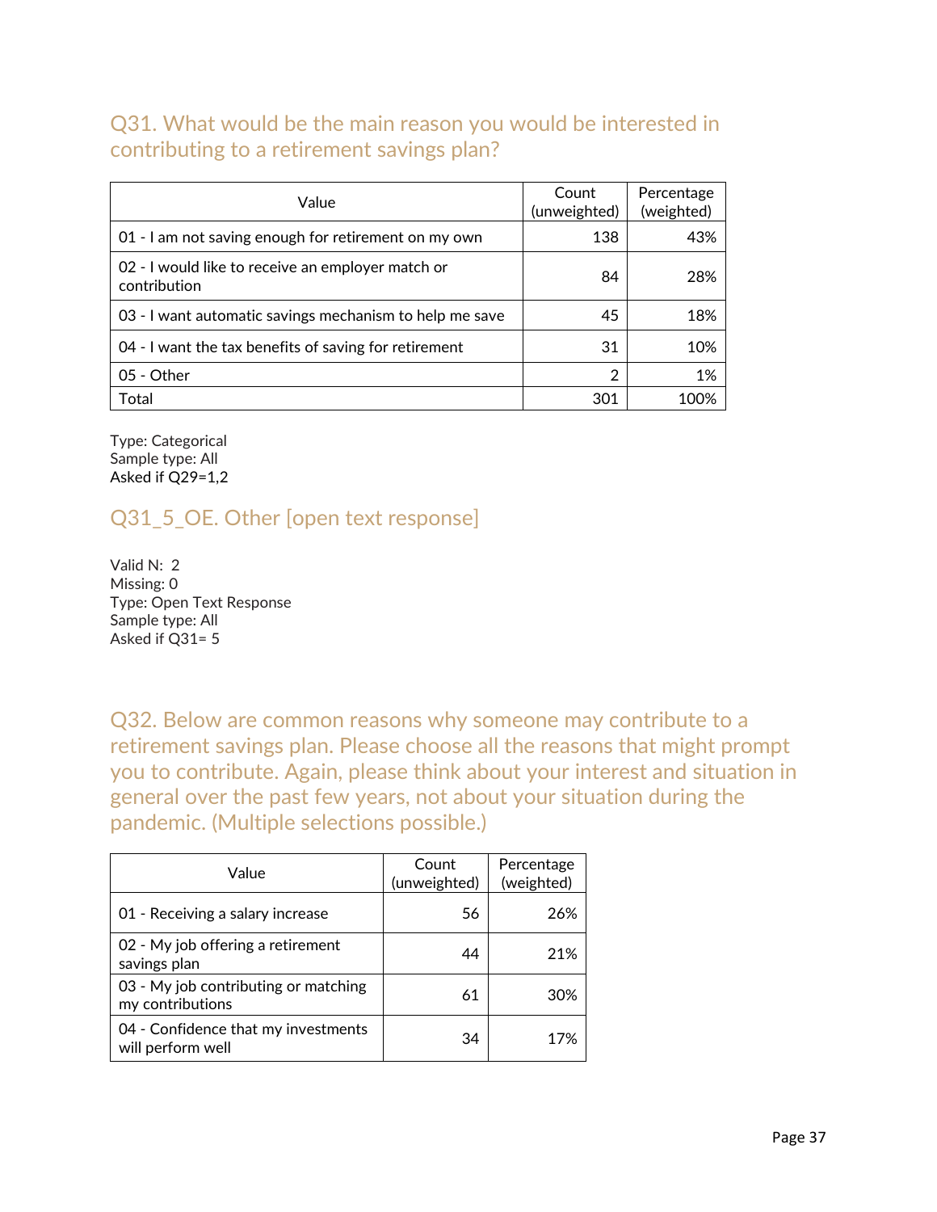## Q31. What would be the main reason you would be interested in contributing to a retirement savings plan?

| Value | Count (unweighted) | Percentage (weighted) |
|---|---|---|
| 01 - I am not saving enough for retirement on my own | 138 | 43% |
| 02 - I would like to receive an employer match or contribution | 84 | 28% |
| 03 - I want automatic savings mechanism to help me save | 45 | 18% |
| 04 - I want the tax benefits of saving for retirement | 31 | 10% |
| 05 - Other | 2 | 1% |
| Total | 301 | 100% |

Type: Categorical
Sample type: All
Asked if Q29=1,2

## Q31_5_OE. Other [open text response]

Valid N: 2
Missing: 0
Type: Open Text Response
Sample type: All
Asked if Q31= 5

## Q32. Below are common reasons why someone may contribute to a retirement savings plan. Please choose all the reasons that might prompt you to contribute. Again, please think about your interest and situation in general over the past few years, not about your situation during the pandemic. (Multiple selections possible.)

| Value | Count (unweighted) | Percentage (weighted) |
|---|---|---|
| 01 - Receiving a salary increase | 56 | 26% |
| 02 - My job offering a retirement savings plan | 44 | 21% |
| 03 - My job contributing or matching my contributions | 61 | 30% |
| 04 - Confidence that my investments will perform well | 34 | 17% |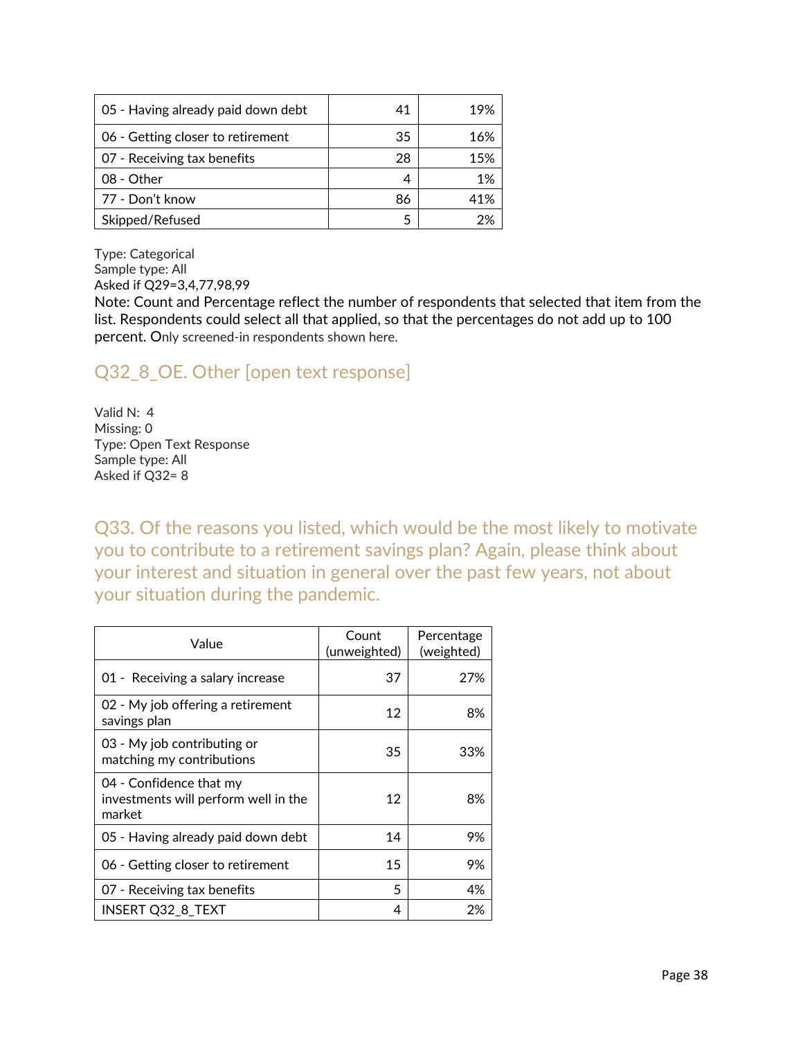| | | |
|---|---|---|
| 05 - Having already paid down debt | 41 | 19% |
| 06 - Getting closer to retirement | 35 | 16% |
| 07 - Receiving tax benefits | 28 | 15% |
| 08 - Other | 4 | 1% |
| 77 - Don't know | 86 | 41% |
| Skipped/Refused | 5 | 2% |

Type: Categorical
Sample type: All
Asked if Q29=3,4,77,98,99
Note: Count and Percentage reflect the number of respondents that selected that item from the list. Respondents could select all that applied, so that the percentages do not add up to 100 percent. Only screened-in respondents shown here.

## Q32_8_OE. Other [open text response]

Valid N: 4
Missing: 0
Type: Open Text Response
Sample type: All
Asked if Q32= 8

## Q33. Of the reasons you listed, which would be the most likely to motivate you to contribute to a retirement savings plan? Again, please think about your interest and situation in general over the past few years, not about your situation during the pandemic.

| Value | Count (unweighted) | Percentage (weighted) |
|---|---|---|
| 01 - Receiving a salary increase | 37 | 27% |
| 02 - My job offering a retirement savings plan | 12 | 8% |
| 03 - My job contributing or matching my contributions | 35 | 33% |
| 04 - Confidence that my investments will perform well in the market | 12 | 8% |
| 05 - Having already paid down debt | 14 | 9% |
| 06 - Getting closer to retirement | 15 | 9% |
| 07 - Receiving tax benefits | 5 | 4% |
| INSERT Q32_8_TEXT | 4 | 2% |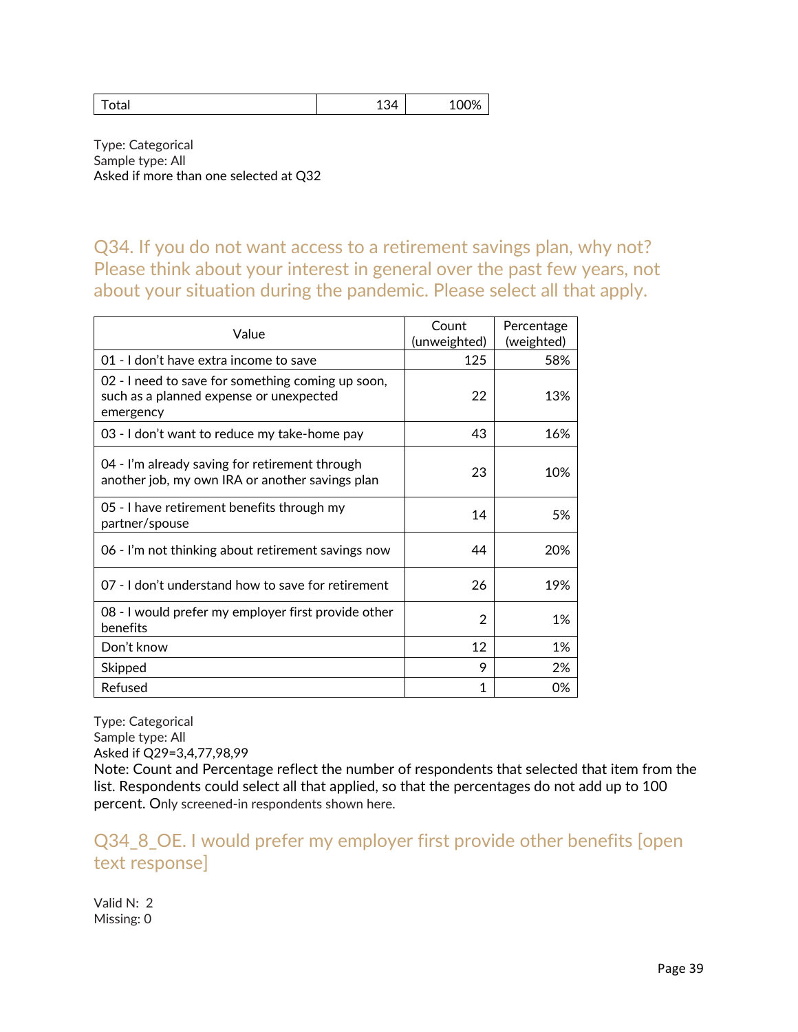| Total | 134 | 100% |
|---|---|---|

Type: Categorical
Sample type: All
Asked if more than one selected at Q32

## Q34. If you do not want access to a retirement savings plan, why not? Please think about your interest in general over the past few years, not about your situation during the pandemic. Please select all that apply.

| Value | Count (unweighted) | Percentage (weighted) |
|---|---|---|
| 01 - I don't have extra income to save | 125 | 58% |
| 02 - I need to save for something coming up soon, such as a planned expense or unexpected emergency | 22 | 13% |
| 03 - I don't want to reduce my take-home pay | 43 | 16% |
| 04 - I'm already saving for retirement through another job, my own IRA or another savings plan | 23 | 10% |
| 05 - I have retirement benefits through my partner/spouse | 14 | 5% |
| 06 - I'm not thinking about retirement savings now | 44 | 20% |
| 07 - I don't understand how to save for retirement | 26 | 19% |
| 08 - I would prefer my employer first provide other benefits | 2 | 1% |
| Don't know | 12 | 1% |
| Skipped | 9 | 2% |
| Refused | 1 | 0% |

Type: Categorical
Sample type: All
Asked if Q29=3,4,77,98,99
Note: Count and Percentage reflect the number of respondents that selected that item from the list. Respondents could select all that applied, so that the percentages do not add up to 100 percent. Only screened-in respondents shown here.

## Q34_8_OE. I would prefer my employer first provide other benefits [open text response]

Valid N: 2
Missing: 0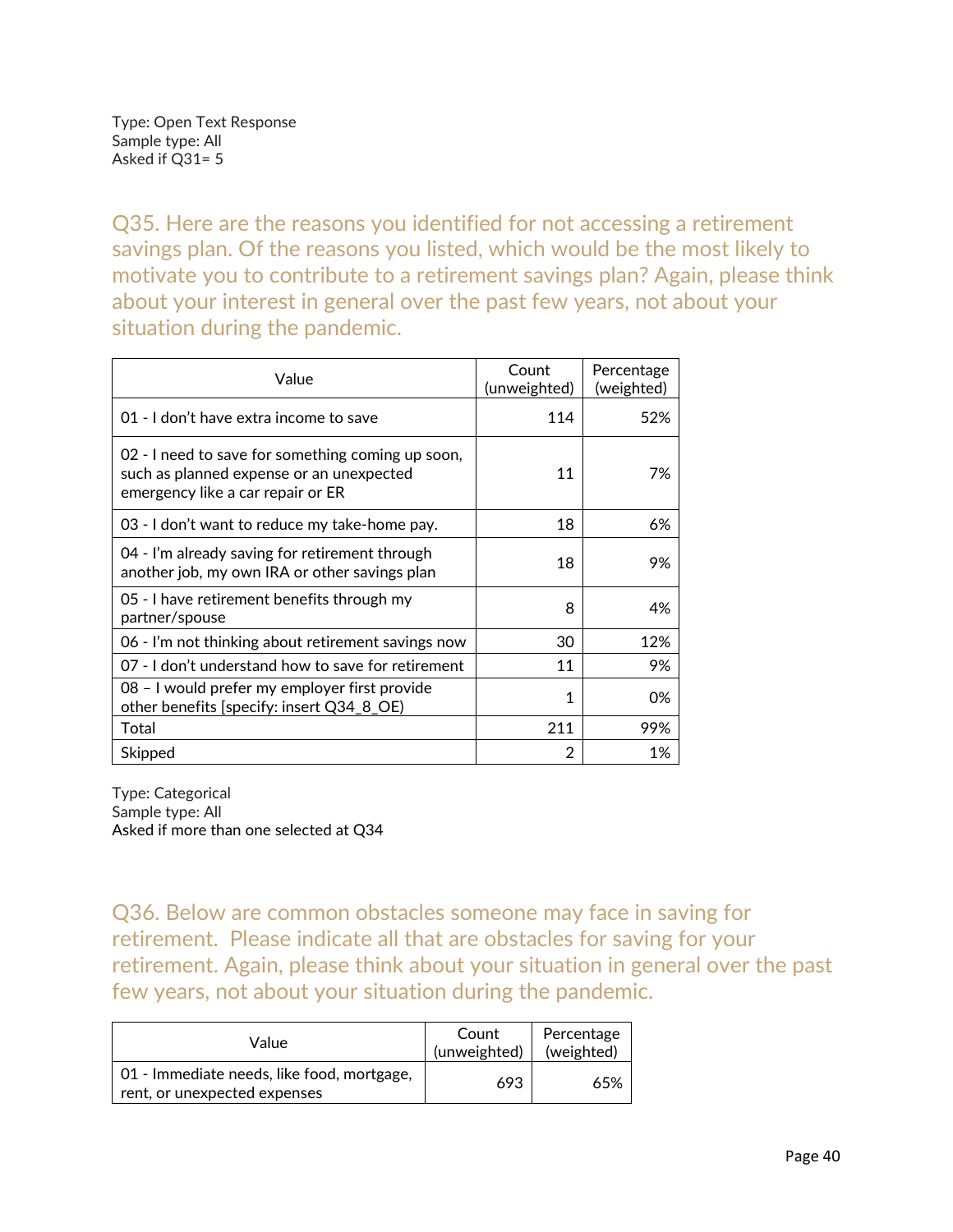Type: Open Text Response
Sample type: All
Asked if Q31= 5

## Q35. Here are the reasons you identified for not accessing a retirement savings plan. Of the reasons you listed, which would be the most likely to motivate you to contribute to a retirement savings plan? Again, please think about your interest in general over the past few years, not about your situation during the pandemic.

| Value | Count (unweighted) | Percentage (weighted) |
|---|---|---|
| 01 - I don't have extra income to save | 114 | 52% |
| 02 - I need to save for something coming up soon, such as planned expense or an unexpected emergency like a car repair or ER | 11 | 7% |
| 03 - I don't want to reduce my take-home pay. | 18 | 6% |
| 04 - I'm already saving for retirement through another job, my own IRA or other savings plan | 18 | 9% |
| 05 - I have retirement benefits through my partner/spouse | 8 | 4% |
| 06 - I'm not thinking about retirement savings now | 30 | 12% |
| 07 - I don't understand how to save for retirement | 11 | 9% |
| 08 – I would prefer my employer first provide other benefits [specify: insert Q34_8_OE) | 1 | 0% |
| Total | 211 | 99% |
| Skipped | 2 | 1% |

Type: Categorical
Sample type: All
Asked if more than one selected at Q34

## Q36. Below are common obstacles someone may face in saving for retirement. Please indicate all that are obstacles for saving for your retirement. Again, please think about your situation in general over the past few years, not about your situation during the pandemic.

| Value | Count (unweighted) | Percentage (weighted) |
|---|---|---|
| 01 - Immediate needs, like food, mortgage, rent, or unexpected expenses | 693 | 65% |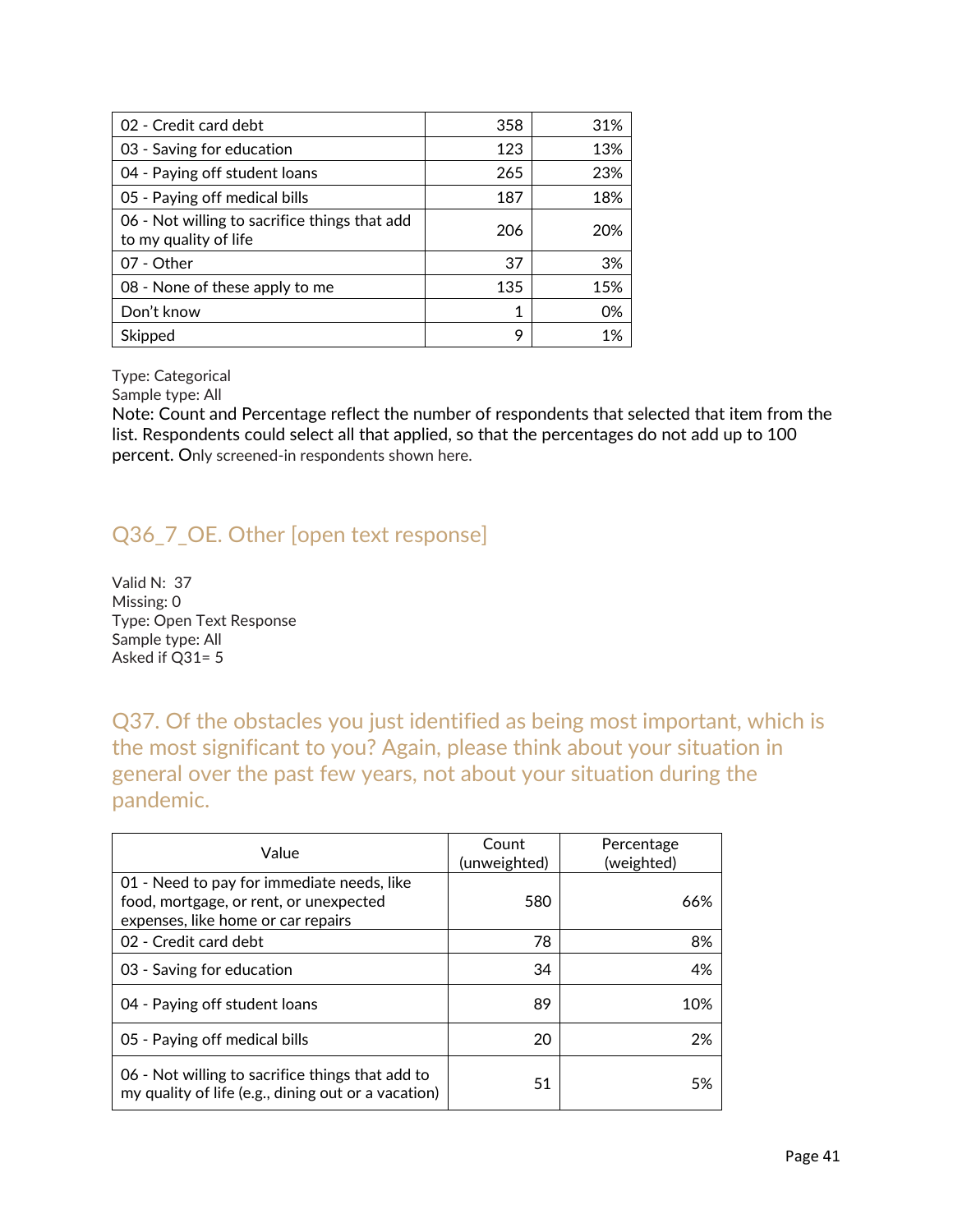| 02 - Credit card debt | 358 | 31% |
|---|---|---|
| 03 - Saving for education | 123 | 13% |
| 04 - Paying off student loans | 265 | 23% |
| 05 - Paying off medical bills | 187 | 18% |
| 06 - Not willing to sacrifice things that add to my quality of life | 206 | 20% |
| 07 - Other | 37 | 3% |
| 08 - None of these apply to me | 135 | 15% |
| Don't know | 1 | 0% |
| Skipped | 9 | 1% |

Type: Categorical
Sample type: All
Note: Count and Percentage reflect the number of respondents that selected that item from the list. Respondents could select all that applied, so that the percentages do not add up to 100 percent. Only screened-in respondents shown here.

## Q36_7_OE. Other [open text response]

Valid N: 37
Missing: 0
Type: Open Text Response
Sample type: All
Asked if Q31= 5

## Q37. Of the obstacles you just identified as being most important, which is the most significant to you? Again, please think about your situation in general over the past few years, not about your situation during the pandemic.

| Value | Count (unweighted) | Percentage (weighted) |
|---|---|---|
| 01 - Need to pay for immediate needs, like food, mortgage, or rent, or unexpected expenses, like home or car repairs | 580 | 66% |
| 02 - Credit card debt | 78 | 8% |
| 03 - Saving for education | 34 | 4% |
| 04 - Paying off student loans | 89 | 10% |
| 05 - Paying off medical bills | 20 | 2% |
| 06 - Not willing to sacrifice things that add to my quality of life (e.g., dining out or a vacation) | 51 | 5% |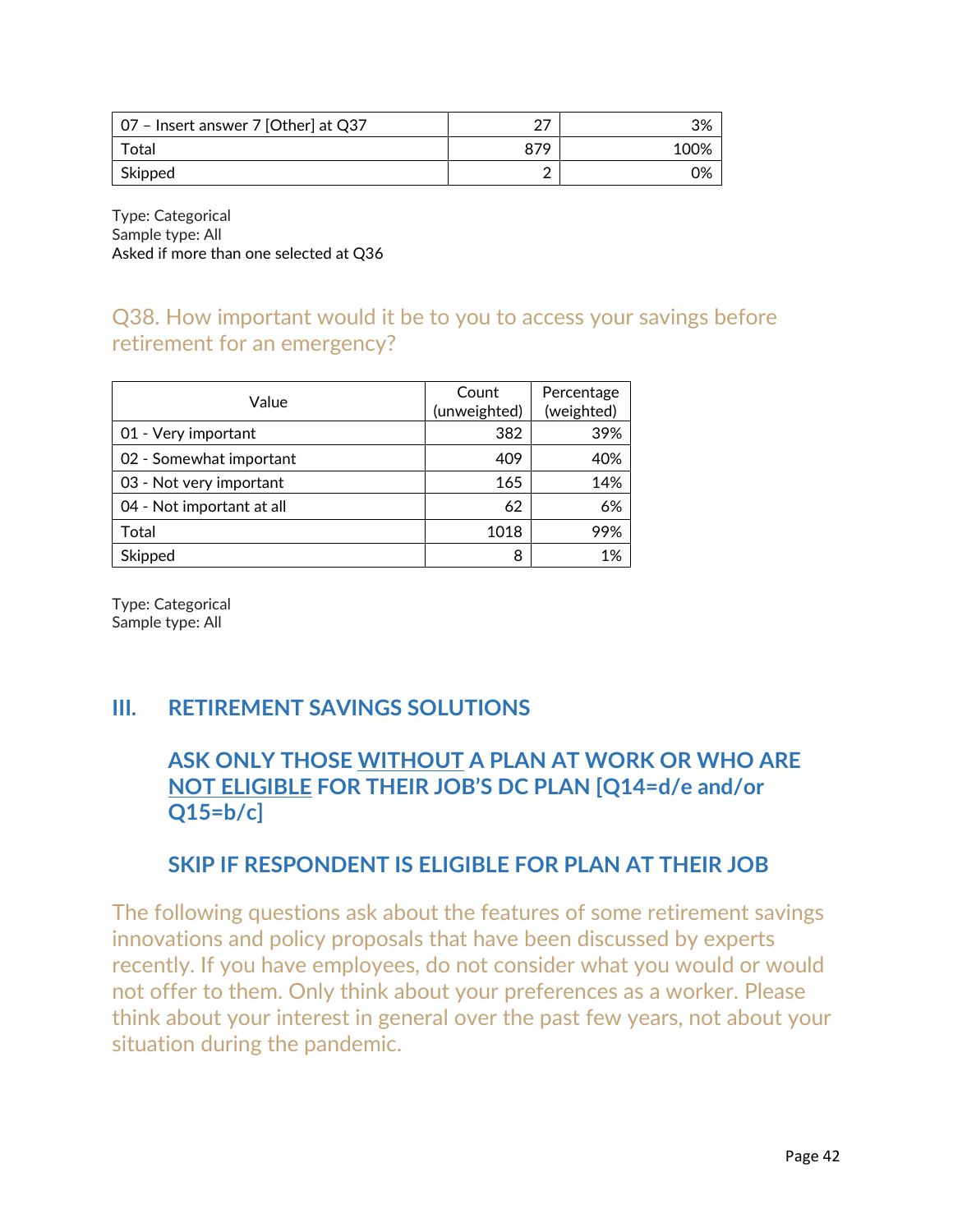| 07 – Insert answer 7 [Other] at Q37 | 27 | 3% |
|---|---|---|
| Total | 879 | 100% |
| Skipped | 2 | 0% |

Type: Categorical
Sample type: All
Asked if more than one selected at Q36

## Q38. How important would it be to you to access your savings before retirement for an emergency?

| Value | Count (unweighted) | Percentage (weighted) |
|---|---|---|
| 01 - Very important | 382 | 39% |
| 02 - Somewhat important | 409 | 40% |
| 03 - Not very important | 165 | 14% |
| 04 - Not important at all | 62 | 6% |
| Total | 1018 | 99% |
| Skipped | 8 | 1% |

Type: Categorical
Sample type: All

# III. RETIREMENT SAVINGS SOLUTIONS

**ASK ONLY THOSE WITHOUT A PLAN AT WORK OR WHO ARE NOT ELIGIBLE FOR THEIR JOB'S DC PLAN [Q14=d/e and/or Q15=b/c]**

**SKIP IF RESPONDENT IS ELIGIBLE FOR PLAN AT THEIR JOB**

The following questions ask about the features of some retirement savings innovations and policy proposals that have been discussed by experts recently. If you have employees, do not consider what you would or would not offer to them. Only think about your preferences as a worker. Please think about your interest in general over the past few years, not about your situation during the pandemic.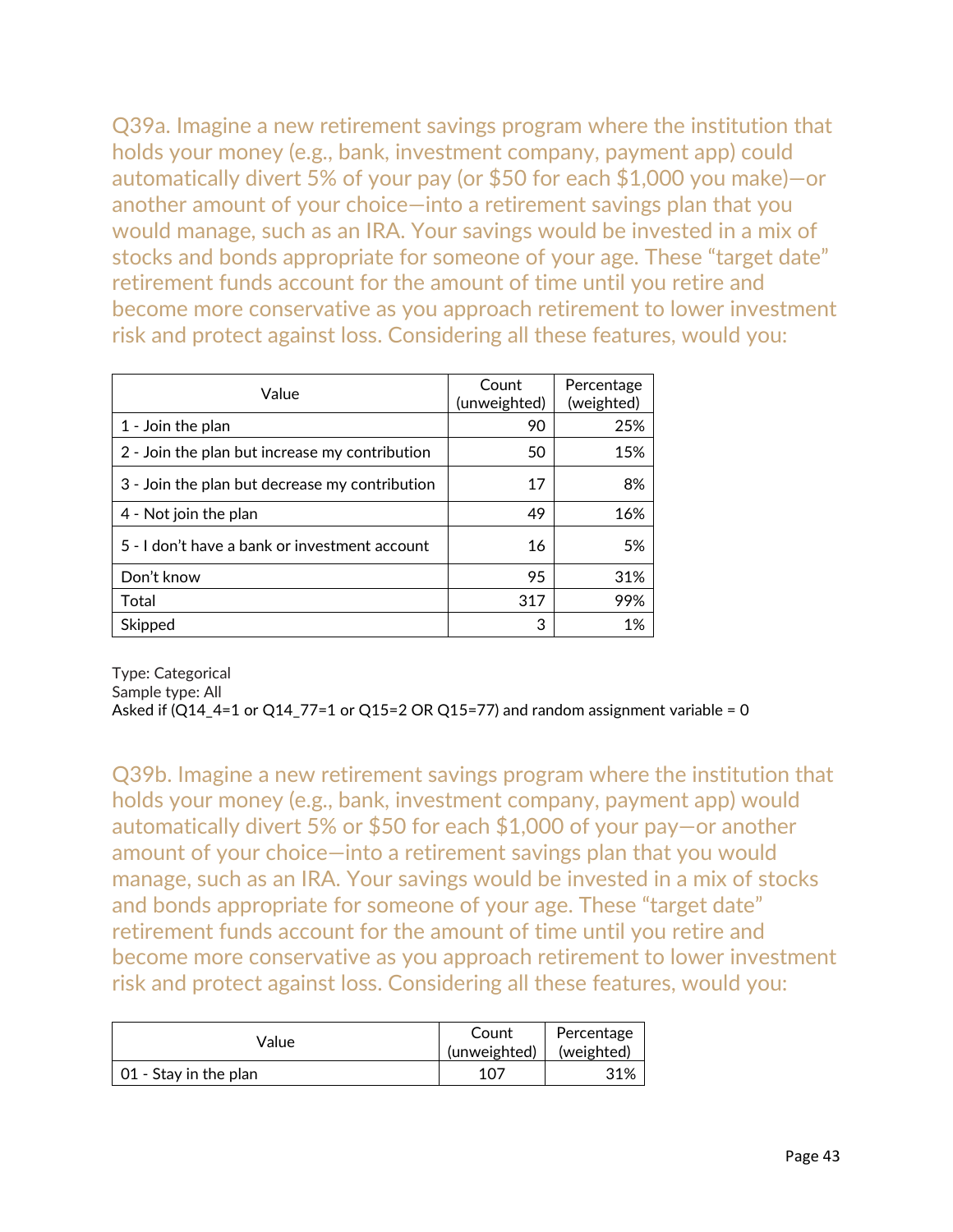### Q39a. Imagine a new retirement savings program where the institution that holds your money (e.g., bank, investment company, payment app) could automatically divert 5% of your pay (or $50 for each $1,000 you make)—or another amount of your choice—into a retirement savings plan that you would manage, such as an IRA. Your savings would be invested in a mix of stocks and bonds appropriate for someone of your age. These "target date" retirement funds account for the amount of time until you retire and become more conservative as you approach retirement to lower investment risk and protect against loss. Considering all these features, would you:

| Value | Count (unweighted) | Percentage (weighted) |
|---|---|---|
| 1 - Join the plan | 90 | 25% |
| 2 - Join the plan but increase my contribution | 50 | 15% |
| 3 - Join the plan but decrease my contribution | 17 | 8% |
| 4 - Not join the plan | 49 | 16% |
| 5 - I don't have a bank or investment account | 16 | 5% |
| Don't know | 95 | 31% |
| Total | 317 | 99% |
| Skipped | 3 | 1% |

Type: Categorical
Sample type: All
Asked if (Q14_4=1 or Q14_77=1 or Q15=2 OR Q15=77) and random assignment variable = 0

### Q39b. Imagine a new retirement savings program where the institution that holds your money (e.g., bank, investment company, payment app) would automatically divert 5% or $50 for each $1,000 of your pay—or another amount of your choice—into a retirement savings plan that you would manage, such as an IRA. Your savings would be invested in a mix of stocks and bonds appropriate for someone of your age. These "target date" retirement funds account for the amount of time until you retire and become more conservative as you approach retirement to lower investment risk and protect against loss. Considering all these features, would you:

| Value | Count (unweighted) | Percentage (weighted) |
|---|---|---|
| 01 - Stay in the plan | 107 | 31% |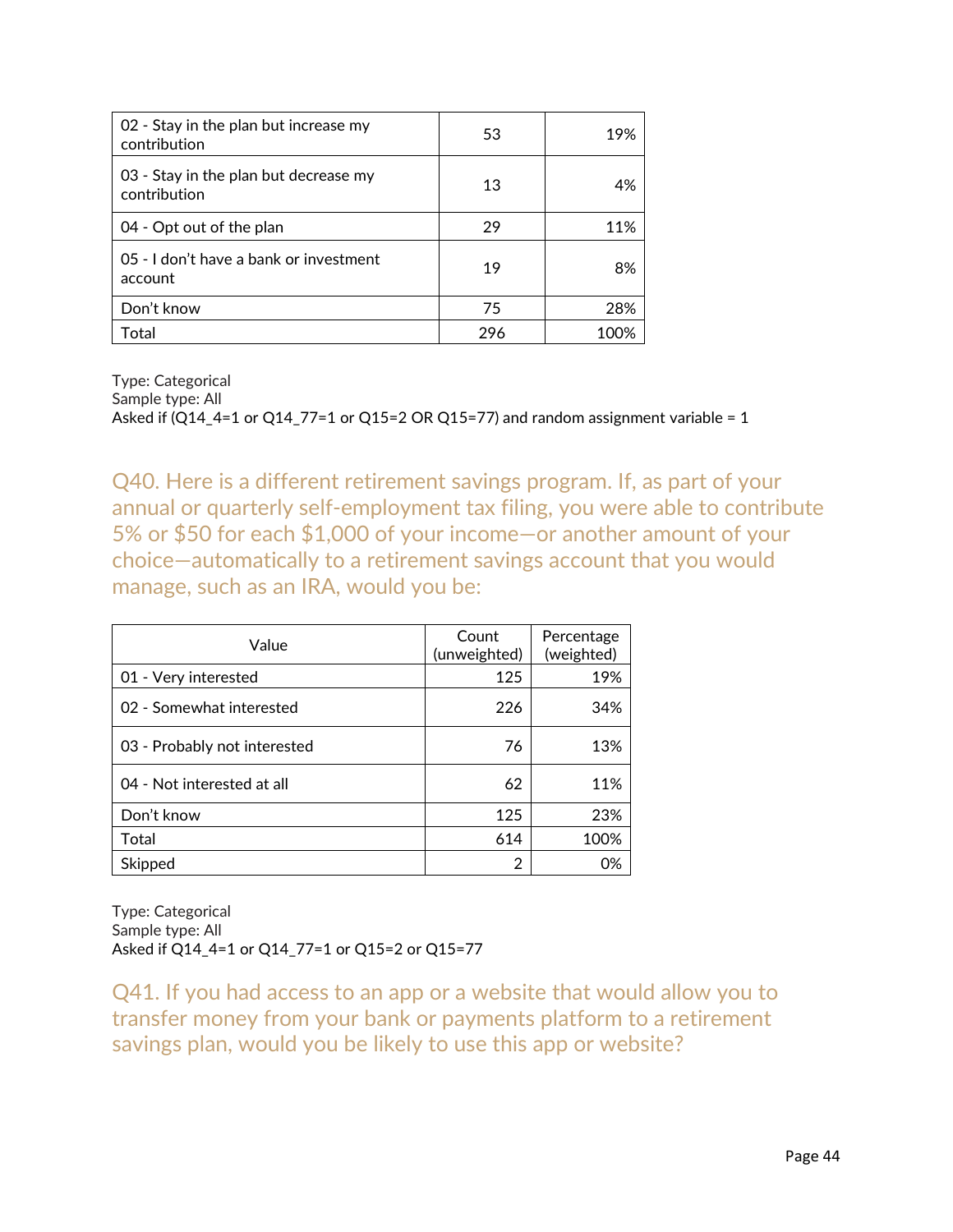| | | |
|---|---|---|
| 02 - Stay in the plan but increase my contribution | 53 | 19% |
| 03 - Stay in the plan but decrease my contribution | 13 | 4% |
| 04 - Opt out of the plan | 29 | 11% |
| 05 - I don't have a bank or investment account | 19 | 8% |
| Don't know | 75 | 28% |
| Total | 296 | 100% |

Type: Categorical
Sample type: All
Asked if (Q14_4=1 or Q14_77=1 or Q15=2 OR Q15=77) and random assignment variable = 1

## Q40. Here is a different retirement savings program. If, as part of your annual or quarterly self-employment tax filing, you were able to contribute 5% or $50 for each $1,000 of your income—or another amount of your choice—automatically to a retirement savings account that you would manage, such as an IRA, would you be:

| Value | Count (unweighted) | Percentage (weighted) |
|---|---|---|
| 01 - Very interested | 125 | 19% |
| 02 - Somewhat interested | 226 | 34% |
| 03 - Probably not interested | 76 | 13% |
| 04 - Not interested at all | 62 | 11% |
| Don't know | 125 | 23% |
| Total | 614 | 100% |
| Skipped | 2 | 0% |

Type: Categorical
Sample type: All
Asked if Q14_4=1 or Q14_77=1 or Q15=2 or Q15=77

## Q41. If you had access to an app or a website that would allow you to transfer money from your bank or payments platform to a retirement savings plan, would you be likely to use this app or website?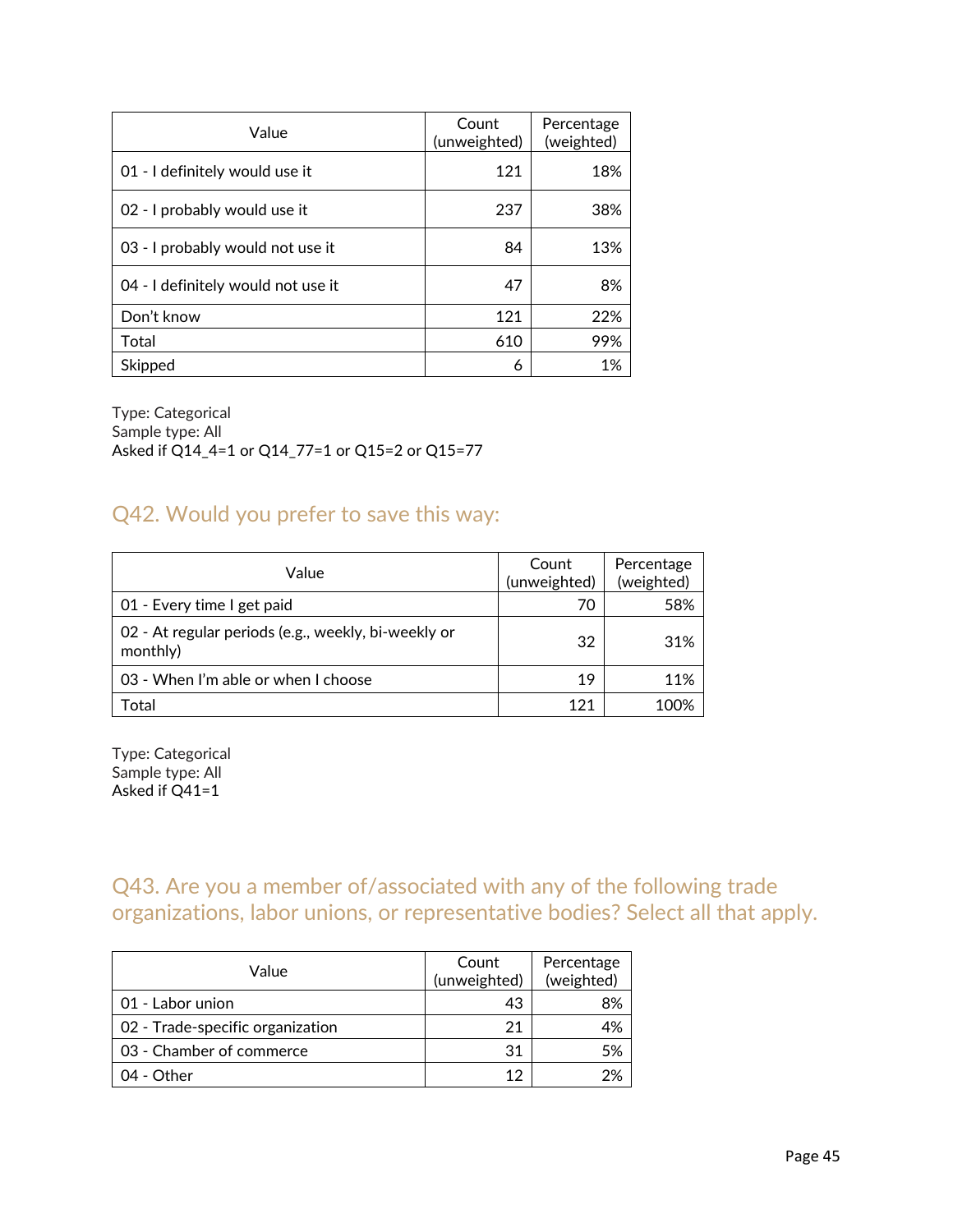| Value | Count (unweighted) | Percentage (weighted) |
|---|---|---|
| 01 - I definitely would use it | 121 | 18% |
| 02 - I probably would use it | 237 | 38% |
| 03 - I probably would not use it | 84 | 13% |
| 04 - I definitely would not use it | 47 | 8% |
| Don't know | 121 | 22% |
| Total | 610 | 99% |
| Skipped | 6 | 1% |

Type: Categorical
Sample type: All
Asked if Q14_4=1 or Q14_77=1 or Q15=2 or Q15=77

## Q42. Would you prefer to save this way:

| Value | Count (unweighted) | Percentage (weighted) |
|---|---|---|
| 01 - Every time I get paid | 70 | 58% |
| 02 - At regular periods (e.g., weekly, bi-weekly or monthly) | 32 | 31% |
| 03 - When I'm able or when I choose | 19 | 11% |
| Total | 121 | 100% |

Type: Categorical
Sample type: All
Asked if Q41=1

## Q43. Are you a member of/associated with any of the following trade organizations, labor unions, or representative bodies? Select all that apply.

| Value | Count (unweighted) | Percentage (weighted) |
|---|---|---|
| 01 - Labor union | 43 | 8% |
| 02 - Trade-specific organization | 21 | 4% |
| 03 - Chamber of commerce | 31 | 5% |
| 04 - Other | 12 | 2% |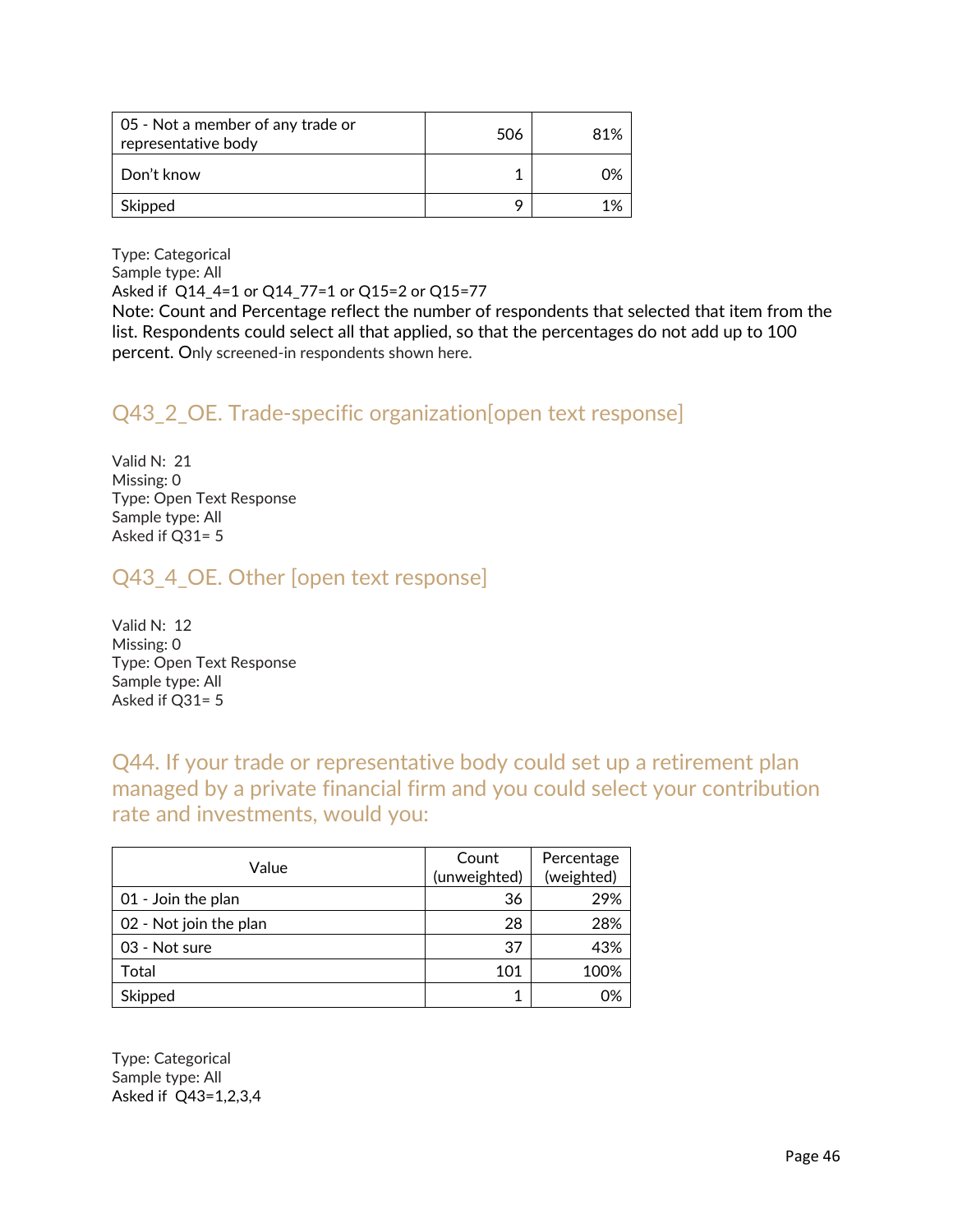| 05 - Not a member of any trade or representative body | 506 | 81% |
|---|---|---|
| Don't know | 1 | 0% |
| Skipped | 9 | 1% |

Type: Categorical
Sample type: All
Asked if Q14_4=1 or Q14_77=1 or Q15=2 or Q15=77
Note: Count and Percentage reflect the number of respondents that selected that item from the list. Respondents could select all that applied, so that the percentages do not add up to 100 percent. Only screened-in respondents shown here.

## Q43_2_OE. Trade-specific organization[open text response]

Valid N: 21
Missing: 0
Type: Open Text Response
Sample type: All
Asked if Q31= 5

## Q43_4_OE. Other [open text response]

Valid N: 12
Missing: 0
Type: Open Text Response
Sample type: All
Asked if Q31= 5

## Q44. If your trade or representative body could set up a retirement plan managed by a private financial firm and you could select your contribution rate and investments, would you:

| Value | Count (unweighted) | Percentage (weighted) |
|---|---|---|
| 01 - Join the plan | 36 | 29% |
| 02 - Not join the plan | 28 | 28% |
| 03 - Not sure | 37 | 43% |
| Total | 101 | 100% |
| Skipped | 1 | 0% |

Type: Categorical
Sample type: All
Asked if Q43=1,2,3,4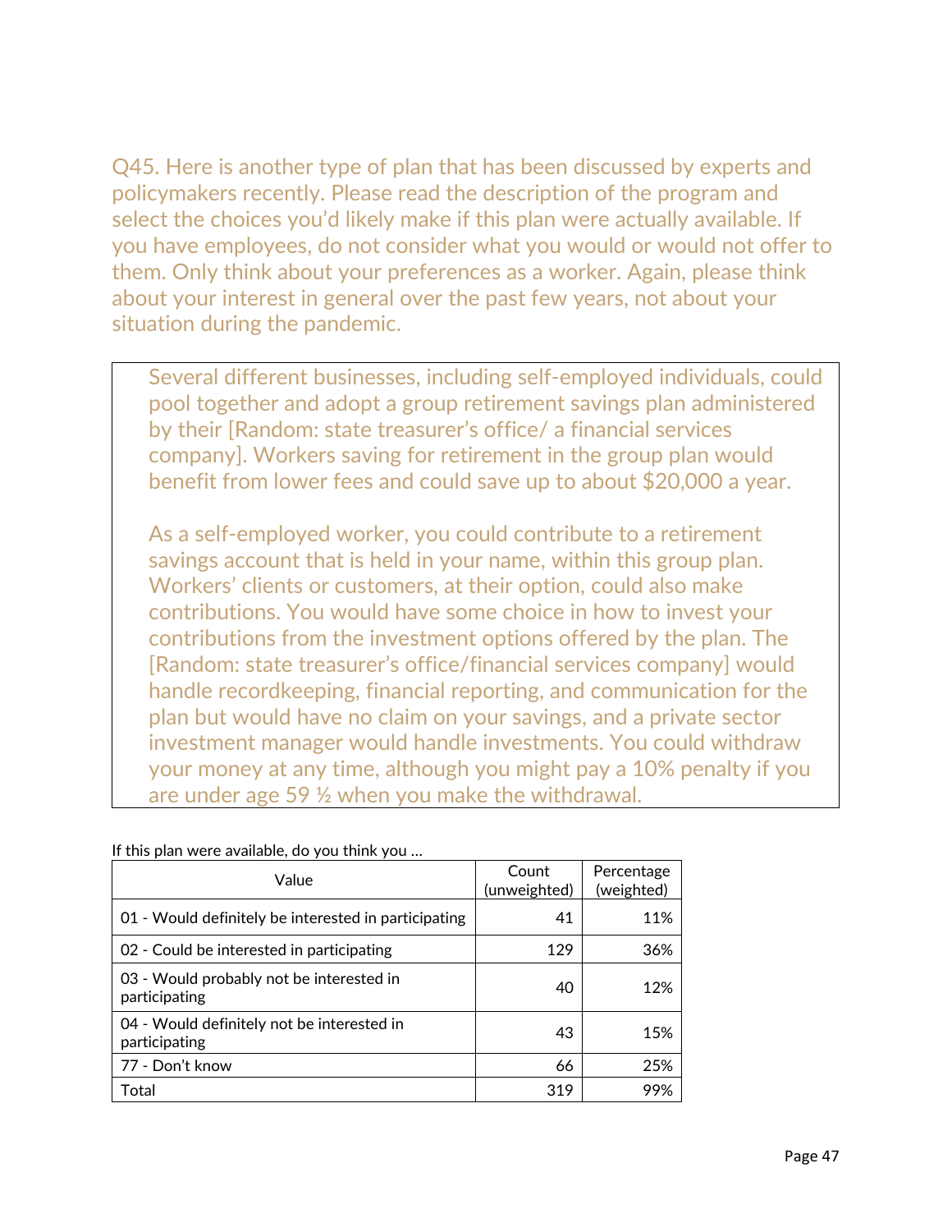Q45. Here is another type of plan that has been discussed by experts and policymakers recently. Please read the description of the program and select the choices you'd likely make if this plan were actually available. If you have employees, do not consider what you would or would not offer to them. Only think about your preferences as a worker. Again, please think about your interest in general over the past few years, not about your situation during the pandemic.

> Several different businesses, including self-employed individuals, could pool together and adopt a group retirement savings plan administered by their [Random: state treasurer's office/ a financial services company]. Workers saving for retirement in the group plan would benefit from lower fees and could save up to about $20,000 a year.
>
> As a self-employed worker, you could contribute to a retirement savings account that is held in your name, within this group plan. Workers' clients or customers, at their option, could also make contributions. You would have some choice in how to invest your contributions from the investment options offered by the plan. The [Random: state treasurer's office/financial services company] would handle recordkeeping, financial reporting, and communication for the plan but would have no claim on your savings, and a private sector investment manager would handle investments. You could withdraw your money at any time, although you might pay a 10% penalty if you are under age 59 ½ when you make the withdrawal.

If this plan were available, do you think you …

| Value | Count (unweighted) | Percentage (weighted) |
|---|---|---|
| 01 - Would definitely be interested in participating | 41 | 11% |
| 02 - Could be interested in participating | 129 | 36% |
| 03 - Would probably not be interested in participating | 40 | 12% |
| 04 - Would definitely not be interested in participating | 43 | 15% |
| 77 - Don't know | 66 | 25% |
| Total | 319 | 99% |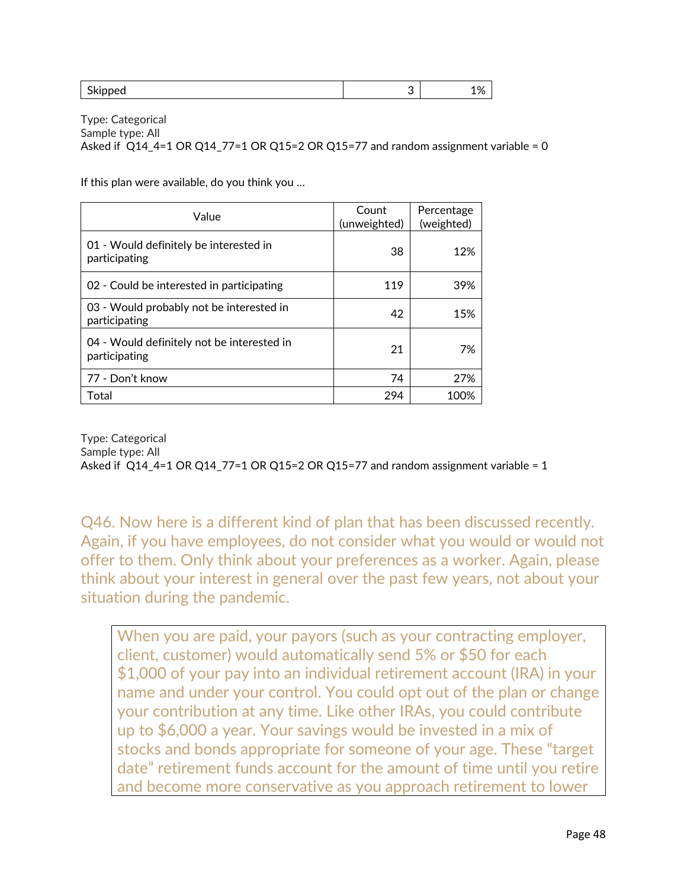| Skipped | 3 | 1% |
|---|---|---|

Type: Categorical
Sample type: All
Asked if  Q14_4=1 OR Q14_77=1 OR Q15=2 OR Q15=77 and random assignment variable = 0

If this plan were available, do you think you …

| Value | Count (unweighted) | Percentage (weighted) |
|---|---|---|
| 01 - Would definitely be interested in participating | 38 | 12% |
| 02 - Could be interested in participating | 119 | 39% |
| 03 - Would probably not be interested in participating | 42 | 15% |
| 04 - Would definitely not be interested in participating | 21 | 7% |
| 77 - Don't know | 74 | 27% |
| Total | 294 | 100% |

Type: Categorical
Sample type: All
Asked if  Q14_4=1 OR Q14_77=1 OR Q15=2 OR Q15=77 and random assignment variable = 1

## Q46. Now here is a different kind of plan that has been discussed recently. Again, if you have employees, do not consider what you would or would not offer to them. Only think about your preferences as a worker. Again, please think about your interest in general over the past few years, not about your situation during the pandemic.

> When you are paid, your payors (such as your contracting employer, client, customer) would automatically send 5% or $50 for each $1,000 of your pay into an individual retirement account (IRA) in your name and under your control. You could opt out of the plan or change your contribution at any time. Like other IRAs, you could contribute up to $6,000 a year. Your savings would be invested in a mix of stocks and bonds appropriate for someone of your age. These "target date" retirement funds account for the amount of time until you retire and become more conservative as you approach retirement to lower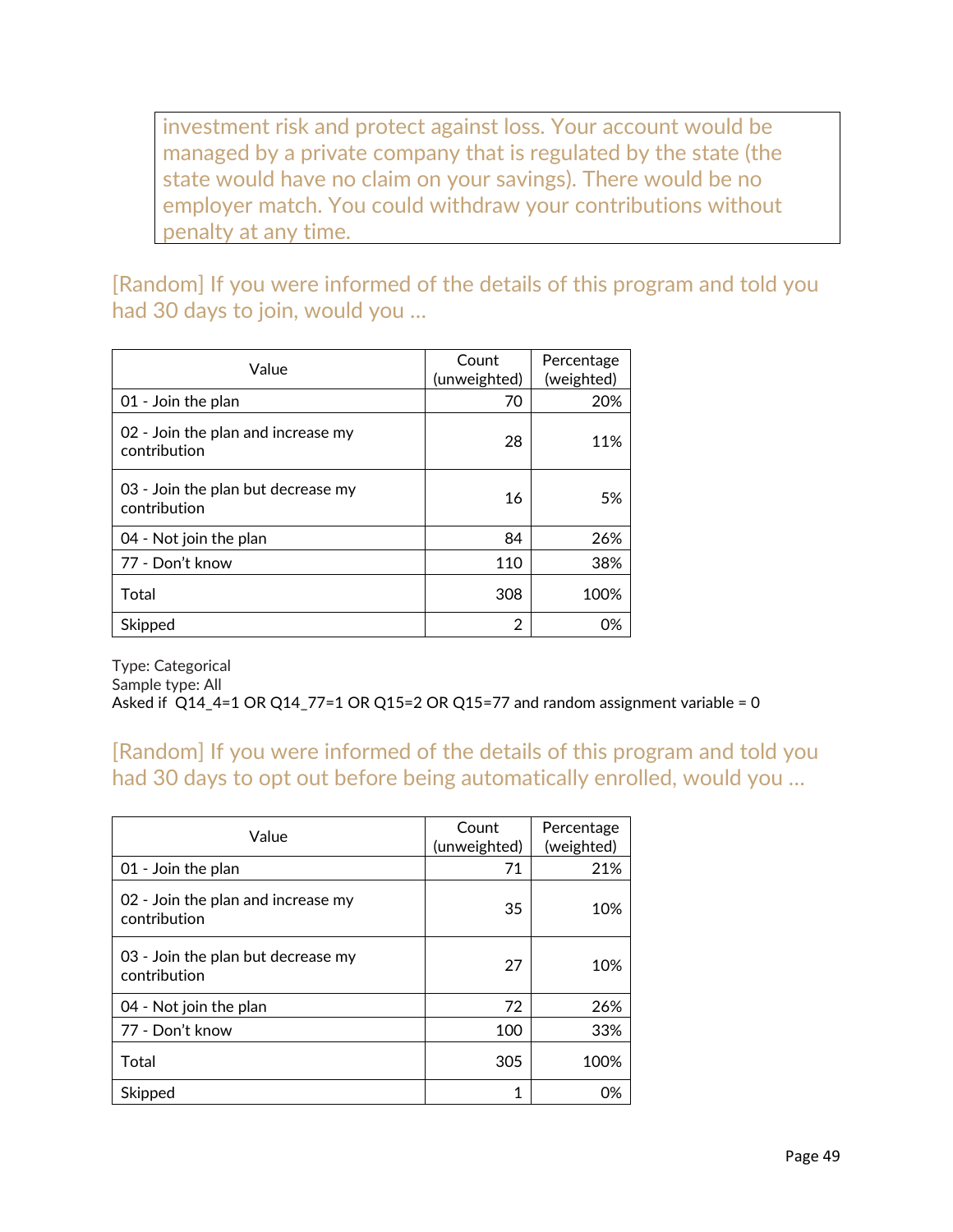> investment risk and protect against loss. Your account would be managed by a private company that is regulated by the state (the state would have no claim on your savings). There would be no employer match. You could withdraw your contributions without penalty at any time.

### [Random] If you were informed of the details of this program and told you had 30 days to join, would you ...

| Value | Count (unweighted) | Percentage (weighted) |
|---|---|---|
| 01 - Join the plan | 70 | 20% |
| 02 - Join the plan and increase my contribution | 28 | 11% |
| 03 - Join the plan but decrease my contribution | 16 | 5% |
| 04 - Not join the plan | 84 | 26% |
| 77 - Don't know | 110 | 38% |
| Total | 308 | 100% |
| Skipped | 2 | 0% |

Type: Categorical
Sample type: All
Asked if Q14_4=1 OR Q14_77=1 OR Q15=2 OR Q15=77 and random assignment variable = 0

### [Random] If you were informed of the details of this program and told you had 30 days to opt out before being automatically enrolled, would you ...

| Value | Count (unweighted) | Percentage (weighted) |
|---|---|---|
| 01 - Join the plan | 71 | 21% |
| 02 - Join the plan and increase my contribution | 35 | 10% |
| 03 - Join the plan but decrease my contribution | 27 | 10% |
| 04 - Not join the plan | 72 | 26% |
| 77 - Don't know | 100 | 33% |
| Total | 305 | 100% |
| Skipped | 1 | 0% |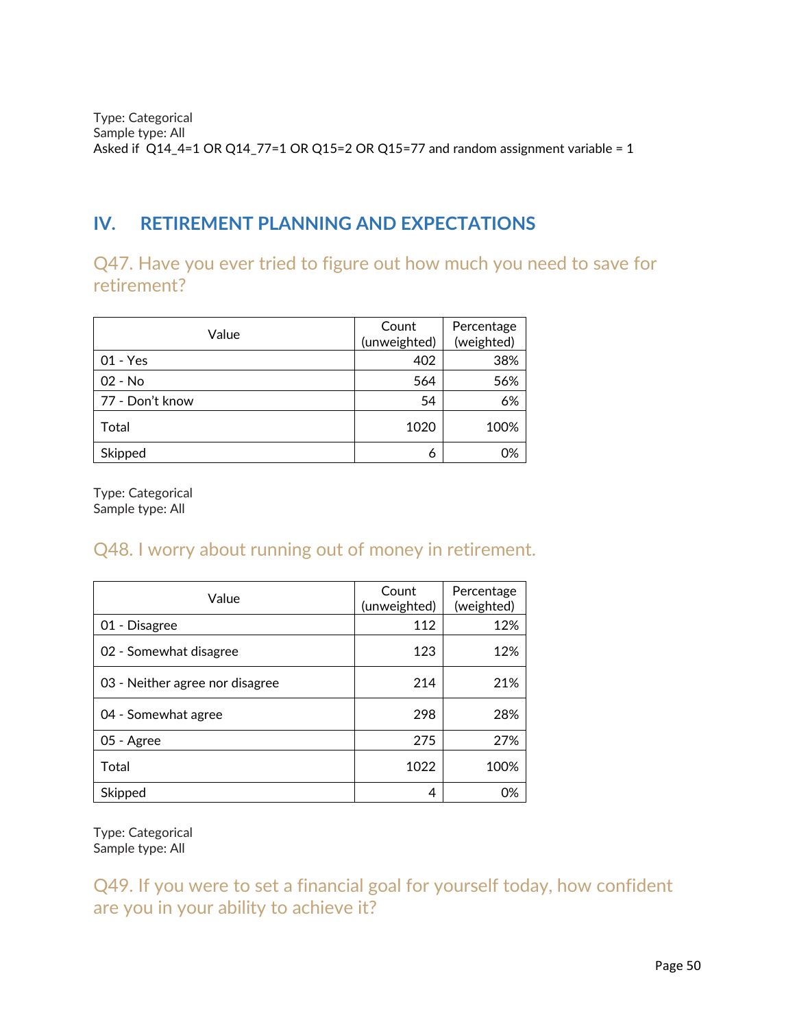Type: Categorical
Sample type: All
Asked if Q14_4=1 OR Q14_77=1 OR Q15=2 OR Q15=77 and random assignment variable = 1

## IV. RETIREMENT PLANNING AND EXPECTATIONS

### Q47. Have you ever tried to figure out how much you need to save for retirement?

| Value | Count (unweighted) | Percentage (weighted) |
|---|---|---|
| 01 - Yes | 402 | 38% |
| 02 - No | 564 | 56% |
| 77 - Don't know | 54 | 6% |
| Total | 1020 | 100% |
| Skipped | 6 | 0% |

Type: Categorical
Sample type: All

### Q48. I worry about running out of money in retirement.

| Value | Count (unweighted) | Percentage (weighted) |
|---|---|---|
| 01 - Disagree | 112 | 12% |
| 02 - Somewhat disagree | 123 | 12% |
| 03 - Neither agree nor disagree | 214 | 21% |
| 04 - Somewhat agree | 298 | 28% |
| 05 - Agree | 275 | 27% |
| Total | 1022 | 100% |
| Skipped | 4 | 0% |

Type: Categorical
Sample type: All

### Q49. If you were to set a financial goal for yourself today, how confident are you in your ability to achieve it?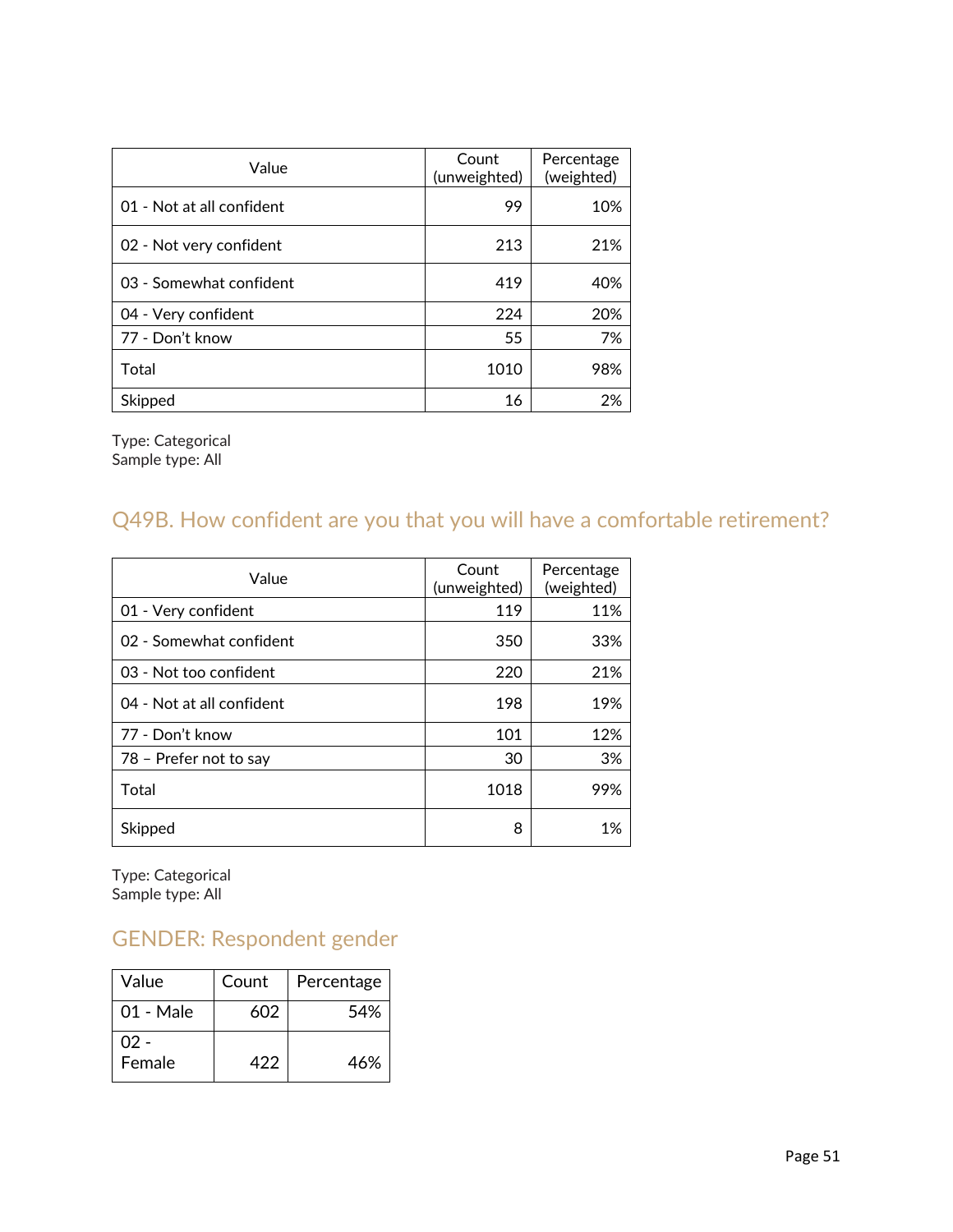| Value | Count (unweighted) | Percentage (weighted) |
|---|---|---|
| 01 - Not at all confident | 99 | 10% |
| 02 - Not very confident | 213 | 21% |
| 03 - Somewhat confident | 419 | 40% |
| 04 - Very confident | 224 | 20% |
| 77 - Don't know | 55 | 7% |
| Total | 1010 | 98% |
| Skipped | 16 | 2% |

Type: Categorical
Sample type: All

## Q49B. How confident are you that you will have a comfortable retirement?

| Value | Count (unweighted) | Percentage (weighted) |
|---|---|---|
| 01 - Very confident | 119 | 11% |
| 02 - Somewhat confident | 350 | 33% |
| 03 - Not too confident | 220 | 21% |
| 04 - Not at all confident | 198 | 19% |
| 77 - Don't know | 101 | 12% |
| 78 – Prefer not to say | 30 | 3% |
| Total | 1018 | 99% |
| Skipped | 8 | 1% |

Type: Categorical
Sample type: All

## GENDER: Respondent gender

| Value | Count | Percentage |
|---|---|---|
| 01 - Male | 602 | 54% |
| 02 - Female | 422 | 46% |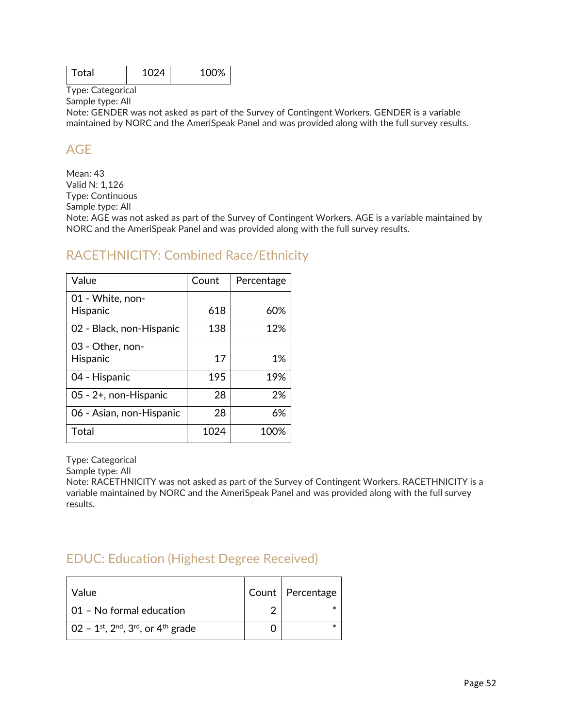| Total | 1024 | 100% |
|---|---|---|

Type: Categorical
Sample type: All
Note: GENDER was not asked as part of the Survey of Contingent Workers. GENDER is a variable maintained by NORC and the AmeriSpeak Panel and was provided along with the full survey results.

## AGE

Mean: 43
Valid N: 1,126
Type: Continuous
Sample type: All
Note: AGE was not asked as part of the Survey of Contingent Workers. AGE is a variable maintained by NORC and the AmeriSpeak Panel and was provided along with the full survey results.

## RACETHNICITY: Combined Race/Ethnicity

| Value | Count | Percentage |
|---|---|---|
| 01 - White, non-Hispanic | 618 | 60% |
| 02 - Black, non-Hispanic | 138 | 12% |
| 03 - Other, non-Hispanic | 17 | 1% |
| 04 - Hispanic | 195 | 19% |
| 05 - 2+, non-Hispanic | 28 | 2% |
| 06 - Asian, non-Hispanic | 28 | 6% |
| Total | 1024 | 100% |

Type: Categorical
Sample type: All
Note: RACETHNICITY was not asked as part of the Survey of Contingent Workers. RACETHNICITY is a variable maintained by NORC and the AmeriSpeak Panel and was provided along with the full survey results.

## EDUC: Education (Highest Degree Received)

| Value | Count | Percentage |
|---|---|---|
| 01 – No formal education | 2 | * |
| 02 – 1st, 2nd, 3rd, or 4th grade | 0 | * |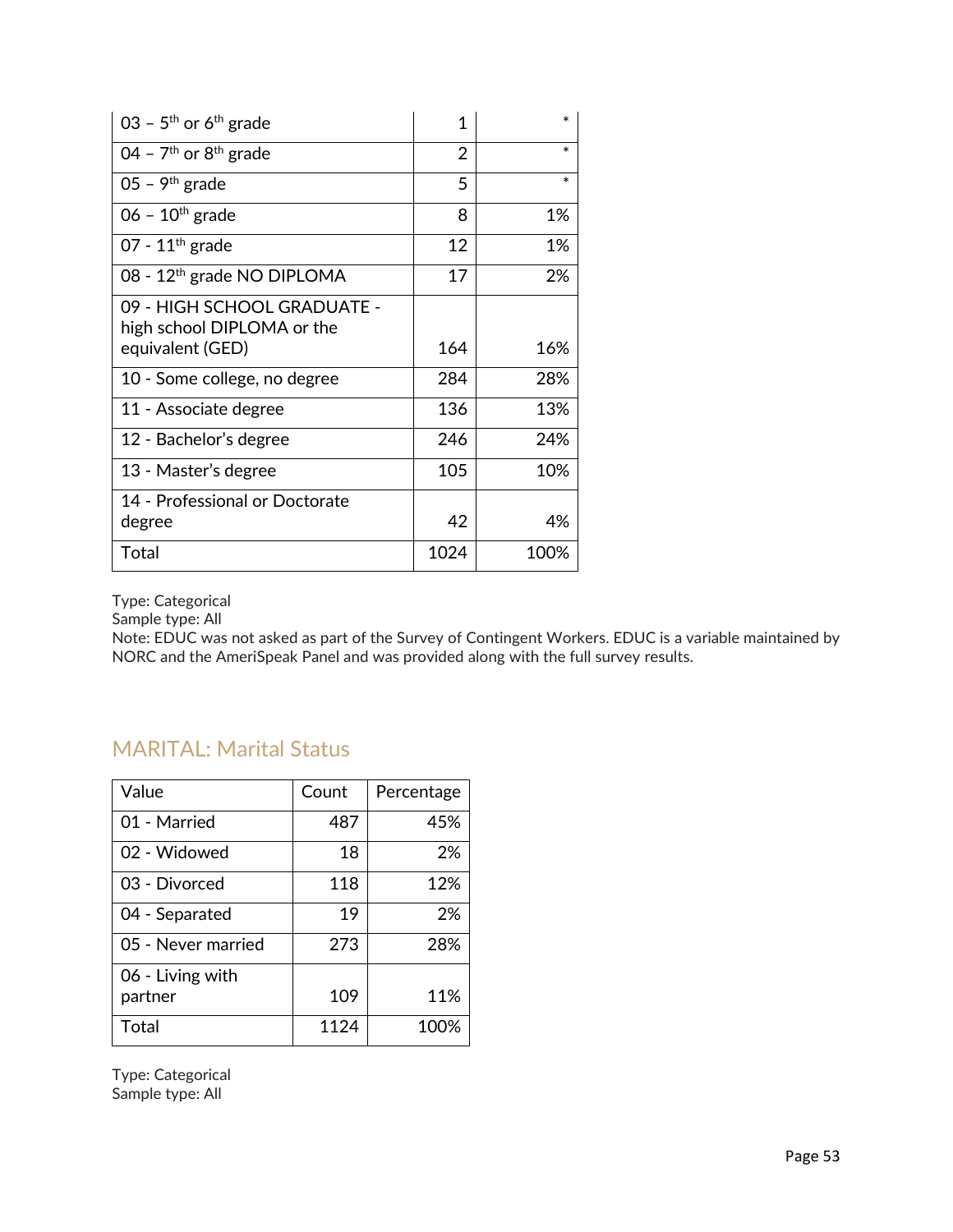| | | |
|---|---|---|
| 03 – 5th or 6th grade | 1 | * |
| 04 – 7th or 8th grade | 2 | * |
| 05 – 9th grade | 5 | * |
| 06 – 10th grade | 8 | 1% |
| 07 - 11th grade | 12 | 1% |
| 08 - 12th grade NO DIPLOMA | 17 | 2% |
| 09 - HIGH SCHOOL GRADUATE - high school DIPLOMA or the equivalent (GED) | 164 | 16% |
| 10 - Some college, no degree | 284 | 28% |
| 11 - Associate degree | 136 | 13% |
| 12 - Bachelor's degree | 246 | 24% |
| 13 - Master's degree | 105 | 10% |
| 14 - Professional or Doctorate degree | 42 | 4% |
| Total | 1024 | 100% |

Type: Categorical
Sample type: All
Note: EDUC was not asked as part of the Survey of Contingent Workers. EDUC is a variable maintained by NORC and the AmeriSpeak Panel and was provided along with the full survey results.

## MARITAL: Marital Status

| Value | Count | Percentage |
|---|---|---|
| 01 - Married | 487 | 45% |
| 02 - Widowed | 18 | 2% |
| 03 - Divorced | 118 | 12% |
| 04 - Separated | 19 | 2% |
| 05 - Never married | 273 | 28% |
| 06 - Living with partner | 109 | 11% |
| Total | 1124 | 100% |

Type: Categorical
Sample type: All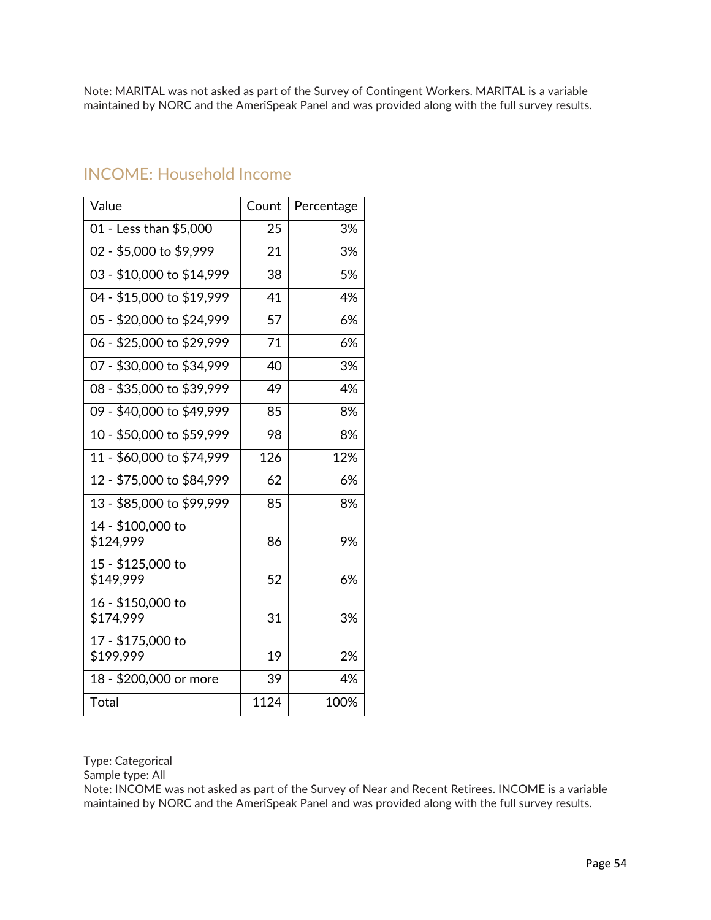Note: MARITAL was not asked as part of the Survey of Contingent Workers. MARITAL is a variable maintained by NORC and the AmeriSpeak Panel and was provided along with the full survey results.

## INCOME: Household Income

| Value | Count | Percentage |
|---|---|---|
| 01 - Less than $5,000 | 25 | 3% |
| 02 - $5,000 to $9,999 | 21 | 3% |
| 03 - $10,000 to $14,999 | 38 | 5% |
| 04 - $15,000 to $19,999 | 41 | 4% |
| 05 - $20,000 to $24,999 | 57 | 6% |
| 06 - $25,000 to $29,999 | 71 | 6% |
| 07 - $30,000 to $34,999 | 40 | 3% |
| 08 - $35,000 to $39,999 | 49 | 4% |
| 09 - $40,000 to $49,999 | 85 | 8% |
| 10 - $50,000 to $59,999 | 98 | 8% |
| 11 - $60,000 to $74,999 | 126 | 12% |
| 12 - $75,000 to $84,999 | 62 | 6% |
| 13 - $85,000 to $99,999 | 85 | 8% |
| 14 - $100,000 to $124,999 | 86 | 9% |
| 15 - $125,000 to $149,999 | 52 | 6% |
| 16 - $150,000 to $174,999 | 31 | 3% |
| 17 - $175,000 to $199,999 | 19 | 2% |
| 18 - $200,000 or more | 39 | 4% |
| Total | 1124 | 100% |

Type: Categorical
Sample type: All
Note: INCOME was not asked as part of the Survey of Near and Recent Retirees. INCOME is a variable maintained by NORC and the AmeriSpeak Panel and was provided along with the full survey results.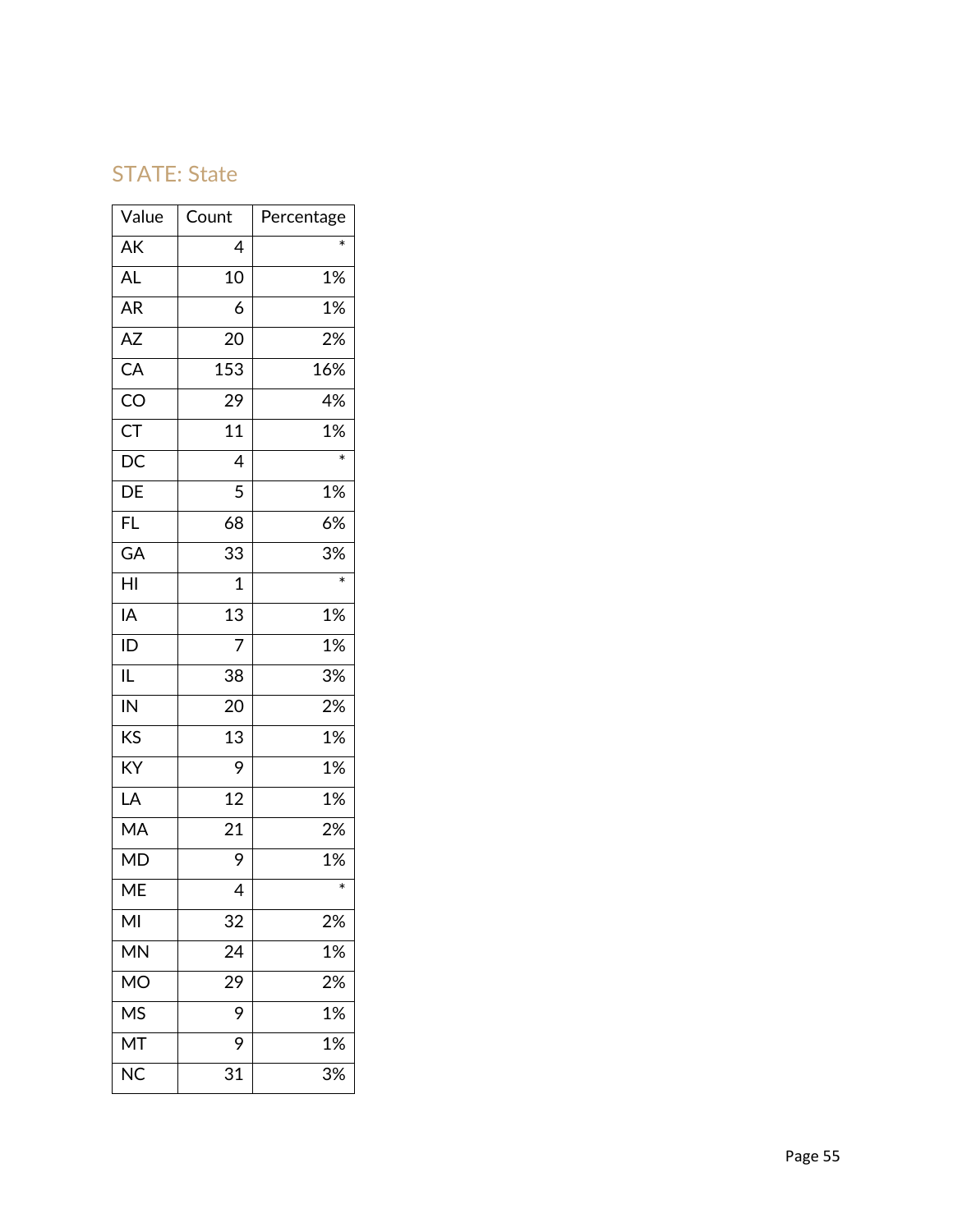## STATE: State

| Value | Count | Percentage |
|---|---|---|
| AK | 4 | * |
| AL | 10 | 1% |
| AR | 6 | 1% |
| AZ | 20 | 2% |
| CA | 153 | 16% |
| CO | 29 | 4% |
| CT | 11 | 1% |
| DC | 4 | * |
| DE | 5 | 1% |
| FL | 68 | 6% |
| GA | 33 | 3% |
| HI | 1 | * |
| IA | 13 | 1% |
| ID | 7 | 1% |
| IL | 38 | 3% |
| IN | 20 | 2% |
| KS | 13 | 1% |
| KY | 9 | 1% |
| LA | 12 | 1% |
| MA | 21 | 2% |
| MD | 9 | 1% |
| ME | 4 | * |
| MI | 32 | 2% |
| MN | 24 | 1% |
| MO | 29 | 2% |
| MS | 9 | 1% |
| MT | 9 | 1% |
| NC | 31 | 3% |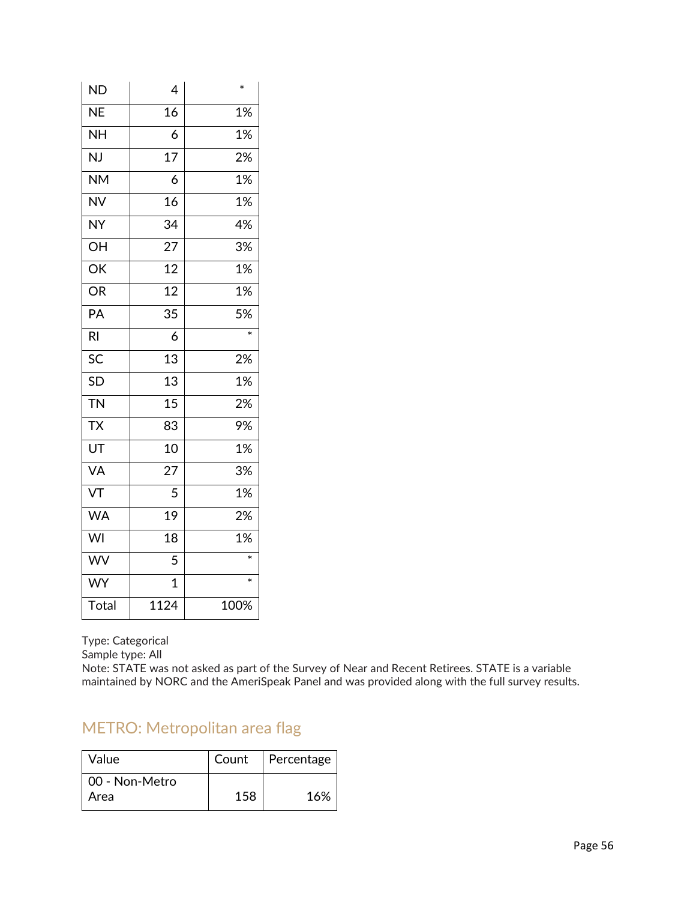| ND | 4 | * |
|---|---|---|
| NE | 16 | 1% |
| NH | 6 | 1% |
| NJ | 17 | 2% |
| NM | 6 | 1% |
| NV | 16 | 1% |
| NY | 34 | 4% |
| OH | 27 | 3% |
| OK | 12 | 1% |
| OR | 12 | 1% |
| PA | 35 | 5% |
| RI | 6 | * |
| SC | 13 | 2% |
| SD | 13 | 1% |
| TN | 15 | 2% |
| TX | 83 | 9% |
| UT | 10 | 1% |
| VA | 27 | 3% |
| VT | 5 | 1% |
| WA | 19 | 2% |
| WI | 18 | 1% |
| WV | 5 | * |
| WY | 1 | * |
| Total | 1124 | 100% |

Type: Categorical
Sample type: All
Note: STATE was not asked as part of the Survey of Near and Recent Retirees. STATE is a variable maintained by NORC and the AmeriSpeak Panel and was provided along with the full survey results.

## METRO: Metropolitan area flag

| Value | Count | Percentage |
|---|---|---|
| 00 - Non-Metro Area | 158 | 16% |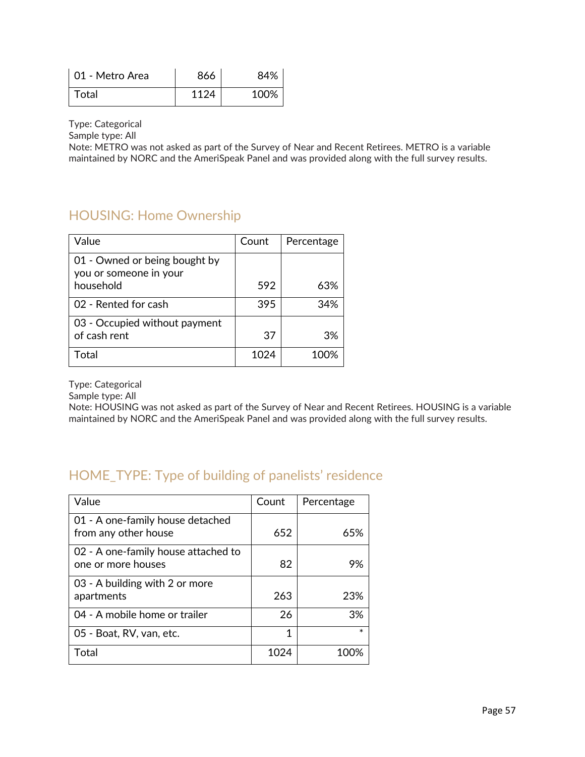| 01 - Metro Area | 866 | 84% |
| --- | --- | --- |
| Total | 1124 | 100% |

Type: Categorical
Sample type: All
Note: METRO was not asked as part of the Survey of Near and Recent Retirees. METRO is a variable maintained by NORC and the AmeriSpeak Panel and was provided along with the full survey results.

## HOUSING: Home Ownership

| Value | Count | Percentage |
| --- | --- | --- |
| 01 - Owned or being bought by you or someone in your household | 592 | 63% |
| 02 - Rented for cash | 395 | 34% |
| 03 - Occupied without payment of cash rent | 37 | 3% |
| Total | 1024 | 100% |

Type: Categorical
Sample type: All
Note: HOUSING was not asked as part of the Survey of Near and Recent Retirees. HOUSING is a variable maintained by NORC and the AmeriSpeak Panel and was provided along with the full survey results.

## HOME_TYPE: Type of building of panelists' residence

| Value | Count | Percentage |
| --- | --- | --- |
| 01 - A one-family house detached from any other house | 652 | 65% |
| 02 - A one-family house attached to one or more houses | 82 | 9% |
| 03 - A building with 2 or more apartments | 263 | 23% |
| 04 - A mobile home or trailer | 26 | 3% |
| 05 - Boat, RV, van, etc. | 1 | * |
| Total | 1024 | 100% |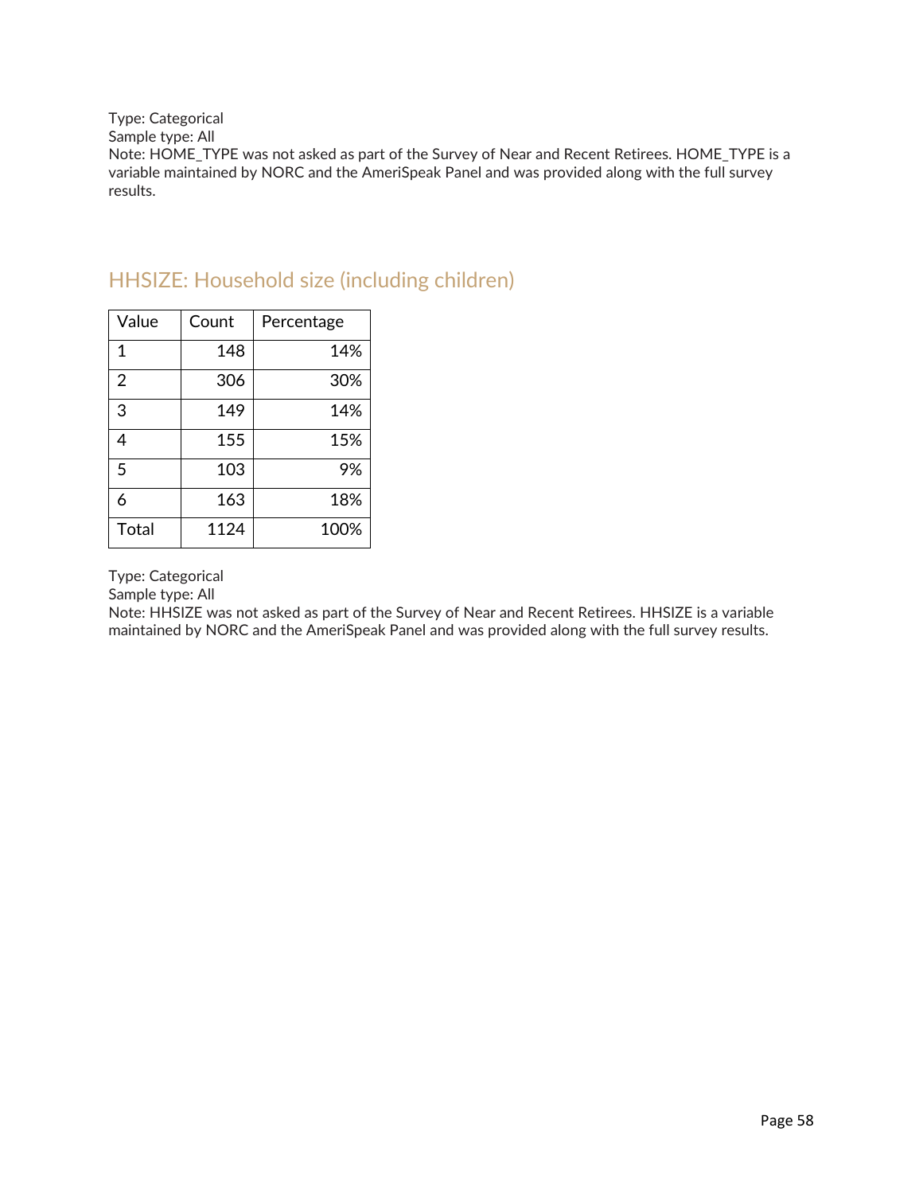Type: Categorical
Sample type: All
Note: HOME_TYPE was not asked as part of the Survey of Near and Recent Retirees. HOME_TYPE is a variable maintained by NORC and the AmeriSpeak Panel and was provided along with the full survey results.

## HHSIZE: Household size (including children)

| Value | Count | Percentage |
|---|---|---|
| 1 | 148 | 14% |
| 2 | 306 | 30% |
| 3 | 149 | 14% |
| 4 | 155 | 15% |
| 5 | 103 | 9% |
| 6 | 163 | 18% |
| Total | 1124 | 100% |

Type: Categorical
Sample type: All
Note: HHSIZE was not asked as part of the Survey of Near and Recent Retirees. HHSIZE is a variable maintained by NORC and the AmeriSpeak Panel and was provided along with the full survey results.